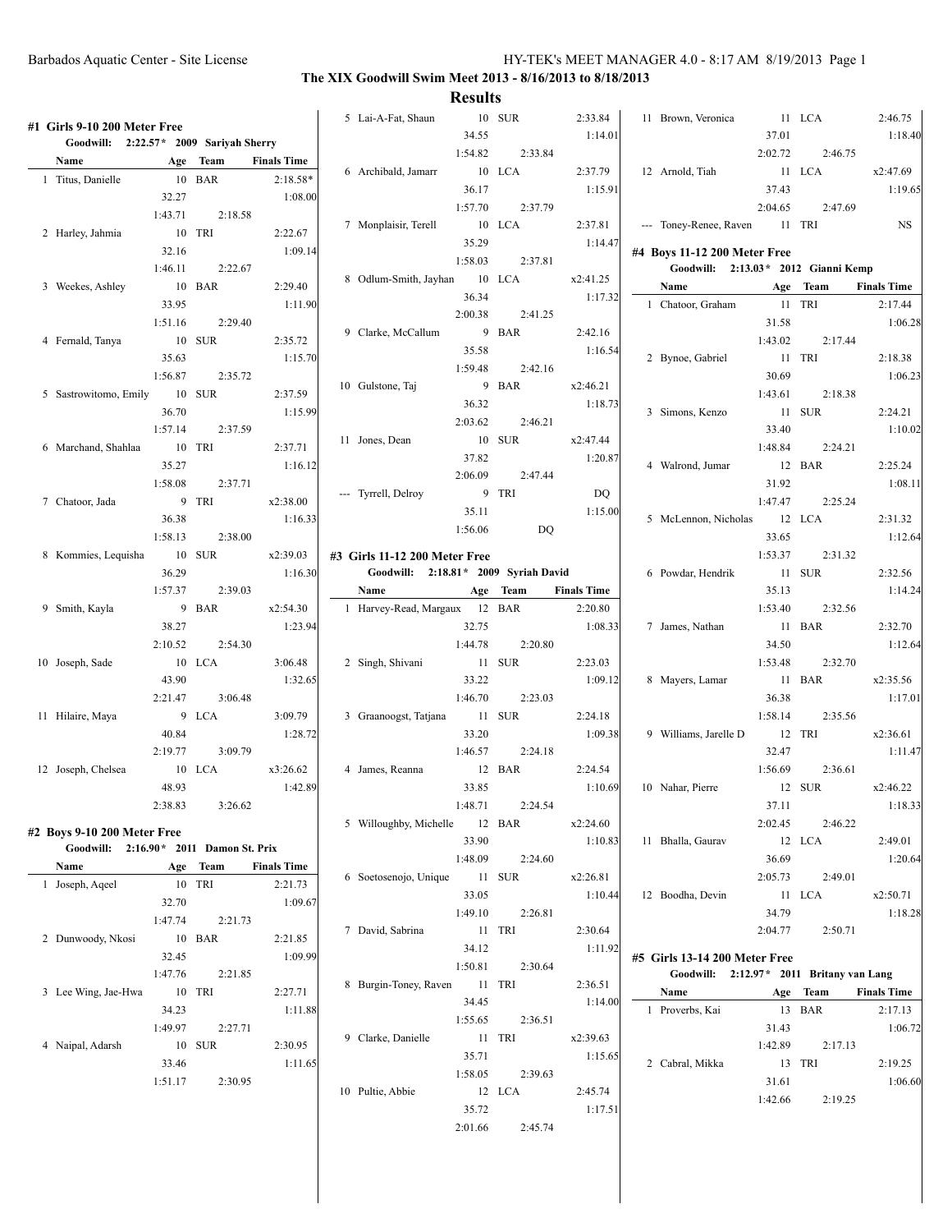# The XIX Goodwill Swim Meet 2013 - 8/16/2013 to 8/18/2013

## Results

### #1 Girls 9-10 200 Meter Free

Goodwill: 2:22.57* 2009 Sariyah Sherry

| | Name | Age | Team | Finals Time |
|---|---|---|---|---|
| 1 | Titus, Danielle | 10 | BAR | 2:18.58* |
| | | 32.27 | | 1:08.00 |
| | | 1:43.71 | 2:18.58 | |
| 2 | Harley, Jahmia | 10 | TRI | 2:22.67 |
| | | 32.16 | | 1:09.14 |
| | | 1:46.11 | 2:22.67 | |
| 3 | Weekes, Ashley | 10 | BAR | 2:29.40 |
| | | 33.95 | | 1:11.90 |
| | | 1:51.16 | 2:29.40 | |
| 4 | Fernald, Tanya | 10 | SUR | 2:35.72 |
| | | 35.63 | | 1:15.70 |
| | | 1:56.87 | 2:35.72 | |
| 5 | Sastrowitomo, Emily | 10 | SUR | 2:37.59 |
| | | 36.70 | | 1:15.99 |
| | | 1:57.14 | 2:37.59 | |
| 6 | Marchand, Shahlaa | 10 | TRI | 2:37.71 |
| | | 35.27 | | 1:16.12 |
| | | 1:58.08 | 2:37.71 | |
| 7 | Chatoor, Jada | 9 | TRI | x2:38.00 |
| | | 36.38 | | 1:16.33 |
| | | 1:58.13 | 2:38.00 | |
| 8 | Kommies, Lequisha | 10 | SUR | x2:39.03 |
| | | 36.29 | | 1:16.30 |
| | | 1:57.37 | 2:39.03 | |
| 9 | Smith, Kayla | 9 | BAR | x2:54.30 |
| | | 38.27 | | 1:23.94 |
| | | 2:10.52 | 2:54.30 | |
| 10 | Joseph, Sade | 10 | LCA | 3:06.48 |
| | | 43.90 | | 1:32.65 |
| | | 2:21.47 | 3:06.48 | |
| 11 | Hilaire, Maya | 9 | LCA | 3:09.79 |
| | | 40.84 | | 1:28.72 |
| | | 2:19.77 | 3:09.79 | |
| 12 | Joseph, Chelsea | 10 | LCA | x3:26.62 |
| | | 48.93 | | 1:42.89 |
| | | 2:38.83 | 3:26.62 | |

### #2 Boys 9-10 200 Meter Free

Goodwill: 2:16.90* 2011 Damon St. Prix

| | Name | Age | Team | Finals Time |
|---|---|---|---|---|
| 1 | Joseph, Aqeel | 10 | TRI | 2:21.73 |
| | | 32.70 | | 1:09.67 |
| | | 1:47.74 | 2:21.73 | |
| 2 | Dunwoody, Nkosi | 10 | BAR | 2:21.85 |
| | | 32.45 | | 1:09.99 |
| | | 1:47.76 | 2:21.85 | |
| 3 | Lee Wing, Jae-Hwa | 10 | TRI | 2:27.71 |
| | | 34.23 | | 1:11.88 |
| | | 1:49.97 | 2:27.71 | |
| 4 | Naipal, Adarsh | 10 | SUR | 2:30.95 |
| | | 33.46 | | 1:11.65 |
| | | 1:51.17 | 2:30.95 | |
| 5 | Lai-A-Fat, Shaun | 10 | SUR | 2:33.84 |
| | | 34.55 | | 1:14.01 |
| | | 1:54.82 | 2:33.84 | |
| 6 | Archibald, Jamarr | 10 | LCA | 2:37.79 |
| | | 36.17 | | 1:15.91 |
| | | 1:57.70 | 2:37.79 | |
| 7 | Monplaisir, Terell | 10 | LCA | 2:37.81 |
| | | 35.29 | | 1:14.47 |
| | | 1:58.03 | 2:37.81 | |
| 8 | Odlum-Smith, Jayhan | 10 | LCA | x2:41.25 |
| | | 36.34 | | 1:17.32 |
| | | 2:00.38 | 2:41.25 | |
| 9 | Clarke, McCallum | 9 | BAR | 2:42.16 |
| | | 35.58 | | 1:16.54 |
| | | 1:59.48 | 2:42.16 | |
| 10 | Gulstone, Taj | 9 | BAR | x2:46.21 |
| | | 36.32 | | 1:18.73 |
| | | 2:03.62 | 2:46.21 | |
| 11 | Jones, Dean | 10 | SUR | x2:47.44 |
| | | 37.82 | | 1:20.87 |
| | | 2:06.09 | 2:47.44 | |
| --- | Tyrrell, Delroy | 9 | TRI | DQ |
| | | 35.11 | | 1:15.00 |
| | | 1:56.06 | DQ | |

### #3 Girls 11-12 200 Meter Free

Goodwill: 2:18.81* 2009 Syriah David

| | Name | Age | Team | Finals Time |
|---|---|---|---|---|
| 1 | Harvey-Read, Margaux | 12 | BAR | 2:20.80 |
| | | 32.75 | | 1:08.33 |
| | | 1:44.78 | 2:20.80 | |
| 2 | Singh, Shivani | 11 | SUR | 2:23.03 |
| | | 33.22 | | 1:09.12 |
| | | 1:46.70 | 2:23.03 | |
| 3 | Graanoogst, Tatjana | 11 | SUR | 2:24.18 |
| | | 33.20 | | 1:09.38 |
| | | 1:46.57 | 2:24.18 | |
| 4 | James, Reanna | 12 | BAR | 2:24.54 |
| | | 33.85 | | 1:10.69 |
| | | 1:48.71 | 2:24.54 | |
| 5 | Willoughby, Michelle | 12 | BAR | x2:24.60 |
| | | 33.90 | | 1:10.83 |
| | | 1:48.09 | 2:24.60 | |
| 6 | Soetosenojo, Unique | 11 | SUR | x2:26.81 |
| | | 33.05 | | 1:10.44 |
| | | 1:49.10 | 2:26.81 | |
| 7 | David, Sabrina | 11 | TRI | 2:30.64 |
| | | 34.12 | | 1:11.92 |
| | | 1:50.81 | 2:30.64 | |
| 8 | Burgin-Toney, Raven | 11 | TRI | 2:36.51 |
| | | 34.45 | | 1:14.00 |
| | | 1:55.65 | 2:36.51 | |
| 9 | Clarke, Danielle | 11 | TRI | x2:39.63 |
| | | 35.71 | | 1:15.65 |
| | | 1:58.05 | 2:39.63 | |
| 10 | Pultie, Abbie | 12 | LCA | 2:45.74 |
| | | 35.72 | | 1:17.51 |
| | | 2:01.66 | 2:45.74 | |
| 11 | Brown, Veronica | 11 | LCA | 2:46.75 |
| | | 37.01 | | 1:18.40 |
| | | 2:02.72 | 2:46.75 | |
| 12 | Arnold, Tiah | 11 | LCA | x2:47.69 |
| | | 37.43 | | 1:19.65 |
| | | 2:04.65 | 2:47.69 | |
| --- | Toney-Renee, Raven | 11 | TRI | NS |

### #4 Boys 11-12 200 Meter Free

Goodwill: 2:13.03* 2012 Gianni Kemp

| | Name | Age | Team | Finals Time |
|---|---|---|---|---|
| 1 | Chatoor, Graham | 11 | TRI | 2:17.44 |
| | | 31.58 | | 1:06.28 |
| | | 1:43.02 | 2:17.44 | |
| 2 | Bynoe, Gabriel | 11 | TRI | 2:18.38 |
| | | 30.69 | | 1:06.23 |
| | | 1:43.61 | 2:18.38 | |
| 3 | Simons, Kenzo | 11 | SUR | 2:24.21 |
| | | 33.40 | | 1:10.02 |
| | | 1:48.84 | 2:24.21 | |
| 4 | Walrond, Jumar | 12 | BAR | 2:25.24 |
| | | 31.92 | | 1:08.11 |
| | | 1:47.47 | 2:25.24 | |
| 5 | McLennon, Nicholas | 12 | LCA | 2:31.32 |
| | | 33.65 | | 1:12.64 |
| | | 1:53.37 | 2:31.32 | |
| 6 | Powdar, Hendrik | 11 | SUR | 2:32.56 |
| | | 35.13 | | 1:14.24 |
| | | 1:53.40 | 2:32.56 | |
| 7 | James, Nathan | 11 | BAR | 2:32.70 |
| | | 34.50 | | 1:12.64 |
| | | 1:53.48 | 2:32.70 | |
| 8 | Mayers, Lamar | 11 | BAR | x2:35.56 |
| | | 36.38 | | 1:17.01 |
| | | 1:58.14 | 2:35.56 | |
| 9 | Williams, Jarelle D | 12 | TRI | x2:36.61 |
| | | 32.47 | | 1:11.47 |
| | | 1:56.69 | 2:36.61 | |
| 10 | Nahar, Pierre | 12 | SUR | x2:46.22 |
| | | 37.11 | | 1:18.33 |
| | | 2:02.45 | 2:46.22 | |
| 11 | Bhalla, Gaurav | 12 | LCA | 2:49.01 |
| | | 36.69 | | 1:20.64 |
| | | 2:05.73 | 2:49.01 | |
| 12 | Boodha, Devin | 11 | LCA | x2:50.71 |
| | | 34.79 | | 1:18.28 |
| | | 2:04.77 | 2:50.71 | |

### #5 Girls 13-14 200 Meter Free

Goodwill: 2:12.97* 2011 Britany van Lang

| | Name | Age | Team | Finals Time |
|---|---|---|---|---|
| 1 | Proverbs, Kai | 13 | BAR | 2:17.13 |
| | | 31.43 | | 1:06.72 |
| | | 1:42.89 | 2:17.13 | |
| 2 | Cabral, Mikka | 13 | TRI | 2:19.25 |
| | | 31.61 | | 1:06.60 |
| | | 1:42.66 | 2:19.25 | |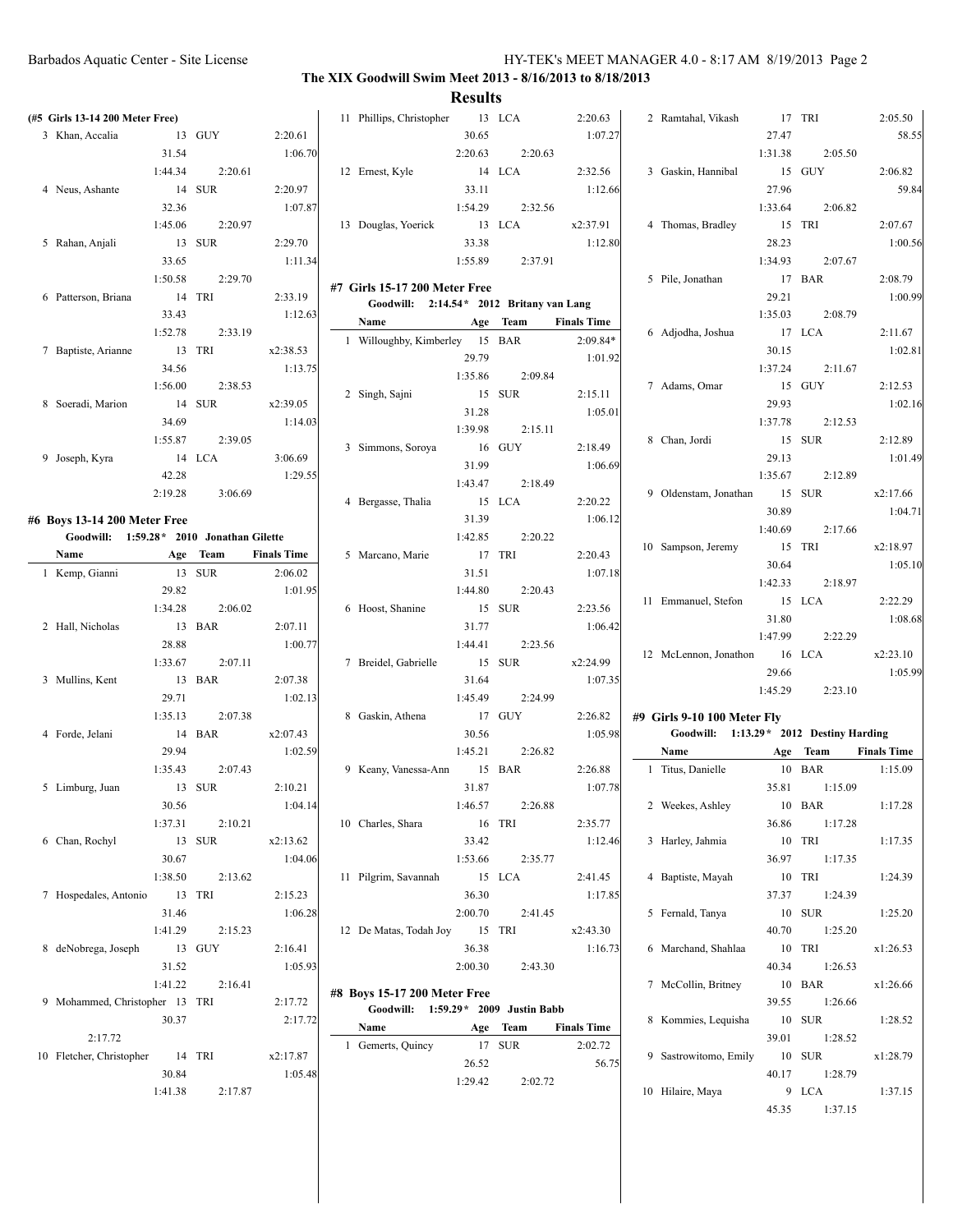## The XIX Goodwill Swim Meet 2013 - 8/16/2013 to 8/18/2013

## Results

### (#5 Girls 13-14 200 Meter Free)

| | Name | Age | Team | Finals Time |
|---|---|---|---|---|
| 3 | Khan, Accalia | 13 | GUY | 2:20.61 |
| | 31.54 | | | 1:06.70 |
| | 1:44.34 | 2:20.61 | | |
| 4 | Neus, Ashante | 14 | SUR | 2:20.97 |
| | 32.36 | | | 1:07.87 |
| | 1:45.06 | 2:20.97 | | |
| 5 | Rahan, Anjali | 13 | SUR | 2:29.70 |
| | 33.65 | | | 1:11.34 |
| | 1:50.58 | 2:29.70 | | |
| 6 | Patterson, Briana | 14 | TRI | 2:33.19 |
| | 33.43 | | | 1:12.63 |
| | 1:52.78 | 2:33.19 | | |
| 7 | Baptiste, Arianne | 13 | TRI | x2:38.53 |
| | 34.56 | | | 1:13.75 |
| | 1:56.00 | 2:38.53 | | |
| 8 | Soeradi, Marion | 14 | SUR | x2:39.05 |
| | 34.69 | | | 1:14.03 |
| | 1:55.87 | 2:39.05 | | |
| 9 | Joseph, Kyra | 14 | LCA | 3:06.69 |
| | 42.28 | | | 1:29.55 |
| | 2:19.28 | 3:06.69 | | |

### #6 Boys 13-14 200 Meter Free

Goodwill: 1:59.28* 2010 Jonathan Gilette

| | Name | Age | Team | Finals Time |
|---|---|---|---|---|
| 1 | Kemp, Gianni | 13 | SUR | 2:06.02 |
| | 29.82 | | | 1:01.95 |
| | 1:34.28 | 2:06.02 | | |
| 2 | Hall, Nicholas | 13 | BAR | 2:07.11 |
| | 28.88 | | | 1:00.77 |
| | 1:33.67 | 2:07.11 | | |
| 3 | Mullins, Kent | 13 | BAR | 2:07.38 |
| | 29.71 | | | 1:02.13 |
| | 1:35.13 | 2:07.38 | | |
| 4 | Forde, Jelani | 14 | BAR | x2:07.43 |
| | 29.94 | | | 1:02.59 |
| | 1:35.43 | 2:07.43 | | |
| 5 | Limburg, Juan | 13 | SUR | 2:10.21 |
| | 30.56 | | | 1:04.14 |
| | 1:37.31 | 2:10.21 | | |
| 6 | Chan, Rochyl | 13 | SUR | x2:13.62 |
| | 30.67 | | | 1:04.06 |
| | 1:38.50 | 2:13.62 | | |
| 7 | Hospedales, Antonio | 13 | TRI | 2:15.23 |
| | 31.46 | | | 1:06.28 |
| | 1:41.29 | 2:15.23 | | |
| 8 | deNobrega, Joseph | 13 | GUY | 2:16.41 |
| | 31.52 | | | 1:05.93 |
| | 1:41.22 | 2:16.41 | | |
| 9 | Mohammed, Christopher | 13 | TRI | 2:17.72 |
| | 30.37 | | | 2:17.72 |
| | 2:17.72 | | | |
| 10 | Fletcher, Christopher | 14 | TRI | x2:17.87 |
| | 30.84 | | | 1:05.48 |
| | 1:41.38 | 2:17.87 | | |
| 11 | Phillips, Christopher | 13 | LCA | 2:20.63 |
| | 30.65 | | | 1:07.27 |
| | 2:20.63 | 2:20.63 | | |
| 12 | Ernest, Kyle | 14 | LCA | 2:32.56 |
| | 33.11 | | | 1:12.66 |
| | 1:54.29 | 2:32.56 | | |
| 13 | Douglas, Yoerick | 13 | LCA | x2:37.91 |
| | 33.38 | | | 1:12.80 |
| | 1:55.89 | 2:37.91 | | |

### #7 Girls 15-17 200 Meter Free

Goodwill: 2:14.54* 2012 Britany van Lang

| | Name | Age | Team | Finals Time |
|---|---|---|---|---|
| 1 | Willoughby, Kimberley | 15 | BAR | 2:09.84* |
| | 29.79 | | | 1:01.92 |
| | 1:35.86 | 2:09.84 | | |
| 2 | Singh, Sajni | 15 | SUR | 2:15.11 |
| | 31.28 | | | 1:05.01 |
| | 1:39.98 | 2:15.11 | | |
| 3 | Simmons, Soroya | 16 | GUY | 2:18.49 |
| | 31.99 | | | 1:06.69 |
| | 1:43.47 | 2:18.49 | | |
| 4 | Bergasse, Thalia | 15 | LCA | 2:20.22 |
| | 31.39 | | | 1:06.12 |
| | 1:42.85 | 2:20.22 | | |
| 5 | Marcano, Marie | 17 | TRI | 2:20.43 |
| | 31.51 | | | 1:07.18 |
| | 1:44.80 | 2:20.43 | | |
| 6 | Hoost, Shanine | 15 | SUR | 2:23.56 |
| | 31.77 | | | 1:06.42 |
| | 1:44.41 | 2:23.56 | | |
| 7 | Breidel, Gabrielle | 15 | SUR | x2:24.99 |
| | 31.64 | | | 1:07.35 |
| | 1:45.49 | 2:24.99 | | |
| 8 | Gaskin, Athena | 17 | GUY | 2:26.82 |
| | 30.56 | | | 1:05.98 |
| | 1:45.21 | 2:26.82 | | |
| 9 | Keany, Vanessa-Ann | 15 | BAR | 2:26.88 |
| | 31.87 | | | 1:07.78 |
| | 1:46.57 | 2:26.88 | | |
| 10 | Charles, Shara | 16 | TRI | 2:35.77 |
| | 33.42 | | | 1:12.46 |
| | 1:53.66 | 2:35.77 | | |
| 11 | Pilgrim, Savannah | 15 | LCA | 2:41.45 |
| | 36.30 | | | 1:17.85 |
| | 2:00.70 | 2:41.45 | | |
| 12 | De Matas, Todah Joy | 15 | TRI | x2:43.30 |
| | 36.38 | | | 1:16.73 |
| | 2:00.30 | 2:43.30 | | |

### #8 Boys 15-17 200 Meter Free

Goodwill: 1:59.29* 2009 Justin Babb

| | Name | Age | Team | Finals Time |
|---|---|---|---|---|
| 1 | Gemerts, Quincy | 17 | SUR | 2:02.72 |
| | 26.52 | | | 56.75 |
| | 1:29.42 | 2:02.72 | | |
| 2 | Ramtahal, Vikash | 17 | TRI | 2:05.50 |
| | 27.47 | | | 58.55 |
| | 1:31.38 | 2:05.50 | | |
| 3 | Gaskin, Hannibal | 15 | GUY | 2:06.82 |
| | 27.96 | | | 59.84 |
| | 1:33.64 | 2:06.82 | | |
| 4 | Thomas, Bradley | 15 | TRI | 2:07.67 |
| | 28.23 | | | 1:00.56 |
| | 1:34.93 | 2:07.67 | | |
| 5 | Pile, Jonathan | 17 | BAR | 2:08.79 |
| | 29.21 | | | 1:00.99 |
| | 1:35.03 | 2:08.79 | | |
| 6 | Adjodha, Joshua | 17 | LCA | 2:11.67 |
| | 30.15 | | | 1:02.81 |
| | 1:37.24 | 2:11.67 | | |
| 7 | Adams, Omar | 15 | GUY | 2:12.53 |
| | 29.93 | | | 1:02.16 |
| | 1:37.78 | 2:12.53 | | |
| 8 | Chan, Jordi | 15 | SUR | 2:12.89 |
| | 29.13 | | | 1:01.49 |
| | 1:35.67 | 2:12.89 | | |
| 9 | Oldenstam, Jonathan | 15 | SUR | x2:17.66 |
| | 30.89 | | | 1:04.71 |
| | 1:40.69 | 2:17.66 | | |
| 10 | Sampson, Jeremy | 15 | TRI | x2:18.97 |
| | 30.64 | | | 1:05.10 |
| | 1:42.33 | 2:18.97 | | |
| 11 | Emmanuel, Stefon | 15 | LCA | 2:22.29 |
| | 31.80 | | | 1:08.68 |
| | 1:47.99 | 2:22.29 | | |
| 12 | McLennon, Jonathon | 16 | LCA | x2:23.10 |
| | 29.66 | | | 1:05.99 |
| | 1:45.29 | 2:23.10 | | |

### #9 Girls 9-10 100 Meter Fly

Goodwill: 1:13.29* 2012 Destiny Harding

| | Name | Age | Team | Finals Time |
|---|---|---|---|---|
| 1 | Titus, Danielle | 10 | BAR | 1:15.09 |
| | 35.81 | 1:15.09 | | |
| 2 | Weekes, Ashley | 10 | BAR | 1:17.28 |
| | 36.86 | 1:17.28 | | |
| 3 | Harley, Jahmia | 10 | TRI | 1:17.35 |
| | 36.97 | 1:17.35 | | |
| 4 | Baptiste, Mayah | 10 | TRI | 1:24.39 |
| | 37.37 | 1:24.39 | | |
| 5 | Fernald, Tanya | 10 | SUR | 1:25.20 |
| | 40.70 | 1:25.20 | | |
| 6 | Marchand, Shahlaa | 10 | TRI | x1:26.53 |
| | 40.34 | 1:26.53 | | |
| 7 | McCollin, Britney | 10 | BAR | x1:26.66 |
| | 39.55 | 1:26.66 | | |
| 8 | Kommies, Lequisha | 10 | SUR | 1:28.52 |
| | 39.01 | 1:28.52 | | |
| 9 | Sastrowitomo, Emily | 10 | SUR | x1:28.79 |
| | 40.17 | 1:28.79 | | |
| 10 | Hilaire, Maya | 9 | LCA | 1:37.15 |
| | 45.35 | 1:37.15 | | |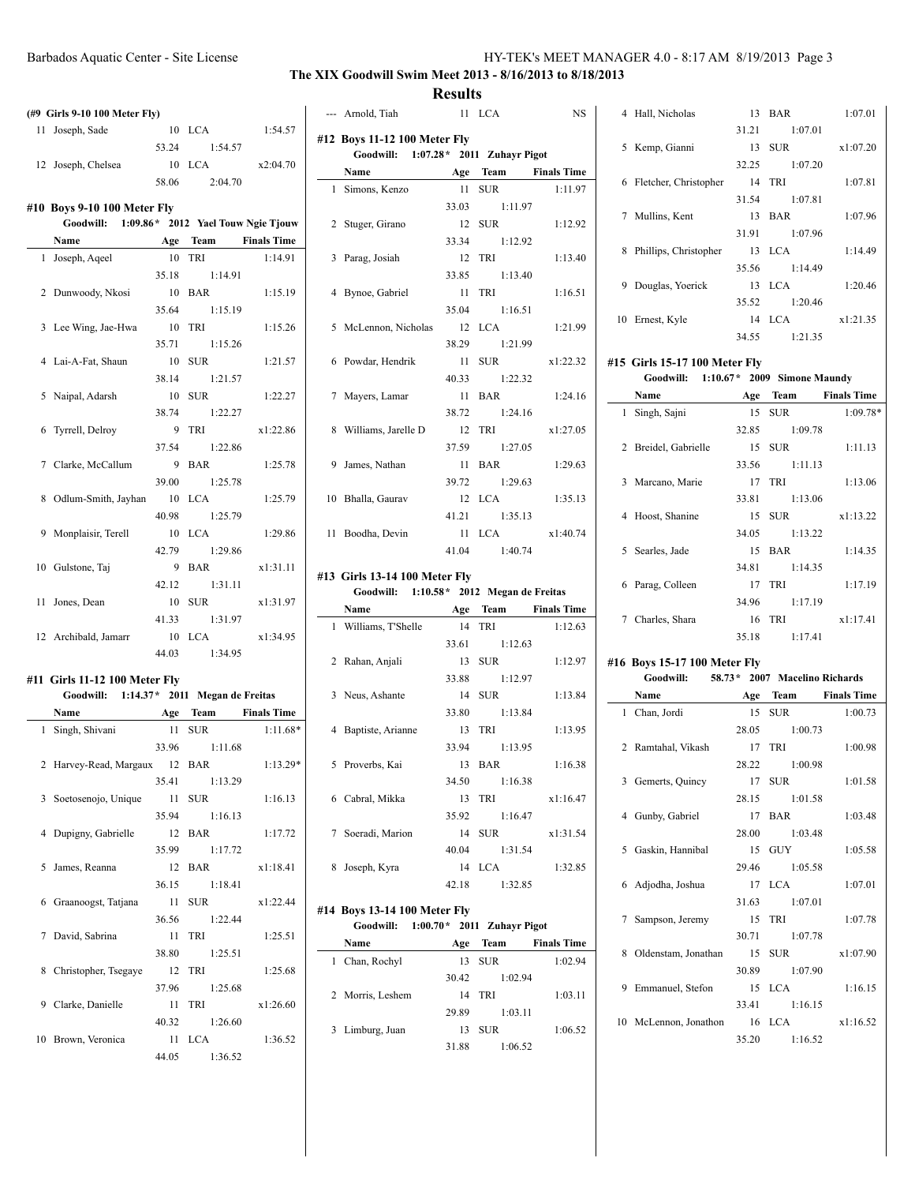# The XIX Goodwill Swim Meet 2013 - 8/16/2013 to 8/18/2013

## Results

**(#9 Girls 9-10 100 Meter Fly)**

| | Name | Age | Team | Finals Time |
|---|---|---|---|---|
| 11 | Joseph, Sade | 10 | LCA | 1:54.57 |
| | | 53.24 | 1:54.57 | |
| 12 | Joseph, Chelsea | 10 | LCA | x2:04.70 |
| | | 58.06 | 2:04.70 | |

### #10 Boys 9-10 100 Meter Fly

Goodwill: 1:09.86* 2012 Yael Touw Ngie Tjouw

| | Name | Age | Team | Finals Time |
|---|---|---|---|---|
| 1 | Joseph, Aqeel | 10 | TRI | 1:14.91 |
| | | 35.18 | 1:14.91 | |
| 2 | Dunwoody, Nkosi | 10 | BAR | 1:15.19 |
| | | 35.64 | 1:15.19 | |
| 3 | Lee Wing, Jae-Hwa | 10 | TRI | 1:15.26 |
| | | 35.71 | 1:15.26 | |
| 4 | Lai-A-Fat, Shaun | 10 | SUR | 1:21.57 |
| | | 38.14 | 1:21.57 | |
| 5 | Naipal, Adarsh | 10 | SUR | 1:22.27 |
| | | 38.74 | 1:22.27 | |
| 6 | Tyrrell, Delroy | 9 | TRI | x1:22.86 |
| | | 37.54 | 1:22.86 | |
| 7 | Clarke, McCallum | 9 | BAR | 1:25.78 |
| | | 39.00 | 1:25.78 | |
| 8 | Odlum-Smith, Jayhan | 10 | LCA | 1:25.79 |
| | | 40.98 | 1:25.79 | |
| 9 | Monplaisir, Terell | 10 | LCA | 1:29.86 |
| | | 42.79 | 1:29.86 | |
| 10 | Gulstone, Taj | 9 | BAR | x1:31.11 |
| | | 42.12 | 1:31.11 | |
| 11 | Jones, Dean | 10 | SUR | x1:31.97 |
| | | 41.33 | 1:31.97 | |
| 12 | Archibald, Jamarr | 10 | LCA | x1:34.95 |
| | | 44.03 | 1:34.95 | |

### #11 Girls 11-12 100 Meter Fly

Goodwill: 1:14.37* 2011 Megan de Freitas

| | Name | Age | Team | Finals Time |
|---|---|---|---|---|
| 1 | Singh, Shivani | 11 | SUR | 1:11.68* |
| | | 33.96 | 1:11.68 | |
| 2 | Harvey-Read, Margaux | 12 | BAR | 1:13.29* |
| | | 35.41 | 1:13.29 | |
| 3 | Soetosenojo, Unique | 11 | SUR | 1:16.13 |
| | | 35.94 | 1:16.13 | |
| 4 | Dupigny, Gabrielle | 12 | BAR | 1:17.72 |
| | | 35.99 | 1:17.72 | |
| 5 | James, Reanna | 12 | BAR | x1:18.41 |
| | | 36.15 | 1:18.41 | |
| 6 | Graanoogst, Tatjana | 11 | SUR | x1:22.44 |
| | | 36.56 | 1:22.44 | |
| 7 | David, Sabrina | 11 | TRI | 1:25.51 |
| | | 38.80 | 1:25.51 | |
| 8 | Christopher, Tsegaye | 12 | TRI | 1:25.68 |
| | | 37.96 | 1:25.68 | |
| 9 | Clarke, Danielle | 11 | TRI | x1:26.60 |
| | | 40.32 | 1:26.60 | |
| 10 | Brown, Veronica | 11 | LCA | 1:36.52 |
| | | 44.05 | 1:36.52 | |
| --- | Arnold, Tiah | 11 | LCA | NS |

### #12 Boys 11-12 100 Meter Fly

Goodwill: 1:07.28* 2011 Zuhayr Pigot

| | Name | Age | Team | Finals Time |
|---|---|---|---|---|
| 1 | Simons, Kenzo | 11 | SUR | 1:11.97 |
| | | 33.03 | 1:11.97 | |
| 2 | Stuger, Girano | 12 | SUR | 1:12.92 |
| | | 33.34 | 1:12.92 | |
| 3 | Parag, Josiah | 12 | TRI | 1:13.40 |
| | | 33.85 | 1:13.40 | |
| 4 | Bynoe, Gabriel | 11 | TRI | 1:16.51 |
| | | 35.04 | 1:16.51 | |
| 5 | McLennon, Nicholas | 12 | LCA | 1:21.99 |
| | | 38.29 | 1:21.99 | |
| 6 | Powdar, Hendrik | 11 | SUR | x1:22.32 |
| | | 40.33 | 1:22.32 | |
| 7 | Mayers, Lamar | 11 | BAR | 1:24.16 |
| | | 38.72 | 1:24.16 | |
| 8 | Williams, Jarelle D | 12 | TRI | x1:27.05 |
| | | 37.59 | 1:27.05 | |
| 9 | James, Nathan | 11 | BAR | 1:29.63 |
| | | 39.72 | 1:29.63 | |
| 10 | Bhalla, Gaurav | 12 | LCA | 1:35.13 |
| | | 41.21 | 1:35.13 | |
| 11 | Boodha, Devin | 11 | LCA | x1:40.74 |
| | | 41.04 | 1:40.74 | |

### #13 Girls 13-14 100 Meter Fly

Goodwill: 1:10.58* 2012 Megan de Freitas

| | Name | Age | Team | Finals Time |
|---|---|---|---|---|
| 1 | Williams, T'Shelle | 14 | TRI | 1:12.63 |
| | | 33.61 | 1:12.63 | |
| 2 | Rahan, Anjali | 13 | SUR | 1:12.97 |
| | | 33.88 | 1:12.97 | |
| 3 | Neus, Ashante | 14 | SUR | 1:13.84 |
| | | 33.80 | 1:13.84 | |
| 4 | Baptiste, Arianne | 13 | TRI | 1:13.95 |
| | | 33.94 | 1:13.95 | |
| 5 | Proverbs, Kai | 13 | BAR | 1:16.38 |
| | | 34.50 | 1:16.38 | |
| 6 | Cabral, Mikka | 13 | TRI | x1:16.47 |
| | | 35.92 | 1:16.47 | |
| 7 | Soeradi, Marion | 14 | SUR | x1:31.54 |
| | | 40.04 | 1:31.54 | |
| 8 | Joseph, Kyra | 14 | LCA | 1:32.85 |
| | | 42.18 | 1:32.85 | |

### #14 Boys 13-14 100 Meter Fly

Goodwill: 1:00.70* 2011 Zuhayr Pigot

| | Name | Age | Team | Finals Time |
|---|---|---|---|---|
| 1 | Chan, Rochyl | 13 | SUR | 1:02.94 |
| | | 30.42 | 1:02.94 | |
| 2 | Morris, Leshem | 14 | TRI | 1:03.11 |
| | | 29.89 | 1:03.11 | |
| 3 | Limburg, Juan | 13 | SUR | 1:06.52 |
| | | 31.88 | 1:06.52 | |
| 4 | Hall, Nicholas | 13 | BAR | 1:07.01 |
| | | 31.21 | 1:07.01 | |
| 5 | Kemp, Gianni | 13 | SUR | x1:07.20 |
| | | 32.25 | 1:07.20 | |
| 6 | Fletcher, Christopher | 14 | TRI | 1:07.81 |
| | | 31.54 | 1:07.81 | |
| 7 | Mullins, Kent | 13 | BAR | 1:07.96 |
| | | 31.91 | 1:07.96 | |
| 8 | Phillips, Christopher | 13 | LCA | 1:14.49 |
| | | 35.56 | 1:14.49 | |
| 9 | Douglas, Yoerick | 13 | LCA | 1:20.46 |
| | | 35.52 | 1:20.46 | |
| 10 | Ernest, Kyle | 14 | LCA | x1:21.35 |
| | | 34.55 | 1:21.35 | |

### #15 Girls 15-17 100 Meter Fly

Goodwill: 1:10.67* 2009 Simone Maundy

| | Name | Age | Team | Finals Time |
|---|---|---|---|---|
| 1 | Singh, Sajni | 15 | SUR | 1:09.78* |
| | | 32.85 | 1:09.78 | |
| 2 | Breidel, Gabrielle | 15 | SUR | 1:11.13 |
| | | 33.56 | 1:11.13 | |
| 3 | Marcano, Marie | 17 | TRI | 1:13.06 |
| | | 33.81 | 1:13.06 | |
| 4 | Hoost, Shanine | 15 | SUR | x1:13.22 |
| | | 34.05 | 1:13.22 | |
| 5 | Searles, Jade | 15 | BAR | 1:14.35 |
| | | 34.81 | 1:14.35 | |
| 6 | Parag, Colleen | 17 | TRI | 1:17.19 |
| | | 34.96 | 1:17.19 | |
| 7 | Charles, Shara | 16 | TRI | x1:17.41 |
| | | 35.18 | 1:17.41 | |

### #16 Boys 15-17 100 Meter Fly

Goodwill: 58.73* 2007 Macelino Richards

| | Name | Age | Team | Finals Time |
|---|---|---|---|---|
| 1 | Chan, Jordi | 15 | SUR | 1:00.73 |
| | | 28.05 | 1:00.73 | |
| 2 | Ramtahal, Vikash | 17 | TRI | 1:00.98 |
| | | 28.22 | 1:00.98 | |
| 3 | Gemerts, Quincy | 17 | SUR | 1:01.58 |
| | | 28.15 | 1:01.58 | |
| 4 | Gunby, Gabriel | 17 | BAR | 1:03.48 |
| | | 28.00 | 1:03.48 | |
| 5 | Gaskin, Hannibal | 15 | GUY | 1:05.58 |
| | | 29.46 | 1:05.58 | |
| 6 | Adjodha, Joshua | 17 | LCA | 1:07.01 |
| | | 31.63 | 1:07.01 | |
| 7 | Sampson, Jeremy | 15 | TRI | 1:07.78 |
| | | 30.71 | 1:07.78 | |
| 8 | Oldenstam, Jonathan | 15 | SUR | x1:07.90 |
| | | 30.89 | 1:07.90 | |
| 9 | Emmanuel, Stefon | 15 | LCA | 1:16.15 |
| | | 33.41 | 1:16.15 | |
| 10 | McLennon, Jonathon | 16 | LCA | x1:16.52 |
| | | 35.20 | 1:16.52 | |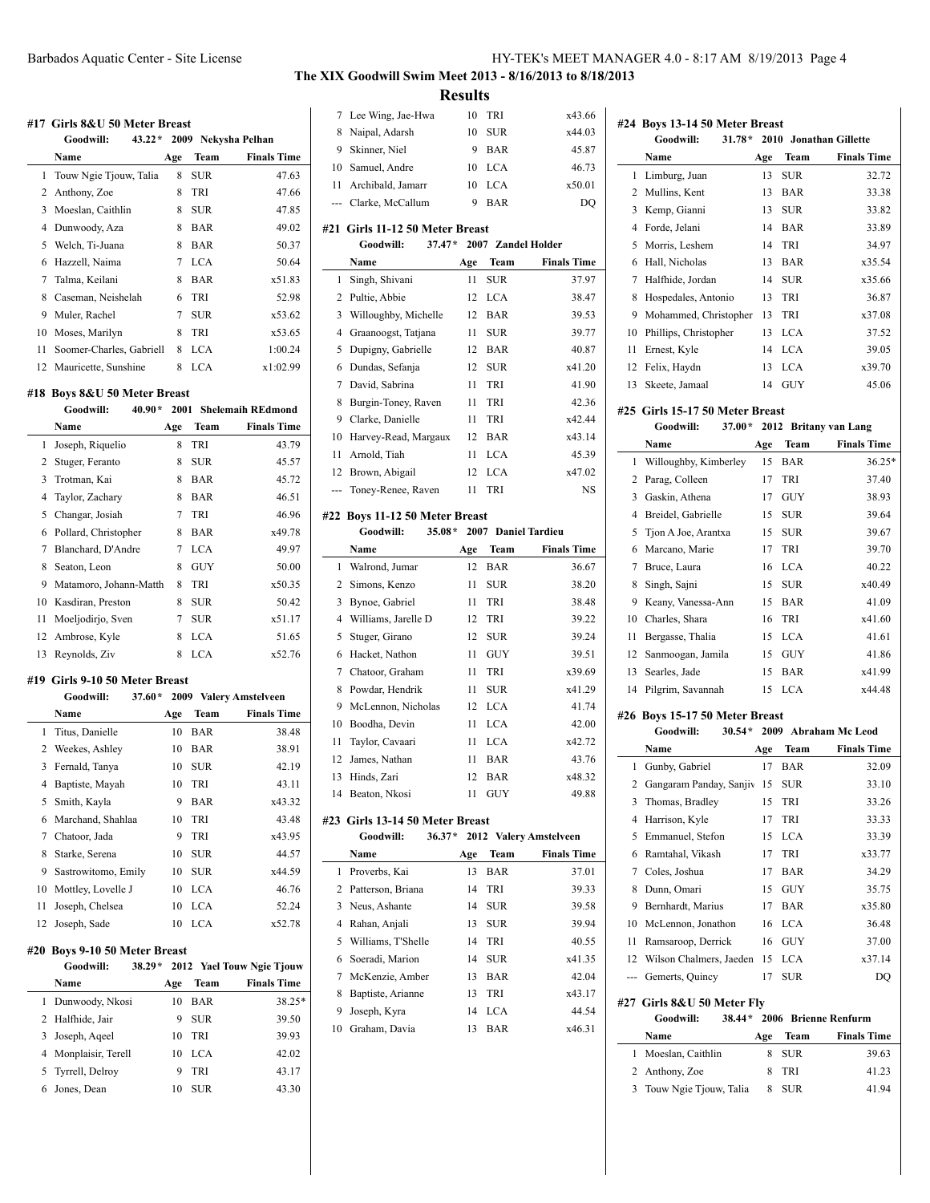# The XIX Goodwill Swim Meet 2013 - 8/16/2013 to 8/18/2013

## Results

### #17 Girls 8&U 50 Meter Breast

Goodwill: 43.22* 2009 Nekysha Pelhan

| | Name | Age | Team | Finals Time |
|---|---|---|---|---|
| 1 | Touw Ngie Tjouw, Talia | 8 | SUR | 47.63 |
| 2 | Anthony, Zoe | 8 | TRI | 47.66 |
| 3 | Moeslan, Caithlin | 8 | SUR | 47.85 |
| 4 | Dunwoody, Aza | 8 | BAR | 49.02 |
| 5 | Welch, Ti-Juana | 8 | BAR | 50.37 |
| 6 | Hazzell, Naima | 7 | LCA | 50.64 |
| 7 | Talma, Keilani | 8 | BAR | x51.83 |
| 8 | Caseman, Neishelah | 6 | TRI | 52.98 |
| 9 | Muler, Rachel | 7 | SUR | x53.62 |
| 10 | Moses, Marilyn | 8 | TRI | x53.65 |
| 11 | Soomer-Charles, Gabriell | 8 | LCA | 1:00.24 |
| 12 | Mauricette, Sunshine | 8 | LCA | x1:02.99 |

### #18 Boys 8&U 50 Meter Breast

Goodwill: 40.90* 2001 Shelemaih REdmond

| | Name | Age | Team | Finals Time |
|---|---|---|---|---|
| 1 | Joseph, Riquelio | 8 | TRI | 43.79 |
| 2 | Stuger, Feranto | 8 | SUR | 45.57 |
| 3 | Trotman, Kai | 8 | BAR | 45.72 |
| 4 | Taylor, Zachary | 8 | BAR | 46.51 |
| 5 | Changar, Josiah | 7 | TRI | 46.96 |
| 6 | Pollard, Christopher | 8 | BAR | x49.78 |
| 7 | Blanchard, D'Andre | 7 | LCA | 49.97 |
| 8 | Seaton, Leon | 8 | GUY | 50.00 |
| 9 | Matamoro, Johann-Matth | 8 | TRI | x50.35 |
| 10 | Kasdiran, Preston | 8 | SUR | 50.42 |
| 11 | Moeljodirjo, Sven | 7 | SUR | x51.17 |
| 12 | Ambrose, Kyle | 8 | LCA | 51.65 |
| 13 | Reynolds, Ziv | 8 | LCA | x52.76 |

### #19 Girls 9-10 50 Meter Breast

Goodwill: 37.60* 2009 Valery Amstelveen

| | Name | Age | Team | Finals Time |
|---|---|---|---|---|
| 1 | Titus, Danielle | 10 | BAR | 38.48 |
| 2 | Weekes, Ashley | 10 | BAR | 38.91 |
| 3 | Fernald, Tanya | 10 | SUR | 42.19 |
| 4 | Baptiste, Mayah | 10 | TRI | 43.11 |
| 5 | Smith, Kayla | 9 | BAR | x43.32 |
| 6 | Marchand, Shahlaa | 10 | TRI | 43.48 |
| 7 | Chatoor, Jada | 9 | TRI | x43.95 |
| 8 | Starke, Serena | 10 | SUR | 44.57 |
| 9 | Sastrowitomo, Emily | 10 | SUR | x44.59 |
| 10 | Mottley, Lovelle J | 10 | LCA | 46.76 |
| 11 | Joseph, Chelsea | 10 | LCA | 52.24 |
| 12 | Joseph, Sade | 10 | LCA | x52.78 |

### #20 Boys 9-10 50 Meter Breast

Goodwill: 38.29* 2012 Yael Touw Ngie Tjouw

| | Name | Age | Team | Finals Time |
|---|---|---|---|---|
| 1 | Dunwoody, Nkosi | 10 | BAR | 38.25* |
| 2 | Halfhide, Jair | 9 | SUR | 39.50 |
| 3 | Joseph, Aqeel | 10 | TRI | 39.93 |
| 4 | Monplaisir, Terell | 10 | LCA | 42.02 |
| 5 | Tyrrell, Delroy | 9 | TRI | 43.17 |
| 6 | Jones, Dean | 10 | SUR | 43.30 |
| 7 | Lee Wing, Jae-Hwa | 10 | TRI | x43.66 |
| 8 | Naipal, Adarsh | 10 | SUR | x44.03 |
| 9 | Skinner, Niel | 9 | BAR | 45.87 |
| 10 | Samuel, Andre | 10 | LCA | 46.73 |
| 11 | Archibald, Jamarr | 10 | LCA | x50.01 |
| --- | Clarke, McCallum | 9 | BAR | DQ |

### #21 Girls 11-12 50 Meter Breast

Goodwill: 37.47* 2007 Zandel Holder

| | Name | Age | Team | Finals Time |
|---|---|---|---|---|
| 1 | Singh, Shivani | 11 | SUR | 37.97 |
| 2 | Pultie, Abbie | 12 | LCA | 38.47 |
| 3 | Willoughby, Michelle | 12 | BAR | 39.53 |
| 4 | Graanoogst, Tatjana | 11 | SUR | 39.77 |
| 5 | Dupigny, Gabrielle | 12 | BAR | 40.87 |
| 6 | Dundas, Sefanja | 12 | SUR | x41.20 |
| 7 | David, Sabrina | 11 | TRI | 41.90 |
| 8 | Burgin-Toney, Raven | 11 | TRI | 42.36 |
| 9 | Clarke, Danielle | 11 | TRI | x42.44 |
| 10 | Harvey-Read, Margaux | 12 | BAR | x43.14 |
| 11 | Arnold, Tiah | 11 | LCA | 45.39 |
| 12 | Brown, Abigail | 12 | LCA | x47.02 |
| --- | Toney-Renee, Raven | 11 | TRI | NS |

### #22 Boys 11-12 50 Meter Breast

Goodwill: 35.08* 2007 Daniel Tardieu

| | Name | Age | Team | Finals Time |
|---|---|---|---|---|
| 1 | Walrond, Jumar | 12 | BAR | 36.67 |
| 2 | Simons, Kenzo | 11 | SUR | 38.20 |
| 3 | Bynoe, Gabriel | 11 | TRI | 38.48 |
| 4 | Williams, Jarelle D | 12 | TRI | 39.22 |
| 5 | Stuger, Girano | 12 | SUR | 39.24 |
| 6 | Hacket, Nathon | 11 | GUY | 39.51 |
| 7 | Chatoor, Graham | 11 | TRI | x39.69 |
| 8 | Powdar, Hendrik | 11 | SUR | x41.29 |
| 9 | McLennon, Nicholas | 12 | LCA | 41.74 |
| 10 | Boodha, Devin | 11 | LCA | 42.00 |
| 11 | Taylor, Cavaari | 11 | LCA | x42.72 |
| 12 | James, Nathan | 11 | BAR | 43.76 |
| 13 | Hinds, Zari | 12 | BAR | x48.32 |
| 14 | Beaton, Nkosi | 11 | GUY | 49.88 |

### #23 Girls 13-14 50 Meter Breast

Goodwill: 36.37* 2012 Valery Amstelveen

| | Name | Age | Team | Finals Time |
|---|---|---|---|---|
| 1 | Proverbs, Kai | 13 | BAR | 37.01 |
| 2 | Patterson, Briana | 14 | TRI | 39.33 |
| 3 | Neus, Ashante | 14 | SUR | 39.58 |
| 4 | Rahan, Anjali | 13 | SUR | 39.94 |
| 5 | Williams, T'Shelle | 14 | TRI | 40.55 |
| 6 | Soeradi, Marion | 14 | SUR | x41.35 |
| 7 | McKenzie, Amber | 13 | BAR | 42.04 |
| 8 | Baptiste, Arianne | 13 | TRI | x43.17 |
| 9 | Joseph, Kyra | 14 | LCA | 44.54 |
| 10 | Graham, Davia | 13 | BAR | x46.31 |

### #24 Boys 13-14 50 Meter Breast

Goodwill: 31.78* 2010 Jonathan Gillette

| | Name | Age | Team | Finals Time |
|---|---|---|---|---|
| 1 | Limburg, Juan | 13 | SUR | 32.72 |
| 2 | Mullins, Kent | 13 | BAR | 33.38 |
| 3 | Kemp, Gianni | 13 | SUR | 33.82 |
| 4 | Forde, Jelani | 14 | BAR | 33.89 |
| 5 | Morris, Leshem | 14 | TRI | 34.97 |
| 6 | Hall, Nicholas | 13 | BAR | x35.54 |
| 7 | Halfhide, Jordan | 14 | SUR | x35.66 |
| 8 | Hospedales, Antonio | 13 | TRI | 36.87 |
| 9 | Mohammed, Christopher | 13 | TRI | x37.08 |
| 10 | Phillips, Christopher | 13 | LCA | 37.52 |
| 11 | Ernest, Kyle | 14 | LCA | 39.05 |
| 12 | Felix, Haydn | 13 | LCA | x39.70 |
| 13 | Skeete, Jamaal | 14 | GUY | 45.06 |

### #25 Girls 15-17 50 Meter Breast

Goodwill: 37.00* 2012 Britany van Lang

| | Name | Age | Team | Finals Time |
|---|---|---|---|---|
| 1 | Willoughby, Kimberley | 15 | BAR | 36.25* |
| 2 | Parag, Colleen | 17 | TRI | 37.40 |
| 3 | Gaskin, Athena | 17 | GUY | 38.93 |
| 4 | Breidel, Gabrielle | 15 | SUR | 39.64 |
| 5 | Tjon A Joe, Arantxa | 15 | SUR | 39.67 |
| 6 | Marcano, Marie | 17 | TRI | 39.70 |
| 7 | Bruce, Laura | 16 | LCA | 40.22 |
| 8 | Singh, Sajni | 15 | SUR | x40.49 |
| 9 | Keany, Vanessa-Ann | 15 | BAR | 41.09 |
| 10 | Charles, Shara | 16 | TRI | x41.60 |
| 11 | Bergasse, Thalia | 15 | LCA | 41.61 |
| 12 | Sanmoogan, Jamila | 15 | GUY | 41.86 |
| 13 | Searles, Jade | 15 | BAR | x41.99 |
| 14 | Pilgrim, Savannah | 15 | LCA | x44.48 |

### #26 Boys 15-17 50 Meter Breast

Goodwill: 30.54* 2009 Abraham Mc Leod

| | Name | Age | Team | Finals Time |
|---|---|---|---|---|
| 1 | Gunby, Gabriel | 17 | BAR | 32.09 |
| 2 | Gangaram Panday, Sanjiv | 15 | SUR | 33.10 |
| 3 | Thomas, Bradley | 15 | TRI | 33.26 |
| 4 | Harrison, Kyle | 17 | TRI | 33.33 |
| 5 | Emmanuel, Stefon | 15 | LCA | 33.39 |
| 6 | Ramtahal, Vikash | 17 | TRI | x33.77 |
| 7 | Coles, Joshua | 17 | BAR | 34.29 |
| 8 | Dunn, Omari | 15 | GUY | 35.75 |
| 9 | Bernhardt, Marius | 17 | BAR | x35.80 |
| 10 | McLennon, Jonathon | 16 | LCA | 36.48 |
| 11 | Ramsaroop, Derrick | 16 | GUY | 37.00 |
| 12 | Wilson Chalmers, Jaeden | 15 | LCA | x37.14 |
| --- | Gemerts, Quincy | 17 | SUR | DQ |

### #27 Girls 8&U 50 Meter Fly

Goodwill: 38.44* 2006 Brienne Renfurm

| | Name | Age | Team | Finals Time |
|---|---|---|---|---|
| 1 | Moeslan, Caithlin | 8 | SUR | 39.63 |
| 2 | Anthony, Zoe | 8 | TRI | 41.23 |
| 3 | Touw Ngie Tjouw, Talia | 8 | SUR | 41.94 |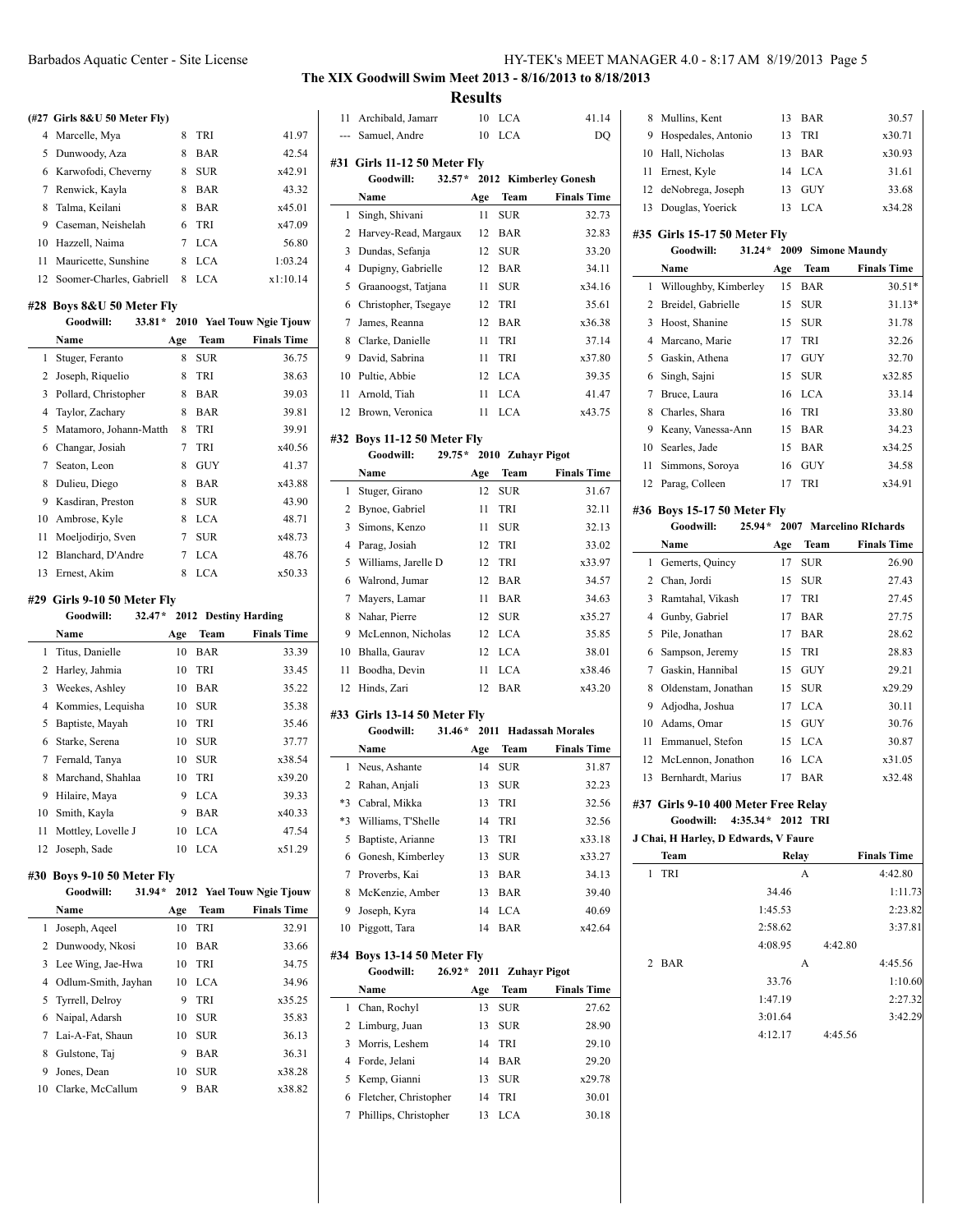**The XIX Goodwill Swim Meet 2013 - 8/16/2013 to 8/18/2013**

**Results**

### (#27 Girls 8&U 50 Meter Fly)

| | Name | Age | Team | Finals Time |
|---|---|---|---|---|
| 4 | Marcelle, Mya | 8 | TRI | 41.97 |
| 5 | Dunwoody, Aza | 8 | BAR | 42.54 |
| 6 | Karwofodi, Cheverny | 8 | SUR | x42.91 |
| 7 | Renwick, Kayla | 8 | BAR | 43.32 |
| 8 | Talma, Keilani | 8 | BAR | x45.01 |
| 9 | Caseman, Neishelah | 6 | TRI | x47.09 |
| 10 | Hazzell, Naima | 7 | LCA | 56.80 |
| 11 | Mauricette, Sunshine | 8 | LCA | 1:03.24 |
| 12 | Soomer-Charles, Gabriell | 8 | LCA | x1:10.14 |

### #28 Boys 8&U 50 Meter Fly

Goodwill: 33.81* 2010 Yael Touw Ngie Tjouw

| | Name | Age | Team | Finals Time |
|---|---|---|---|---|
| 1 | Stuger, Feranto | 8 | SUR | 36.75 |
| 2 | Joseph, Riquelio | 8 | TRI | 38.63 |
| 3 | Pollard, Christopher | 8 | BAR | 39.03 |
| 4 | Taylor, Zachary | 8 | BAR | 39.81 |
| 5 | Matamoro, Johann-Matth | 8 | TRI | 39.91 |
| 6 | Changar, Josiah | 7 | TRI | x40.56 |
| 7 | Seaton, Leon | 8 | GUY | 41.37 |
| 8 | Dulieu, Diego | 8 | BAR | x43.88 |
| 9 | Kasdiran, Preston | 8 | SUR | 43.90 |
| 10 | Ambrose, Kyle | 8 | LCA | 48.71 |
| 11 | Moeljodirjo, Sven | 7 | SUR | x48.73 |
| 12 | Blanchard, D'Andre | 7 | LCA | 48.76 |
| 13 | Ernest, Akim | 8 | LCA | x50.33 |

### #29 Girls 9-10 50 Meter Fly

Goodwill: 32.47* 2012 Destiny Harding

| | Name | Age | Team | Finals Time |
|---|---|---|---|---|
| 1 | Titus, Danielle | 10 | BAR | 33.39 |
| 2 | Harley, Jahmia | 10 | TRI | 33.45 |
| 3 | Weekes, Ashley | 10 | BAR | 35.22 |
| 4 | Kommies, Lequisha | 10 | SUR | 35.38 |
| 5 | Baptiste, Mayah | 10 | TRI | 35.46 |
| 6 | Starke, Serena | 10 | SUR | 37.77 |
| 7 | Fernald, Tanya | 10 | SUR | x38.54 |
| 8 | Marchand, Shahlaa | 10 | TRI | x39.20 |
| 9 | Hilaire, Maya | 9 | LCA | 39.33 |
| 10 | Smith, Kayla | 9 | BAR | x40.33 |
| 11 | Mottley, Lovelle J | 10 | LCA | 47.54 |
| 12 | Joseph, Sade | 10 | LCA | x51.29 |

### #30 Boys 9-10 50 Meter Fly

Goodwill: 31.94* 2012 Yael Touw Ngie Tjouw

| | Name | Age | Team | Finals Time |
|---|---|---|---|---|
| 1 | Joseph, Aqeel | 10 | TRI | 32.91 |
| 2 | Dunwoody, Nkosi | 10 | BAR | 33.66 |
| 3 | Lee Wing, Jae-Hwa | 10 | TRI | 34.75 |
| 4 | Odlum-Smith, Jayhan | 10 | LCA | 34.96 |
| 5 | Tyrrell, Delroy | 9 | TRI | x35.25 |
| 6 | Naipal, Adarsh | 10 | SUR | 35.83 |
| 7 | Lai-A-Fat, Shaun | 10 | SUR | 36.13 |
| 8 | Gulstone, Taj | 9 | BAR | 36.31 |
| 9 | Jones, Dean | 10 | SUR | x38.28 |
| 10 | Clarke, McCallum | 9 | BAR | x38.82 |
| 11 | Archibald, Jamarr | 10 | LCA | 41.14 |
| --- | Samuel, Andre | 10 | LCA | DQ |

### #31 Girls 11-12 50 Meter Fly

Goodwill: 32.57* 2012 Kimberley Gonesh

| | Name | Age | Team | Finals Time |
|---|---|---|---|---|
| 1 | Singh, Shivani | 11 | SUR | 32.73 |
| 2 | Harvey-Read, Margaux | 12 | BAR | 32.83 |
| 3 | Dundas, Sefanja | 12 | SUR | 33.20 |
| 4 | Dupigny, Gabrielle | 12 | BAR | 34.11 |
| 5 | Graanoogst, Tatjana | 11 | SUR | x34.16 |
| 6 | Christopher, Tsegaye | 12 | TRI | 35.61 |
| 7 | James, Reanna | 12 | BAR | x36.38 |
| 8 | Clarke, Danielle | 11 | TRI | 37.14 |
| 9 | David, Sabrina | 11 | TRI | x37.80 |
| 10 | Pultie, Abbie | 12 | LCA | 39.35 |
| 11 | Arnold, Tiah | 11 | LCA | 41.47 |
| 12 | Brown, Veronica | 11 | LCA | x43.75 |

### #32 Boys 11-12 50 Meter Fly

Goodwill: 29.75* 2010 Zuhayr Pigot

| | Name | Age | Team | Finals Time |
|---|---|---|---|---|
| 1 | Stuger, Girano | 12 | SUR | 31.67 |
| 2 | Bynoe, Gabriel | 11 | TRI | 32.11 |
| 3 | Simons, Kenzo | 11 | SUR | 32.13 |
| 4 | Parag, Josiah | 12 | TRI | 33.02 |
| 5 | Williams, Jarelle D | 12 | TRI | x33.97 |
| 6 | Walrond, Jumar | 12 | BAR | 34.57 |
| 7 | Mayers, Lamar | 11 | BAR | 34.63 |
| 8 | Nahar, Pierre | 12 | SUR | x35.27 |
| 9 | McLennon, Nicholas | 12 | LCA | 35.85 |
| 10 | Bhalla, Gaurav | 12 | LCA | 38.01 |
| 11 | Boodha, Devin | 11 | LCA | x38.46 |
| 12 | Hinds, Zari | 12 | BAR | x43.20 |

### #33 Girls 13-14 50 Meter Fly

Goodwill: 31.46* 2011 Hadassah Morales

| | Name | Age | Team | Finals Time |
|---|---|---|---|---|
| 1 | Neus, Ashante | 14 | SUR | 31.87 |
| 2 | Rahan, Anjali | 13 | SUR | 32.23 |
| *3 | Cabral, Mikka | 13 | TRI | 32.56 |
| *3 | Williams, T'Shelle | 14 | TRI | 32.56 |
| 5 | Baptiste, Arianne | 13 | TRI | x33.18 |
| 6 | Gonesh, Kimberley | 13 | SUR | x33.27 |
| 7 | Proverbs, Kai | 13 | BAR | 34.13 |
| 8 | McKenzie, Amber | 13 | BAR | 39.40 |
| 9 | Joseph, Kyra | 14 | LCA | 40.69 |
| 10 | Piggott, Tara | 14 | BAR | x42.64 |

### #34 Boys 13-14 50 Meter Fly

Goodwill: 26.92* 2011 Zuhayr Pigot

| | Name | Age | Team | Finals Time |
|---|---|---|---|---|
| 1 | Chan, Rochyl | 13 | SUR | 27.62 |
| 2 | Limburg, Juan | 13 | SUR | 28.90 |
| 3 | Morris, Leshem | 14 | TRI | 29.10 |
| 4 | Forde, Jelani | 14 | BAR | 29.20 |
| 5 | Kemp, Gianni | 13 | SUR | x29.78 |
| 6 | Fletcher, Christopher | 14 | TRI | 30.01 |
| 7 | Phillips, Christopher | 13 | LCA | 30.18 |
| 8 | Mullins, Kent | 13 | BAR | 30.57 |
| 9 | Hospedales, Antonio | 13 | TRI | x30.71 |
| 10 | Hall, Nicholas | 13 | BAR | x30.93 |
| 11 | Ernest, Kyle | 14 | LCA | 31.61 |
| 12 | deNobrega, Joseph | 13 | GUY | 33.68 |
| 13 | Douglas, Yoerick | 13 | LCA | x34.28 |

### #35 Girls 15-17 50 Meter Fly

Goodwill: 31.24* 2009 Simone Maundy

| | Name | Age | Team | Finals Time |
|---|---|---|---|---|
| 1 | Willoughby, Kimberley | 15 | BAR | 30.51* |
| 2 | Breidel, Gabrielle | 15 | SUR | 31.13* |
| 3 | Hoost, Shanine | 15 | SUR | 31.78 |
| 4 | Marcano, Marie | 17 | TRI | 32.26 |
| 5 | Gaskin, Athena | 17 | GUY | 32.70 |
| 6 | Singh, Sajni | 15 | SUR | x32.85 |
| 7 | Bruce, Laura | 16 | LCA | 33.14 |
| 8 | Charles, Shara | 16 | TRI | 33.80 |
| 9 | Keany, Vanessa-Ann | 15 | BAR | 34.23 |
| 10 | Searles, Jade | 15 | BAR | x34.25 |
| 11 | Simmons, Soroya | 16 | GUY | 34.58 |
| 12 | Parag, Colleen | 17 | TRI | x34.91 |

### #36 Boys 15-17 50 Meter Fly

Goodwill: 25.94* 2007 Marcelino RIchards

| | Name | Age | Team | Finals Time |
|---|---|---|---|---|
| 1 | Gemerts, Quincy | 17 | SUR | 26.90 |
| 2 | Chan, Jordi | 15 | SUR | 27.43 |
| 3 | Ramtahal, Vikash | 17 | TRI | 27.45 |
| 4 | Gunby, Gabriel | 17 | BAR | 27.75 |
| 5 | Pile, Jonathan | 17 | BAR | 28.62 |
| 6 | Sampson, Jeremy | 15 | TRI | 28.83 |
| 7 | Gaskin, Hannibal | 15 | GUY | 29.21 |
| 8 | Oldenstam, Jonathan | 15 | SUR | x29.29 |
| 9 | Adjodha, Joshua | 17 | LCA | 30.11 |
| 10 | Adams, Omar | 15 | GUY | 30.76 |
| 11 | Emmanuel, Stefon | 15 | LCA | 30.87 |
| 12 | McLennon, Jonathon | 16 | LCA | x31.05 |
| 13 | Bernhardt, Marius | 17 | BAR | x32.48 |

### #37 Girls 9-10 400 Meter Free Relay

Goodwill: 4:35.34* 2012 TRI

J Chai, H Harley, D Edwards, V Faure

| | Team | Relay | | Finals Time |
|---|---|---|---|---|
| 1 | TRI | A | | 4:42.80 |
| | 34.46 | | | 1:11.73 |
| | 1:45.53 | | | 2:23.82 |
| | 2:58.62 | | | 3:37.81 |
| | 4:08.95 | 4:42.80 | | |
| 2 | BAR | A | | 4:45.56 |
| | 33.76 | | | 1:10.60 |
| | 1:47.19 | | | 2:27.32 |
| | 3:01.64 | | | 3:42.29 |
| | 4:12.17 | 4:45.56 | | |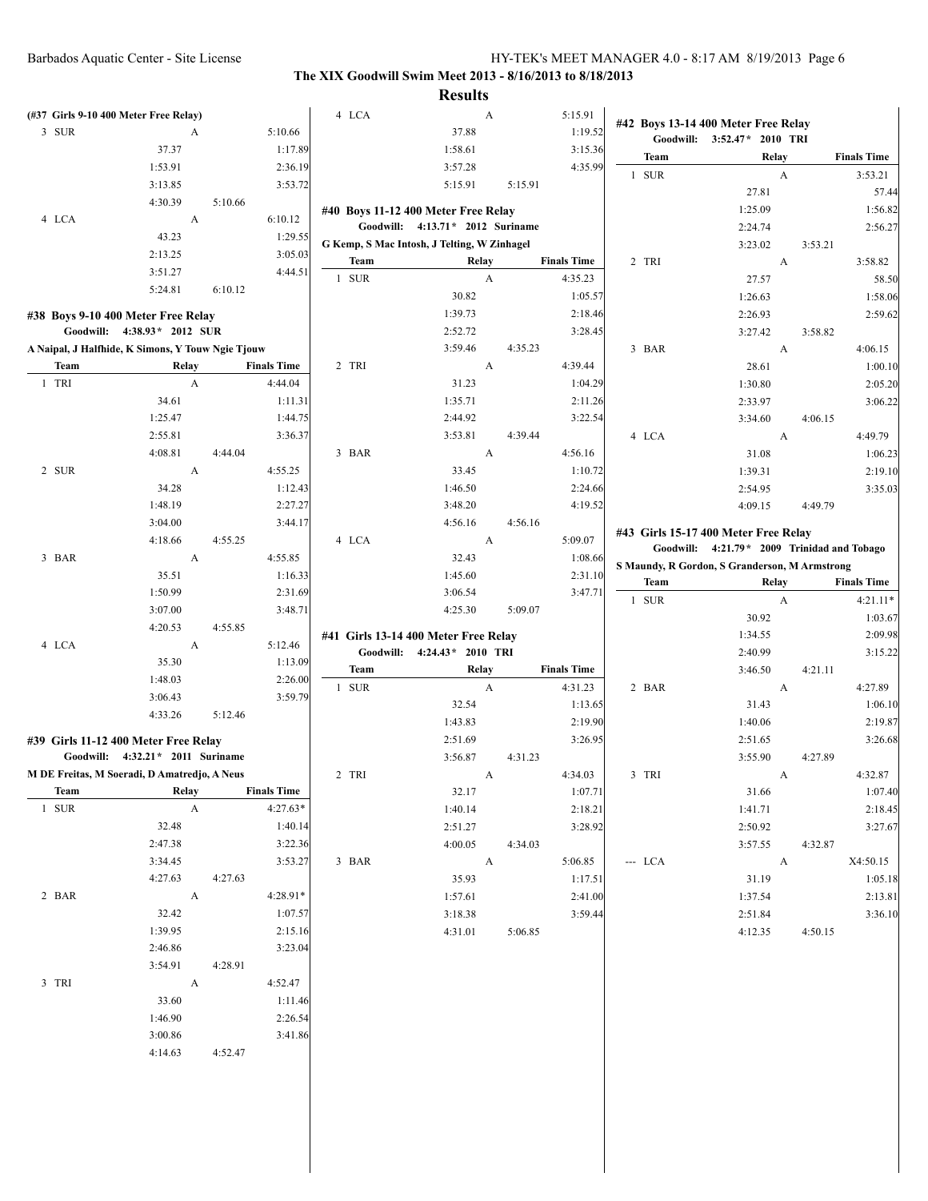## The XIX Goodwill Swim Meet 2013 - 8/16/2013 to 8/18/2013

### Results

**(#37 Girls 9-10 400 Meter Free Relay)**

| | Team | Relay | Finals Time |
|---|---|---|---|
| 3 | SUR | A | 5:10.66 |
| | 37.37 | | 1:17.89 |
| | 1:53.91 | | 2:36.19 |
| | 3:13.85 | | 3:53.72 |
| | 4:30.39 | 5:10.66 | |
| 4 | LCA | A | 6:10.12 |
| | 43.23 | | 1:29.55 |
| | 2:13.25 | | 3:05.03 |
| | 3:51.27 | | 4:44.51 |
| | 5:24.81 | 6:10.12 | |

### #38 Boys 9-10 400 Meter Free Relay

Goodwill: 4:38.93* 2012 SUR
A Naipal, J Halfhide, K Simons, Y Touw Ngie Tjouw

| | Team | Relay | Finals Time |
|---|---|---|---|
| 1 | TRI | A | 4:44.04 |
| | 34.61 | | 1:11.31 |
| | 1:25.47 | | 1:44.75 |
| | 2:55.81 | | 3:36.37 |
| | 4:08.81 | 4:44.04 | |
| 2 | SUR | A | 4:55.25 |
| | 34.28 | | 1:12.43 |
| | 1:48.19 | | 2:27.27 |
| | 3:04.00 | | 3:44.17 |
| | 4:18.66 | 4:55.25 | |
| 3 | BAR | A | 4:55.85 |
| | 35.51 | | 1:16.33 |
| | 1:50.99 | | 2:31.69 |
| | 3:07.00 | | 3:48.71 |
| | 4:20.53 | 4:55.85 | |
| 4 | LCA | A | 5:12.46 |
| | 35.30 | | 1:13.09 |
| | 1:48.03 | | 2:26.00 |
| | 3:06.43 | | 3:59.79 |
| | 4:33.26 | 5:12.46 | |

### #39 Girls 11-12 400 Meter Free Relay

Goodwill: 4:32.21* 2011 Suriname
M DE Freitas, M Soeradi, D Amatredjo, A Neus

| | Team | Relay | Finals Time |
|---|---|---|---|
| 1 | SUR | A | 4:27.63* |
| | 32.48 | | 1:40.14 |
| | 2:47.38 | | 3:22.36 |
| | 3:34.45 | | 3:53.27 |
| | 4:27.63 | 4:27.63 | |
| 2 | BAR | A | 4:28.91* |
| | 32.42 | | 1:07.57 |
| | 1:39.95 | | 2:15.16 |
| | 2:46.86 | | 3:23.04 |
| | 3:54.91 | 4:28.91 | |
| 3 | TRI | A | 4:52.47 |
| | 33.60 | | 1:11.46 |
| | 1:46.90 | | 2:26.54 |
| | 3:00.86 | | 3:41.86 |
| | 4:14.63 | 4:52.47 | |
| 4 | LCA | A | 5:15.91 |
| | 37.88 | | 1:19.52 |
| | 1:58.61 | | 3:15.36 |
| | 3:57.28 | | 4:35.99 |
| | 5:15.91 | 5:15.91 | |

### #40 Boys 11-12 400 Meter Free Relay

Goodwill: 4:13.71* 2012 Suriname
G Kemp, S Mac Intosh, J Telting, W Zinhagel

| | Team | Relay | Finals Time |
|---|---|---|---|
| 1 | SUR | A | 4:35.23 |
| | 30.82 | | 1:05.57 |
| | 1:39.73 | | 2:18.46 |
| | 2:52.72 | | 3:28.45 |
| | 3:59.46 | 4:35.23 | |
| 2 | TRI | A | 4:39.44 |
| | 31.23 | | 1:04.29 |
| | 1:35.71 | | 2:11.26 |
| | 2:44.92 | | 3:22.54 |
| | 3:53.81 | 4:39.44 | |
| 3 | BAR | A | 4:56.16 |
| | 33.45 | | 1:10.72 |
| | 1:46.50 | | 2:24.66 |
| | 3:48.20 | | 4:19.52 |
| | 4:56.16 | 4:56.16 | |
| 4 | LCA | A | 5:09.07 |
| | 32.43 | | 1:08.66 |
| | 1:45.60 | | 2:31.10 |
| | 3:06.54 | | 3:47.71 |
| | 4:25.30 | 5:09.07 | |

### #41 Girls 13-14 400 Meter Free Relay

Goodwill: 4:24.43* 2010 TRI

| | Team | Relay | Finals Time |
|---|---|---|---|
| 1 | SUR | A | 4:31.23 |
| | 32.54 | | 1:13.65 |
| | 1:43.83 | | 2:19.90 |
| | 2:51.69 | | 3:26.95 |
| | 3:56.87 | 4:31.23 | |
| 2 | TRI | A | 4:34.03 |
| | 32.17 | | 1:07.71 |
| | 1:40.14 | | 2:18.21 |
| | 2:51.27 | | 3:28.92 |
| | 4:00.05 | 4:34.03 | |
| 3 | BAR | A | 5:06.85 |
| | 35.93 | | 1:17.51 |
| | 1:57.61 | | 2:41.00 |
| | 3:18.38 | | 3:59.44 |
| | 4:31.01 | 5:06.85 | |

### #42 Boys 13-14 400 Meter Free Relay

Goodwill: 3:52.47* 2010 TRI

| | Team | Relay | Finals Time |
|---|---|---|---|
| 1 | SUR | A | 3:53.21 |
| | 27.81 | | 57.44 |
| | 1:25.09 | | 1:56.82 |
| | 2:24.74 | | 2:56.27 |
| | 3:23.02 | 3:53.21 | |
| 2 | TRI | A | 3:58.82 |
| | 27.57 | | 58.50 |
| | 1:26.63 | | 1:58.06 |
| | 2:26.93 | | 2:59.62 |
| | 3:27.42 | 3:58.82 | |
| 3 | BAR | A | 4:06.15 |
| | 28.61 | | 1:00.10 |
| | 1:30.80 | | 2:05.20 |
| | 2:33.97 | | 3:06.22 |
| | 3:34.60 | 4:06.15 | |
| 4 | LCA | A | 4:49.79 |
| | 31.08 | | 1:06.23 |
| | 1:39.31 | | 2:19.10 |
| | 2:54.95 | | 3:35.03 |
| | 4:09.15 | 4:49.79 | |

### #43 Girls 15-17 400 Meter Free Relay

Goodwill: 4:21.79* 2009 Trinidad and Tobago
S Maundy, R Gordon, S Granderson, M Armstrong

| | Team | Relay | Finals Time |
|---|---|---|---|
| 1 | SUR | A | 4:21.11* |
| | 30.92 | | 1:03.67 |
| | 1:34.55 | | 2:09.98 |
| | 2:40.99 | | 3:15.22 |
| | 3:46.50 | 4:21.11 | |
| 2 | BAR | A | 4:27.89 |
| | 31.43 | | 1:06.10 |
| | 1:40.06 | | 2:19.87 |
| | 2:51.65 | | 3:26.68 |
| | 3:55.90 | 4:27.89 | |
| 3 | TRI | A | 4:32.87 |
| | 31.66 | | 1:07.40 |
| | 1:41.71 | | 2:18.45 |
| | 2:50.92 | | 3:27.67 |
| | 3:57.55 | 4:32.87 | |
| --- | LCA | A | X4:50.15 |
| | 31.19 | | 1:05.18 |
| | 1:37.54 | | 2:13.81 |
| | 2:51.84 | | 3:36.10 |
| | 4:12.35 | 4:50.15 | |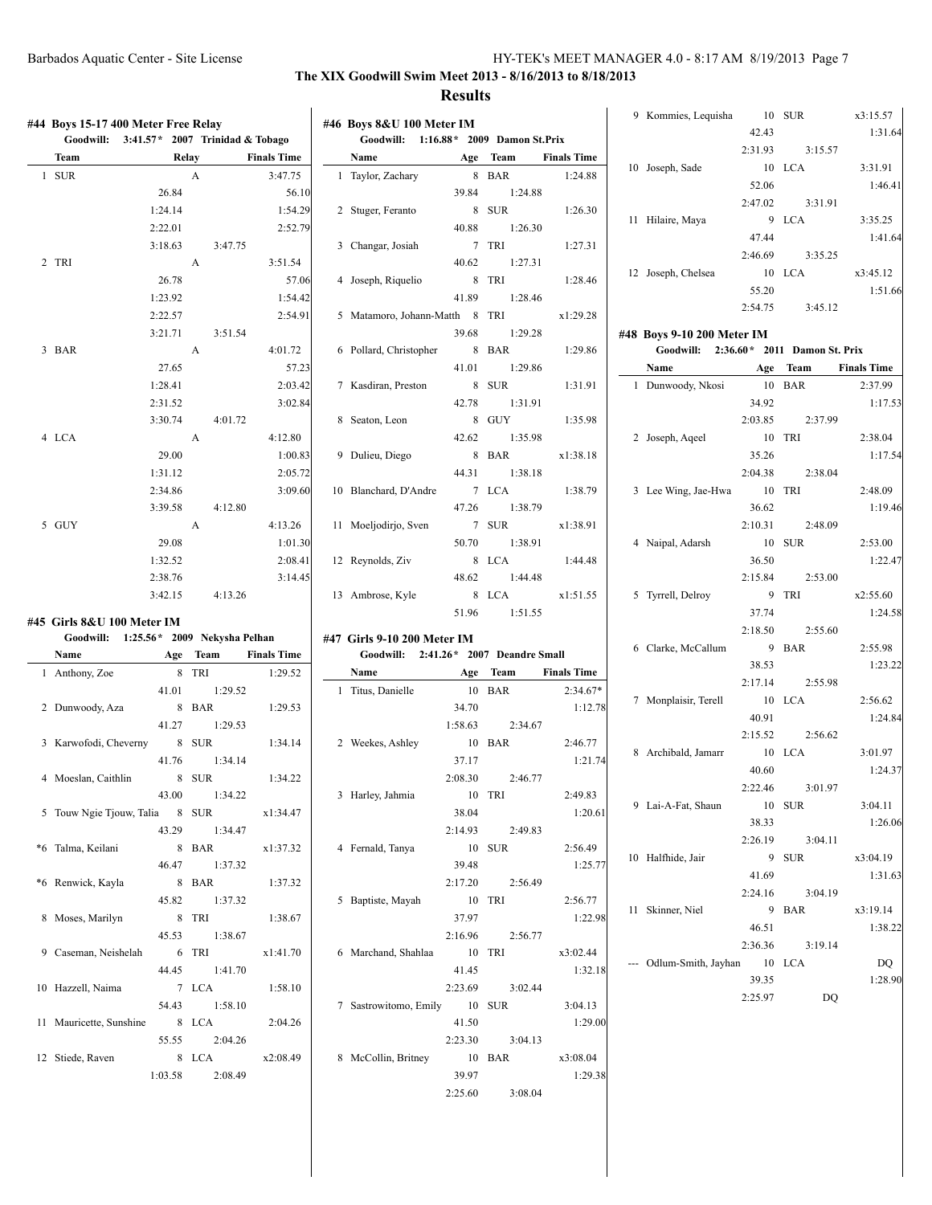# The XIX Goodwill Swim Meet 2013 - 8/16/2013 to 8/18/2013

## Results

### #44 Boys 15-17 400 Meter Free Relay

Goodwill: 3:41.57* 2007 Trinidad & Tobago

| | Team | Relay | Finals Time |
|---|---|---|---|
| 1 | SUR | A | 3:47.75 |
| | 26.84 | | 56.10 |
| | 1:24.14 | | 1:54.29 |
| | 2:22.01 | | 2:52.79 |
| | 3:18.63 | 3:47.75 | |
| 2 | TRI | A | 3:51.54 |
| | 26.78 | | 57.06 |
| | 1:23.92 | | 1:54.42 |
| | 2:22.57 | | 2:54.91 |
| | 3:21.71 | 3:51.54 | |
| 3 | BAR | A | 4:01.72 |
| | 27.65 | | 57.23 |
| | 1:28.41 | | 2:03.42 |
| | 2:31.52 | | 3:02.84 |
| | 3:30.74 | 4:01.72 | |
| 4 | LCA | A | 4:12.80 |
| | 29.00 | | 1:00.83 |
| | 1:31.12 | | 2:05.72 |
| | 2:34.86 | | 3:09.60 |
| | 3:39.58 | 4:12.80 | |
| 5 | GUY | A | 4:13.26 |
| | 29.08 | | 1:01.30 |
| | 1:32.52 | | 2:08.41 |
| | 2:38.76 | | 3:14.45 |
| | 3:42.15 | 4:13.26 | |

### #45 Girls 8&U 100 Meter IM

Goodwill: 1:25.56* 2009 Nekysha Pelhan

| | Name | Age | Team | Finals Time |
|---|---|---|---|---|
| 1 | Anthony, Zoe | 8 | TRI | 1:29.52 |
| | | 41.01 | 1:29.52 | |
| 2 | Dunwoody, Aza | 8 | BAR | 1:29.53 |
| | | 41.27 | 1:29.53 | |
| 3 | Karwofodi, Cheverny | 8 | SUR | 1:34.14 |
| | | 41.76 | 1:34.14 | |
| 4 | Moeslan, Caithlin | 8 | SUR | 1:34.22 |
| | | 43.00 | 1:34.22 | |
| 5 | Touw Ngie Tjouw, Talia | 8 | SUR | x1:34.47 |
| | | 43.29 | 1:34.47 | |
| *6 | Talma, Keilani | 8 | BAR | x1:37.32 |
| | | 46.47 | 1:37.32 | |
| *6 | Renwick, Kayla | 8 | BAR | 1:37.32 |
| | | 45.82 | 1:37.32 | |
| 8 | Moses, Marilyn | 8 | TRI | 1:38.67 |
| | | 45.53 | 1:38.67 | |
| 9 | Caseman, Neishelah | 6 | TRI | x1:41.70 |
| | | 44.45 | 1:41.70 | |
| 10 | Hazzell, Naima | 7 | LCA | 1:58.10 |
| | | 54.43 | 1:58.10 | |
| 11 | Mauricette, Sunshine | 8 | LCA | 2:04.26 |
| | | 55.55 | 2:04.26 | |
| 12 | Stiede, Raven | 8 | LCA | x2:08.49 |
| | | 1:03.58 | 2:08.49 | |

### #46 Boys 8&U 100 Meter IM

Goodwill: 1:16.88* 2009 Damon St.Prix

| | Name | Age | Team | Finals Time |
|---|---|---|---|---|
| 1 | Taylor, Zachary | 8 | BAR | 1:24.88 |
| | | 39.84 | 1:24.88 | |
| 2 | Stuger, Feranto | 8 | SUR | 1:26.30 |
| | | 40.88 | 1:26.30 | |
| 3 | Changar, Josiah | 7 | TRI | 1:27.31 |
| | | 40.62 | 1:27.31 | |
| 4 | Joseph, Riquelio | 8 | TRI | 1:28.46 |
| | | 41.89 | 1:28.46 | |
| 5 | Matamoro, Johann-Matth | 8 | TRI | x1:29.28 |
| | | 39.68 | 1:29.28 | |
| 6 | Pollard, Christopher | 8 | BAR | 1:29.86 |
| | | 41.01 | 1:29.86 | |
| 7 | Kasdiran, Preston | 8 | SUR | 1:31.91 |
| | | 42.78 | 1:31.91 | |
| 8 | Seaton, Leon | 8 | GUY | 1:35.98 |
| | | 42.62 | 1:35.98 | |
| 9 | Dulieu, Diego | 8 | BAR | x1:38.18 |
| | | 44.31 | 1:38.18 | |
| 10 | Blanchard, D'Andre | 7 | LCA | 1:38.79 |
| | | 47.26 | 1:38.79 | |
| 11 | Moeljodirjo, Sven | 7 | SUR | x1:38.91 |
| | | 50.70 | 1:38.91 | |
| 12 | Reynolds, Ziv | 8 | LCA | 1:44.48 |
| | | 48.62 | 1:44.48 | |
| 13 | Ambrose, Kyle | 8 | LCA | x1:51.55 |
| | | 51.96 | 1:51.55 | |

### #47 Girls 9-10 200 Meter IM

Goodwill: 2:41.26* 2007 Deandre Small

| | Name | Age | Team | Finals Time |
|---|---|---|---|---|
| 1 | Titus, Danielle | 10 | BAR | 2:34.67* |
| | | 34.70 | | 1:12.78 |
| | | 1:58.63 | 2:34.67 | |
| 2 | Weekes, Ashley | 10 | BAR | 2:46.77 |
| | | 37.17 | | 1:21.74 |
| | | 2:08.30 | 2:46.77 | |
| 3 | Harley, Jahmia | 10 | TRI | 2:49.83 |
| | | 38.04 | | 1:20.61 |
| | | 2:14.93 | 2:49.83 | |
| 4 | Fernald, Tanya | 10 | SUR | 2:56.49 |
| | | 39.48 | | 1:25.77 |
| | | 2:17.20 | 2:56.49 | |
| 5 | Baptiste, Mayah | 10 | TRI | 2:56.77 |
| | | 37.97 | | 1:22.98 |
| | | 2:16.96 | 2:56.77 | |
| 6 | Marchand, Shahlaa | 10 | TRI | x3:02.44 |
| | | 41.45 | | 1:32.18 |
| | | 2:23.69 | 3:02.44 | |
| 7 | Sastrowitomo, Emily | 10 | SUR | 3:04.13 |
| | | 41.50 | | 1:29.00 |
| | | 2:23.30 | 3:04.13 | |
| 8 | McCollin, Britney | 10 | BAR | x3:08.04 |
| | | 39.97 | | 1:29.38 |
| | | 2:25.60 | 3:08.04 | |
| 9 | Kommies, Lequisha | 10 | SUR | x3:15.57 |
| | | 42.43 | | 1:31.64 |
| | | 2:31.93 | 3:15.57 | |
| 10 | Joseph, Sade | 10 | LCA | 3:31.91 |
| | | 52.06 | | 1:46.41 |
| | | 2:47.02 | 3:31.91 | |
| 11 | Hilaire, Maya | 9 | LCA | 3:35.25 |
| | | 47.44 | | 1:41.64 |
| | | 2:46.69 | 3:35.25 | |
| 12 | Joseph, Chelsea | 10 | LCA | x3:45.12 |
| | | 55.20 | | 1:51.66 |
| | | 2:54.75 | 3:45.12 | |

### #48 Boys 9-10 200 Meter IM

Goodwill: 2:36.60* 2011 Damon St. Prix

| | Name | Age | Team | Finals Time |
|---|---|---|---|---|
| 1 | Dunwoody, Nkosi | 10 | BAR | 2:37.99 |
| | | 34.92 | | 1:17.53 |
| | | 2:03.85 | 2:37.99 | |
| 2 | Joseph, Aqeel | 10 | TRI | 2:38.04 |
| | | 35.26 | | 1:17.54 |
| | | 2:04.38 | 2:38.04 | |
| 3 | Lee Wing, Jae-Hwa | 10 | TRI | 2:48.09 |
| | | 36.62 | | 1:19.46 |
| | | 2:10.31 | 2:48.09 | |
| 4 | Naipal, Adarsh | 10 | SUR | 2:53.00 |
| | | 36.50 | | 1:22.47 |
| | | 2:15.84 | 2:53.00 | |
| 5 | Tyrrell, Delroy | 9 | TRI | x2:55.60 |
| | | 37.74 | | 1:24.58 |
| | | 2:18.50 | 2:55.60 | |
| 6 | Clarke, McCallum | 9 | BAR | 2:55.98 |
| | | 38.53 | | 1:23.22 |
| | | 2:17.14 | 2:55.98 | |
| 7 | Monplaisir, Terell | 10 | LCA | 2:56.62 |
| | | 40.91 | | 1:24.84 |
| | | 2:15.52 | 2:56.62 | |
| 8 | Archibald, Jamarr | 10 | LCA | 3:01.97 |
| | | 40.60 | | 1:24.37 |
| | | 2:22.46 | 3:01.97 | |
| 9 | Lai-A-Fat, Shaun | 10 | SUR | 3:04.11 |
| | | 38.33 | | 1:26.06 |
| | | 2:26.19 | 3:04.11 | |
| 10 | Halfhide, Jair | 9 | SUR | x3:04.19 |
| | | 41.69 | | 1:31.63 |
| | | 2:24.16 | 3:04.19 | |
| 11 | Skinner, Niel | 9 | BAR | x3:19.14 |
| | | 46.51 | | 1:38.22 |
| | | 2:36.36 | 3:19.14 | |
| --- | Odlum-Smith, Jayhan | 10 | LCA | DQ |
| | | 39.35 | | 1:28.90 |
| | | 2:25.97 | DQ | |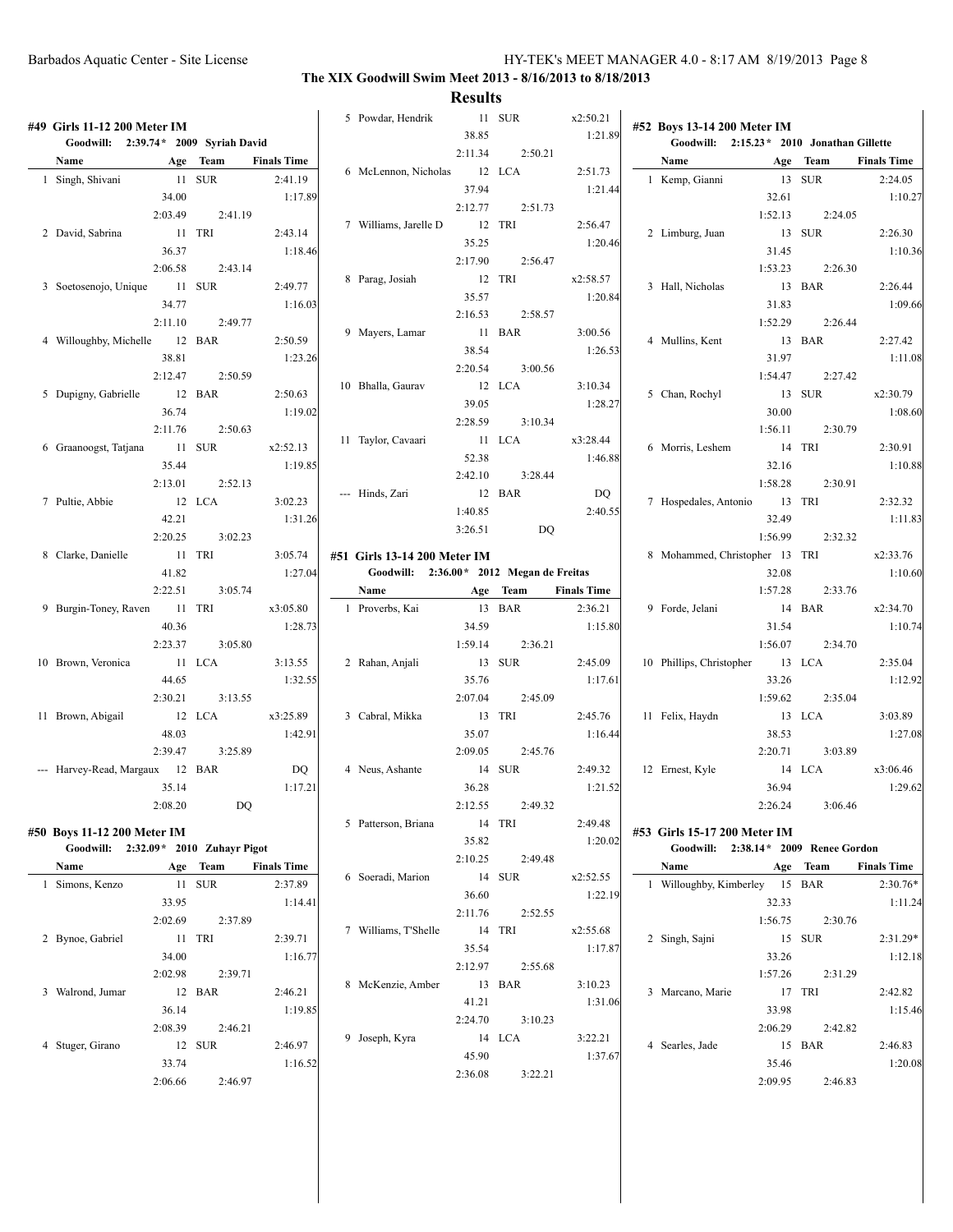# The XIX Goodwill Swim Meet 2013 - 8/16/2013 to 8/18/2013

## Results

### #49 Girls 11-12 200 Meter IM

Goodwill: 2:39.74* 2009 Syriah David

| | Name | Age | Team | Finals Time |
|---|---|---|---|---|
| 1 | Singh, Shivani | 11 | SUR | 2:41.19 |
| | 34.00 | | | 1:17.89 |
| | 2:03.49 | 2:41.19 | | |
| 2 | David, Sabrina | 11 | TRI | 2:43.14 |
| | 36.37 | | | 1:18.46 |
| | 2:06.58 | 2:43.14 | | |
| 3 | Soetosenojo, Unique | 11 | SUR | 2:49.77 |
| | 34.77 | | | 1:16.03 |
| | 2:11.10 | 2:49.77 | | |
| 4 | Willoughby, Michelle | 12 | BAR | 2:50.59 |
| | 38.81 | | | 1:23.26 |
| | 2:12.47 | 2:50.59 | | |
| 5 | Dupigny, Gabrielle | 12 | BAR | 2:50.63 |
| | 36.74 | | | 1:19.02 |
| | 2:11.76 | 2:50.63 | | |
| 6 | Graanoogst, Tatjana | 11 | SUR | x2:52.13 |
| | 35.44 | | | 1:19.85 |
| | 2:13.01 | 2:52.13 | | |
| 7 | Pultie, Abbie | 12 | LCA | 3:02.23 |
| | 42.21 | | | 1:31.26 |
| | 2:20.25 | 3:02.23 | | |
| 8 | Clarke, Danielle | 11 | TRI | 3:05.74 |
| | 41.82 | | | 1:27.04 |
| | 2:22.51 | 3:05.74 | | |
| 9 | Burgin-Toney, Raven | 11 | TRI | x3:05.80 |
| | 40.36 | | | 1:28.73 |
| | 2:23.37 | 3:05.80 | | |
| 10 | Brown, Veronica | 11 | LCA | 3:13.55 |
| | 44.65 | | | 1:32.55 |
| | 2:30.21 | 3:13.55 | | |
| 11 | Brown, Abigail | 12 | LCA | x3:25.89 |
| | 48.03 | | | 1:42.91 |
| | 2:39.47 | 3:25.89 | | |
| --- | Harvey-Read, Margaux | 12 | BAR | DQ |
| | 35.14 | | | 1:17.21 |
| | 2:08.20 | DQ | | |

### #50 Boys 11-12 200 Meter IM

Goodwill: 2:32.09* 2010 Zuhayr Pigot

| | Name | Age | Team | Finals Time |
|---|---|---|---|---|
| 1 | Simons, Kenzo | 11 | SUR | 2:37.89 |
| | 33.95 | | | 1:14.41 |
| | 2:02.69 | 2:37.89 | | |
| 2 | Bynoe, Gabriel | 11 | TRI | 2:39.71 |
| | 34.00 | | | 1:16.77 |
| | 2:02.98 | 2:39.71 | | |
| 3 | Walrond, Jumar | 12 | BAR | 2:46.21 |
| | 36.14 | | | 1:19.85 |
| | 2:08.39 | 2:46.21 | | |
| 4 | Stuger, Girano | 12 | SUR | 2:46.97 |
| | 33.74 | | | 1:16.52 |
| | 2:06.66 | 2:46.97 | | |
| 5 | Powdar, Hendrik | 11 | SUR | x2:50.21 |
| | 38.85 | | | 1:21.89 |
| | 2:11.34 | 2:50.21 | | |
| 6 | McLennon, Nicholas | 12 | LCA | 2:51.73 |
| | 37.94 | | | 1:21.44 |
| | 2:12.77 | 2:51.73 | | |
| 7 | Williams, Jarelle D | 12 | TRI | 2:56.47 |
| | 35.25 | | | 1:20.46 |
| | 2:17.90 | 2:56.47 | | |
| 8 | Parag, Josiah | 12 | TRI | x2:58.57 |
| | 35.57 | | | 1:20.84 |
| | 2:16.53 | 2:58.57 | | |
| 9 | Mayers, Lamar | 11 | BAR | 3:00.56 |
| | 38.54 | | | 1:26.53 |
| | 2:20.54 | 3:00.56 | | |
| 10 | Bhalla, Gaurav | 12 | LCA | 3:10.34 |
| | 39.05 | | | 1:28.27 |
| | 2:28.59 | 3:10.34 | | |
| 11 | Taylor, Cavaari | 11 | LCA | x3:28.44 |
| | 52.38 | | | 1:46.88 |
| | 2:42.10 | 3:28.44 | | |
| --- | Hinds, Zari | 12 | BAR | DQ |
| | 1:40.85 | | | 2:40.55 |
| | 3:26.51 | DQ | | |

### #51 Girls 13-14 200 Meter IM

Goodwill: 2:36.00* 2012 Megan de Freitas

| | Name | Age | Team | Finals Time |
|---|---|---|---|---|
| 1 | Proverbs, Kai | 13 | BAR | 2:36.21 |
| | 34.59 | | | 1:15.80 |
| | 1:59.14 | 2:36.21 | | |
| 2 | Rahan, Anjali | 13 | SUR | 2:45.09 |
| | 35.76 | | | 1:17.61 |
| | 2:07.04 | 2:45.09 | | |
| 3 | Cabral, Mikka | 13 | TRI | 2:45.76 |
| | 35.07 | | | 1:16.44 |
| | 2:09.05 | 2:45.76 | | |
| 4 | Neus, Ashante | 14 | SUR | 2:49.32 |
| | 36.28 | | | 1:21.52 |
| | 2:12.55 | 2:49.32 | | |
| 5 | Patterson, Briana | 14 | TRI | 2:49.48 |
| | 35.82 | | | 1:20.02 |
| | 2:10.25 | 2:49.48 | | |
| 6 | Soeradi, Marion | 14 | SUR | x2:52.55 |
| | 36.60 | | | 1:22.19 |
| | 2:11.76 | 2:52.55 | | |
| 7 | Williams, T'Shelle | 14 | TRI | x2:55.68 |
| | 35.54 | | | 1:17.87 |
| | 2:12.97 | 2:55.68 | | |
| 8 | McKenzie, Amber | 13 | BAR | 3:10.23 |
| | 41.21 | | | 1:31.06 |
| | 2:24.70 | 3:10.23 | | |
| 9 | Joseph, Kyra | 14 | LCA | 3:22.21 |
| | 45.90 | | | 1:37.67 |
| | 2:36.08 | 3:22.21 | | |

### #52 Boys 13-14 200 Meter IM

Goodwill: 2:15.23* 2010 Jonathan Gillette

| | Name | Age | Team | Finals Time |
|---|---|---|---|---|
| 1 | Kemp, Gianni | 13 | SUR | 2:24.05 |
| | 32.61 | | | 1:10.27 |
| | 1:52.13 | 2:24.05 | | |
| 2 | Limburg, Juan | 13 | SUR | 2:26.30 |
| | 31.45 | | | 1:10.36 |
| | 1:53.23 | 2:26.30 | | |
| 3 | Hall, Nicholas | 13 | BAR | 2:26.44 |
| | 31.83 | | | 1:09.66 |
| | 1:52.29 | 2:26.44 | | |
| 4 | Mullins, Kent | 13 | BAR | 2:27.42 |
| | 31.97 | | | 1:11.08 |
| | 1:54.47 | 2:27.42 | | |
| 5 | Chan, Rochyl | 13 | SUR | x2:30.79 |
| | 30.00 | | | 1:08.60 |
| | 1:56.11 | 2:30.79 | | |
| 6 | Morris, Leshem | 14 | TRI | 2:30.91 |
| | 32.16 | | | 1:10.88 |
| | 1:58.28 | 2:30.91 | | |
| 7 | Hospedales, Antonio | 13 | TRI | 2:32.32 |
| | 32.49 | | | 1:11.83 |
| | 1:56.99 | 2:32.32 | | |
| 8 | Mohammed, Christopher | 13 | TRI | x2:33.76 |
| | 32.08 | | | 1:10.60 |
| | 1:57.28 | 2:33.76 | | |
| 9 | Forde, Jelani | 14 | BAR | x2:34.70 |
| | 31.54 | | | 1:10.74 |
| | 1:56.07 | 2:34.70 | | |
| 10 | Phillips, Christopher | 13 | LCA | 2:35.04 |
| | 33.26 | | | 1:12.92 |
| | 1:59.62 | 2:35.04 | | |
| 11 | Felix, Haydn | 13 | LCA | 3:03.89 |
| | 38.53 | | | 1:27.08 |
| | 2:20.71 | 3:03.89 | | |
| 12 | Ernest, Kyle | 14 | LCA | x3:06.46 |
| | 36.94 | | | 1:29.62 |
| | 2:26.24 | 3:06.46 | | |

### #53 Girls 15-17 200 Meter IM

Goodwill: 2:38.14* 2009 Renee Gordon

| | Name | Age | Team | Finals Time |
|---|---|---|---|---|
| 1 | Willoughby, Kimberley | 15 | BAR | 2:30.76* |
| | 32.33 | | | 1:11.24 |
| | 1:56.75 | 2:30.76 | | |
| 2 | Singh, Sajni | 15 | SUR | 2:31.29* |
| | 33.26 | | | 1:12.18 |
| | 1:57.26 | 2:31.29 | | |
| 3 | Marcano, Marie | 17 | TRI | 2:42.82 |
| | 33.98 | | | 1:15.46 |
| | 2:06.29 | 2:42.82 | | |
| 4 | Searles, Jade | 15 | BAR | 2:46.83 |
| | 35.46 | | | 1:20.08 |
| | 2:09.95 | 2:46.83 | | |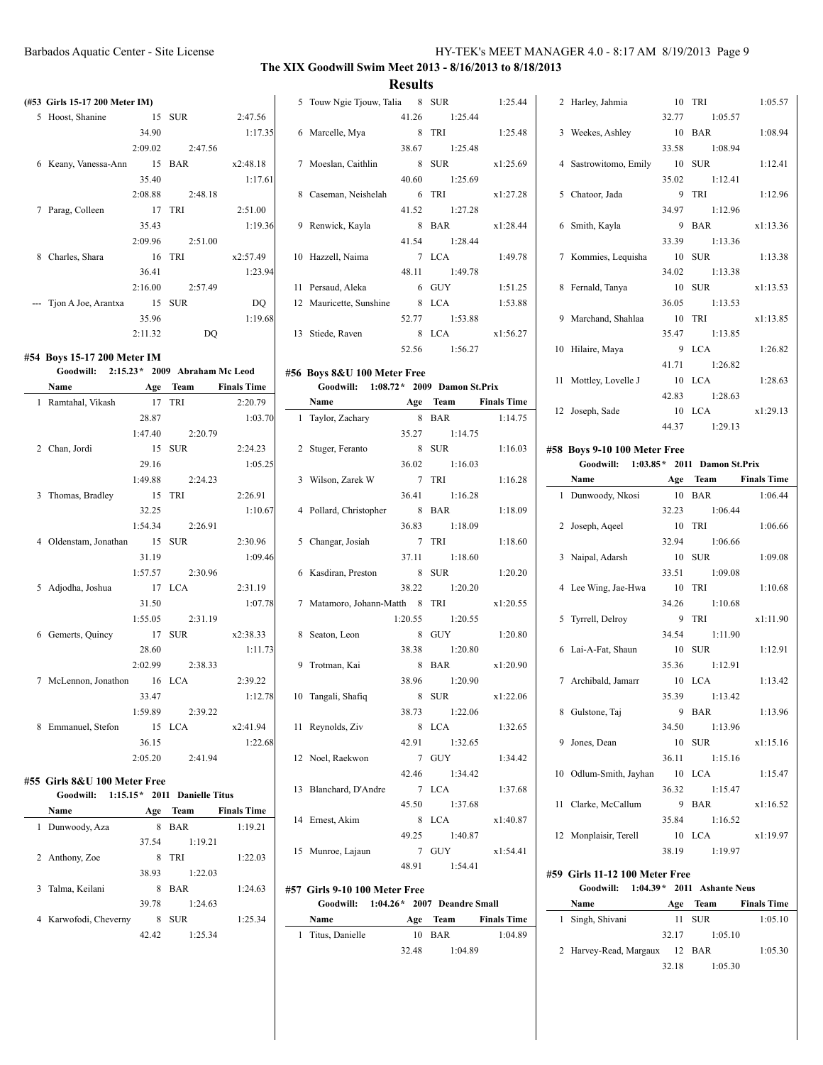**The XIX Goodwill Swim Meet 2013 - 8/16/2013 to 8/18/2013**

## Results

### (#53 Girls 15-17 200 Meter IM)

| | Name | Age | Team | Finals Time |
|---|---|---|---|---|
| 5 | Hoost, Shanine | 15 | SUR | 2:47.56 |
| | | 34.90 | | 1:17.35 |
| | | 2:09.02 | 2:47.56 | |
| 6 | Keany, Vanessa-Ann | 15 | BAR | x2:48.18 |
| | | 35.40 | | 1:17.61 |
| | | 2:08.88 | 2:48.18 | |
| 7 | Parag, Colleen | 17 | TRI | 2:51.00 |
| | | 35.43 | | 1:19.36 |
| | | 2:09.96 | 2:51.00 | |
| 8 | Charles, Shara | 16 | TRI | x2:57.49 |
| | | 36.41 | | 1:23.94 |
| | | 2:16.00 | 2:57.49 | |
| --- | Tjon A Joe, Arantxa | 15 | SUR | DQ |
| | | 35.96 | | 1:19.68 |
| | | 2:11.32 | DQ | |

### #54 Boys 15-17 200 Meter IM

Goodwill: 2:15.23* 2009 Abraham Mc Leod

| | Name | Age | Team | Finals Time |
|---|---|---|---|---|
| 1 | Ramtahal, Vikash | 17 | TRI | 2:20.79 |
| | | 28.87 | | 1:03.70 |
| | | 1:47.40 | 2:20.79 | |
| 2 | Chan, Jordi | 15 | SUR | 2:24.23 |
| | | 29.16 | | 1:05.25 |
| | | 1:49.88 | 2:24.23 | |
| 3 | Thomas, Bradley | 15 | TRI | 2:26.91 |
| | | 32.25 | | 1:10.67 |
| | | 1:54.34 | 2:26.91 | |
| 4 | Oldenstam, Jonathan | 15 | SUR | 2:30.96 |
| | | 31.19 | | 1:09.46 |
| | | 1:57.57 | 2:30.96 | |
| 5 | Adjodha, Joshua | 17 | LCA | 2:31.19 |
| | | 31.50 | | 1:07.78 |
| | | 1:55.05 | 2:31.19 | |
| 6 | Gemerts, Quincy | 17 | SUR | x2:38.33 |
| | | 28.60 | | 1:11.73 |
| | | 2:02.99 | 2:38.33 | |
| 7 | McLennon, Jonathon | 16 | LCA | 2:39.22 |
| | | 33.47 | | 1:12.78 |
| | | 1:59.89 | 2:39.22 | |
| 8 | Emmanuel, Stefon | 15 | LCA | x2:41.94 |
| | | 36.15 | | 1:22.68 |
| | | 2:05.20 | 2:41.94 | |

### #55 Girls 8&U 100 Meter Free

Goodwill: 1:15.15* 2011 Danielle Titus

| | Name | Age | Team | Finals Time |
|---|---|---|---|---|
| 1 | Dunwoody, Aza | 8 | BAR | 1:19.21 |
| | | 37.54 | 1:19.21 | |
| 2 | Anthony, Zoe | 8 | TRI | 1:22.03 |
| | | 38.93 | 1:22.03 | |
| 3 | Talma, Keilani | 8 | BAR | 1:24.63 |
| | | 39.78 | 1:24.63 | |
| 4 | Karwofodi, Cheverny | 8 | SUR | 1:25.34 |
| | | 42.42 | 1:25.34 | |
| 5 | Touw Ngie Tjouw, Talia | 8 | SUR | 1:25.44 |
| | | 41.26 | 1:25.44 | |
| 6 | Marcelle, Mya | 8 | TRI | 1:25.48 |
| | | 38.67 | 1:25.48 | |
| 7 | Moeslan, Caithlin | 8 | SUR | x1:25.69 |
| | | 40.60 | 1:25.69 | |
| 8 | Caseman, Neishelah | 6 | TRI | x1:27.28 |
| | | 41.52 | 1:27.28 | |
| 9 | Renwick, Kayla | 8 | BAR | x1:28.44 |
| | | 41.54 | 1:28.44 | |
| 10 | Hazzell, Naima | 7 | LCA | 1:49.78 |
| | | 48.11 | 1:49.78 | |
| 11 | Persaud, Aleka | 6 | GUY | 1:51.25 |
| 12 | Mauricette, Sunshine | 8 | LCA | 1:53.88 |
| | | 52.77 | 1:53.88 | |
| 13 | Stiede, Raven | 8 | LCA | x1:56.27 |
| | | 52.56 | 1:56.27 | |

### #56 Boys 8&U 100 Meter Free

Goodwill: 1:08.72* 2009 Damon St.Prix

| | Name | Age | Team | Finals Time |
|---|---|---|---|---|
| 1 | Taylor, Zachary | 8 | BAR | 1:14.75 |
| | | 35.27 | 1:14.75 | |
| 2 | Stuger, Feranto | 8 | SUR | 1:16.03 |
| | | 36.02 | 1:16.03 | |
| 3 | Wilson, Zarek W | 7 | TRI | 1:16.28 |
| | | 36.41 | 1:16.28 | |
| 4 | Pollard, Christopher | 8 | BAR | 1:18.09 |
| | | 36.83 | 1:18.09 | |
| 5 | Changar, Josiah | 7 | TRI | 1:18.60 |
| | | 37.11 | 1:18.60 | |
| 6 | Kasdiran, Preston | 8 | SUR | 1:20.20 |
| | | 38.22 | 1:20.20 | |
| 7 | Matamoro, Johann-Matth | 8 | TRI | x1:20.55 |
| | | 1:20.55 | 1:20.55 | |
| 8 | Seaton, Leon | 8 | GUY | 1:20.80 |
| | | 38.38 | 1:20.80 | |
| 9 | Trotman, Kai | 8 | BAR | x1:20.90 |
| | | 38.96 | 1:20.90 | |
| 10 | Tangali, Shafiq | 8 | SUR | x1:22.06 |
| | | 38.73 | 1:22.06 | |
| 11 | Reynolds, Ziv | 8 | LCA | 1:32.65 |
| | | 42.91 | 1:32.65 | |
| 12 | Noel, Raekwon | 7 | GUY | 1:34.42 |
| | | 42.46 | 1:34.42 | |
| 13 | Blanchard, D'Andre | 7 | LCA | 1:37.68 |
| | | 45.50 | 1:37.68 | |
| 14 | Ernest, Akim | 8 | LCA | x1:40.87 |
| | | 49.25 | 1:40.87 | |
| 15 | Munroe, Lajaun | 7 | GUY | x1:54.41 |
| | | 48.91 | 1:54.41 | |

### #57 Girls 9-10 100 Meter Free

Goodwill: 1:04.26* 2007 Deandre Small

| | Name | Age | Team | Finals Time |
|---|---|---|---|---|
| 1 | Titus, Danielle | 10 | BAR | 1:04.89 |
| | | 32.48 | 1:04.89 | |
| 2 | Harley, Jahmia | 10 | TRI | 1:05.57 |
| | | 32.77 | 1:05.57 | |
| 3 | Weekes, Ashley | 10 | BAR | 1:08.94 |
| | | 33.58 | 1:08.94 | |
| 4 | Sastrowitomo, Emily | 10 | SUR | 1:12.41 |
| | | 35.02 | 1:12.41 | |
| 5 | Chatoor, Jada | 9 | TRI | 1:12.96 |
| | | 34.97 | 1:12.96 | |
| 6 | Smith, Kayla | 9 | BAR | x1:13.36 |
| | | 33.39 | 1:13.36 | |
| 7 | Kommies, Lequisha | 10 | SUR | 1:13.38 |
| | | 34.02 | 1:13.38 | |
| 8 | Fernald, Tanya | 10 | SUR | x1:13.53 |
| | | 36.05 | 1:13.53 | |
| 9 | Marchand, Shahlaa | 10 | TRI | x1:13.85 |
| | | 35.47 | 1:13.85 | |
| 10 | Hilaire, Maya | 9 | LCA | 1:26.82 |
| | | 41.71 | 1:26.82 | |
| 11 | Mottley, Lovelle J | 10 | LCA | 1:28.63 |
| | | 42.83 | 1:28.63 | |
| 12 | Joseph, Sade | 10 | LCA | x1:29.13 |
| | | 44.37 | 1:29.13 | |

### #58 Boys 9-10 100 Meter Free

Goodwill: 1:03.85* 2011 Damon St.Prix

| | Name | Age | Team | Finals Time |
|---|---|---|---|---|
| 1 | Dunwoody, Nkosi | 10 | BAR | 1:06.44 |
| | | 32.23 | 1:06.44 | |
| 2 | Joseph, Aqeel | 10 | TRI | 1:06.66 |
| | | 32.94 | 1:06.66 | |
| 3 | Naipal, Adarsh | 10 | SUR | 1:09.08 |
| | | 33.51 | 1:09.08 | |
| 4 | Lee Wing, Jae-Hwa | 10 | TRI | 1:10.68 |
| | | 34.26 | 1:10.68 | |
| 5 | Tyrrell, Delroy | 9 | TRI | x1:11.90 |
| | | 34.54 | 1:11.90 | |
| 6 | Lai-A-Fat, Shaun | 10 | SUR | 1:12.91 |
| | | 35.36 | 1:12.91 | |
| 7 | Archibald, Jamarr | 10 | LCA | 1:13.42 |
| | | 35.39 | 1:13.42 | |
| 8 | Gulstone, Taj | 9 | BAR | 1:13.96 |
| | | 34.50 | 1:13.96 | |
| 9 | Jones, Dean | 10 | SUR | x1:15.16 |
| | | 36.11 | 1:15.16 | |
| 10 | Odlum-Smith, Jayhan | 10 | LCA | 1:15.47 |
| | | 36.32 | 1:15.47 | |
| 11 | Clarke, McCallum | 9 | BAR | x1:16.52 |
| | | 35.84 | 1:16.52 | |
| 12 | Monplaisir, Terell | 10 | LCA | x1:19.97 |
| | | 38.19 | 1:19.97 | |

### #59 Girls 11-12 100 Meter Free

Goodwill: 1:04.39* 2011 Ashante Neus

| | Name | Age | Team | Finals Time |
|---|---|---|---|---|
| 1 | Singh, Shivani | 11 | SUR | 1:05.10 |
| | | 32.17 | 1:05.10 | |
| 2 | Harvey-Read, Margaux | 12 | BAR | 1:05.30 |
| | | 32.18 | 1:05.30 | |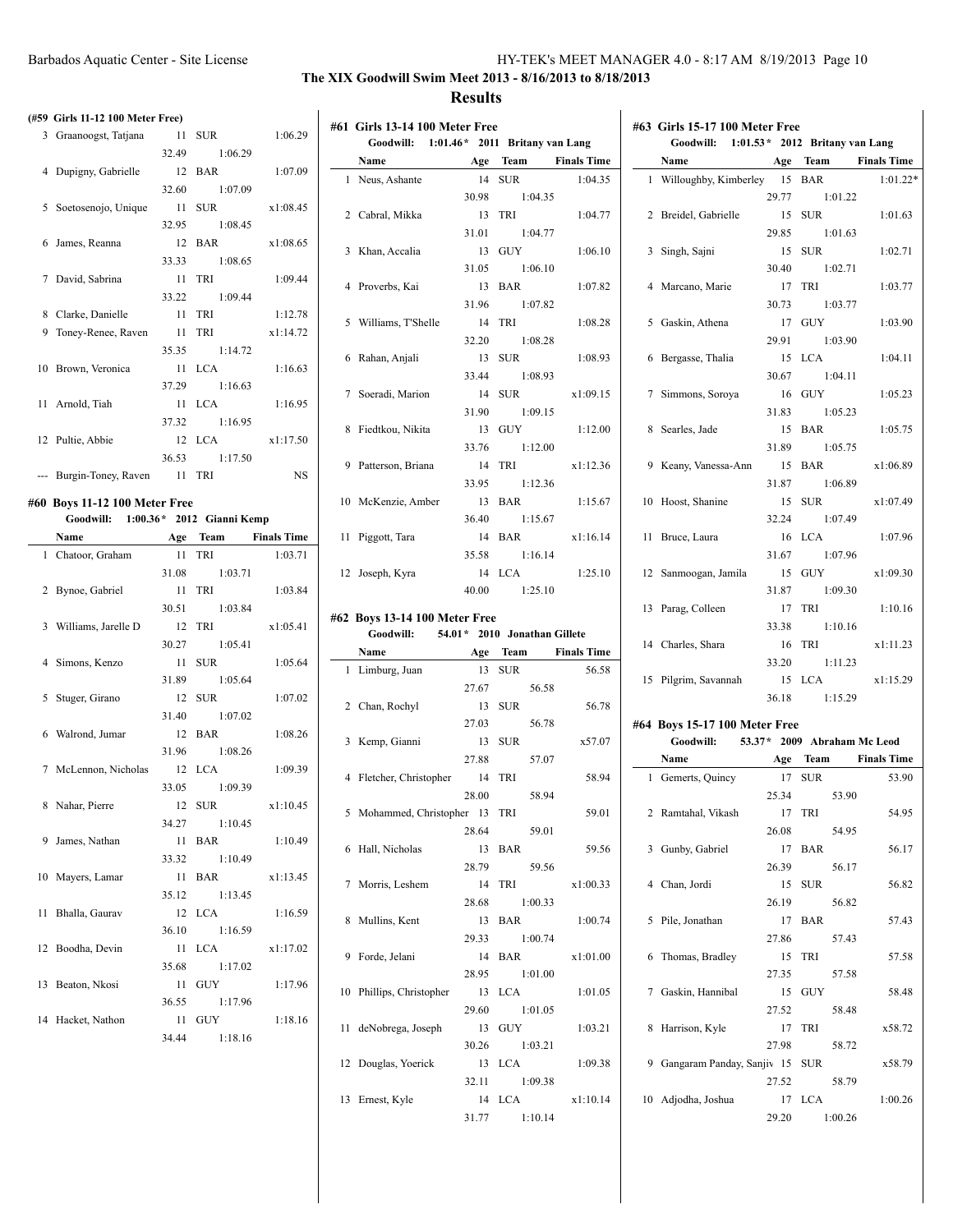## The XIX Goodwill Swim Meet 2013 - 8/16/2013 to 8/18/2013

## Results

### (#59 Girls 11-12 100 Meter Free)

| Place | Name | Age | Team | Finals Time | Splits |
|---|---|---|---|---|---|
| 3 | Graanoogst, Tatjana | 11 | SUR | 1:06.29 | 32.49 1:06.29 |
| 4 | Dupigny, Gabrielle | 12 | BAR | 1:07.09 | 32.60 1:07.09 |
| 5 | Soetosenojo, Unique | 11 | SUR | x1:08.45 | 32.95 1:08.45 |
| 6 | James, Reanna | 12 | BAR | x1:08.65 | 33.33 1:08.65 |
| 7 | David, Sabrina | 11 | TRI | 1:09.44 | 33.22 1:09.44 |
| 8 | Clarke, Danielle | 11 | TRI | 1:12.78 | |
| 9 | Toney-Renee, Raven | 11 | TRI | x1:14.72 | 35.35 1:14.72 |
| 10 | Brown, Veronica | 11 | LCA | 1:16.63 | 37.29 1:16.63 |
| 11 | Arnold, Tiah | 11 | LCA | 1:16.95 | 37.32 1:16.95 |
| 12 | Pultie, Abbie | 12 | LCA | x1:17.50 | 36.53 1:17.50 |
| --- | Burgin-Toney, Raven | 11 | TRI | NS | |

### #60 Boys 11-12 100 Meter Free

Goodwill: 1:00.36* 2012 Gianni Kemp

| Place | Name | Age | Team | Finals Time | Splits |
|---|---|---|---|---|---|
| 1 | Chatoor, Graham | 11 | TRI | 1:03.71 | 31.08 1:03.71 |
| 2 | Bynoe, Gabriel | 11 | TRI | 1:03.84 | 30.51 1:03.84 |
| 3 | Williams, Jarelle D | 12 | TRI | x1:05.41 | 30.27 1:05.41 |
| 4 | Simons, Kenzo | 11 | SUR | 1:05.64 | 31.89 1:05.64 |
| 5 | Stuger, Girano | 12 | SUR | 1:07.02 | 31.40 1:07.02 |
| 6 | Walrond, Jumar | 12 | BAR | 1:08.26 | 31.96 1:08.26 |
| 7 | McLennon, Nicholas | 12 | LCA | 1:09.39 | 33.05 1:09.39 |
| 8 | Nahar, Pierre | 12 | SUR | x1:10.45 | 34.27 1:10.45 |
| 9 | James, Nathan | 11 | BAR | 1:10.49 | 33.32 1:10.49 |
| 10 | Mayers, Lamar | 11 | BAR | x1:13.45 | 35.12 1:13.45 |
| 11 | Bhalla, Gaurav | 12 | LCA | 1:16.59 | 36.10 1:16.59 |
| 12 | Boodha, Devin | 11 | LCA | x1:17.02 | 35.68 1:17.02 |
| 13 | Beaton, Nkosi | 11 | GUY | 1:17.96 | 36.55 1:17.96 |
| 14 | Hacket, Nathon | 11 | GUY | 1:18.16 | 34.44 1:18.16 |

### #61 Girls 13-14 100 Meter Free

Goodwill: 1:01.46* 2011 Britany van Lang

| Place | Name | Age | Team | Finals Time | Splits |
|---|---|---|---|---|---|
| 1 | Neus, Ashante | 14 | SUR | 1:04.35 | 30.98 1:04.35 |
| 2 | Cabral, Mikka | 13 | TRI | 1:04.77 | 31.01 1:04.77 |
| 3 | Khan, Accalia | 13 | GUY | 1:06.10 | 31.05 1:06.10 |
| 4 | Proverbs, Kai | 13 | BAR | 1:07.82 | 31.96 1:07.82 |
| 5 | Williams, T'Shelle | 14 | TRI | 1:08.28 | 32.20 1:08.28 |
| 6 | Rahan, Anjali | 13 | SUR | 1:08.93 | 33.44 1:08.93 |
| 7 | Soeradi, Marion | 14 | SUR | x1:09.15 | 31.90 1:09.15 |
| 8 | Fiedtkou, Nikita | 13 | GUY | 1:12.00 | 33.76 1:12.00 |
| 9 | Patterson, Briana | 14 | TRI | x1:12.36 | 33.95 1:12.36 |
| 10 | McKenzie, Amber | 13 | BAR | 1:15.67 | 36.40 1:15.67 |
| 11 | Piggott, Tara | 14 | BAR | x1:16.14 | 35.58 1:16.14 |
| 12 | Joseph, Kyra | 14 | LCA | 1:25.10 | 40.00 1:25.10 |

### #62 Boys 13-14 100 Meter Free

Goodwill: 54.01* 2010 Jonathan Gillete

| Place | Name | Age | Team | Finals Time | Splits |
|---|---|---|---|---|---|
| 1 | Limburg, Juan | 13 | SUR | 56.58 | 27.67 56.58 |
| 2 | Chan, Rochyl | 13 | SUR | 56.78 | 27.03 56.78 |
| 3 | Kemp, Gianni | 13 | SUR | x57.07 | 27.88 57.07 |
| 4 | Fletcher, Christopher | 14 | TRI | 58.94 | 28.00 58.94 |
| 5 | Mohammed, Christopher | 13 | TRI | 59.01 | 28.64 59.01 |
| 6 | Hall, Nicholas | 13 | BAR | 59.56 | 28.79 59.56 |
| 7 | Morris, Leshem | 14 | TRI | x1:00.33 | 28.68 1:00.33 |
| 8 | Mullins, Kent | 13 | BAR | 1:00.74 | 29.33 1:00.74 |
| 9 | Forde, Jelani | 14 | BAR | x1:01.00 | 28.95 1:01.00 |
| 10 | Phillips, Christopher | 13 | LCA | 1:01.05 | 29.60 1:01.05 |
| 11 | deNobrega, Joseph | 13 | GUY | 1:03.21 | 30.26 1:03.21 |
| 12 | Douglas, Yoerick | 13 | LCA | 1:09.38 | 32.11 1:09.38 |
| 13 | Ernest, Kyle | 14 | LCA | x1:10.14 | 31.77 1:10.14 |

### #63 Girls 15-17 100 Meter Free

Goodwill: 1:01.53* 2012 Britany van Lang

| Place | Name | Age | Team | Finals Time | Splits |
|---|---|---|---|---|---|
| 1 | Willoughby, Kimberley | 15 | BAR | 1:01.22* | 29.77 1:01.22 |
| 2 | Breidel, Gabrielle | 15 | SUR | 1:01.63 | 29.85 1:01.63 |
| 3 | Singh, Sajni | 15 | SUR | 1:02.71 | 30.40 1:02.71 |
| 4 | Marcano, Marie | 17 | TRI | 1:03.77 | 30.73 1:03.77 |
| 5 | Gaskin, Athena | 17 | GUY | 1:03.90 | 29.91 1:03.90 |
| 6 | Bergasse, Thalia | 15 | LCA | 1:04.11 | 30.67 1:04.11 |
| 7 | Simmons, Soroya | 16 | GUY | 1:05.23 | 31.83 1:05.23 |
| 8 | Searles, Jade | 15 | BAR | 1:05.75 | 31.89 1:05.75 |
| 9 | Keany, Vanessa-Ann | 15 | BAR | x1:06.89 | 31.87 1:06.89 |
| 10 | Hoost, Shanine | 15 | SUR | x1:07.49 | 32.24 1:07.49 |
| 11 | Bruce, Laura | 16 | LCA | 1:07.96 | 31.67 1:07.96 |
| 12 | Sanmoogan, Jamila | 15 | GUY | x1:09.30 | 31.87 1:09.30 |
| 13 | Parag, Colleen | 17 | TRI | 1:10.16 | 33.38 1:10.16 |
| 14 | Charles, Shara | 16 | TRI | x1:11.23 | 33.20 1:11.23 |
| 15 | Pilgrim, Savannah | 15 | LCA | x1:15.29 | 36.18 1:15.29 |

### #64 Boys 15-17 100 Meter Free

Goodwill: 53.37* 2009 Abraham Mc Leod

| Place | Name | Age | Team | Finals Time | Splits |
|---|---|---|---|---|---|
| 1 | Gemerts, Quincy | 17 | SUR | 53.90 | 25.34 53.90 |
| 2 | Ramtahal, Vikash | 17 | TRI | 54.95 | 26.08 54.95 |
| 3 | Gunby, Gabriel | 17 | BAR | 56.17 | 26.39 56.17 |
| 4 | Chan, Jordi | 15 | SUR | 56.82 | 26.19 56.82 |
| 5 | Pile, Jonathan | 17 | BAR | 57.43 | 27.86 57.43 |
| 6 | Thomas, Bradley | 15 | TRI | 57.58 | 27.35 57.58 |
| 7 | Gaskin, Hannibal | 15 | GUY | 58.48 | 27.52 58.48 |
| 8 | Harrison, Kyle | 17 | TRI | x58.72 | 27.98 58.72 |
| 9 | Gangaram Panday, Sanjiv | 15 | SUR | x58.79 | 27.52 58.79 |
| 10 | Adjodha, Joshua | 17 | LCA | 1:00.26 | 29.20 1:00.26 |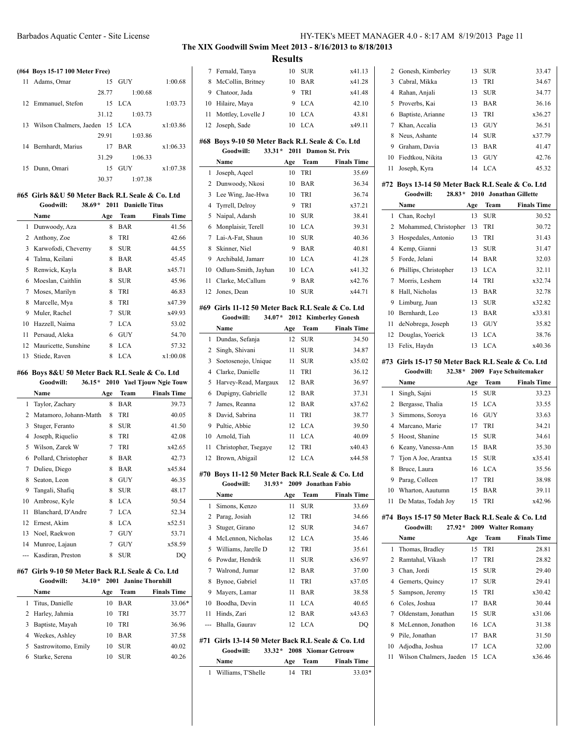**The XIX Goodwill Swim Meet 2013 - 8/16/2013 to 8/18/2013**

**Results**

**(#64 Boys 15-17 100 Meter Free)**

| | Name | Age | Team | Finals Time |
|---|---|---|---|---|
| 11 | Adams, Omar | 15 | GUY | 1:00.68 |
| | | 28.77 | 1:00.68 | |
| 12 | Emmanuel, Stefon | 15 | LCA | 1:03.73 |
| | | 31.12 | 1:03.73 | |
| 13 | Wilson Chalmers, Jaeden | 15 | LCA | x1:03.86 |
| | | 29.91 | 1:03.86 | |
| 14 | Bernhardt, Marius | 17 | BAR | x1:06.33 |
| | | 31.29 | 1:06.33 | |
| 15 | Dunn, Omari | 15 | GUY | x1:07.38 |
| | | 30.37 | 1:07.38 | |

## #65 Girls 8&U 50 Meter Back R.L Seale & Co. Ltd

**Goodwill: 38.69* 2011 Danielle Titus**

| | Name | Age | Team | Finals Time |
|---|---|---|---|---|
| 1 | Dunwoody, Aza | 8 | BAR | 41.56 |
| 2 | Anthony, Zoe | 8 | TRI | 42.66 |
| 3 | Karwofodi, Cheverny | 8 | SUR | 44.55 |
| 4 | Talma, Keilani | 8 | BAR | 45.45 |
| 5 | Renwick, Kayla | 8 | BAR | x45.71 |
| 6 | Moeslan, Caithlin | 8 | SUR | 45.96 |
| 7 | Moses, Marilyn | 8 | TRI | 46.83 |
| 8 | Marcelle, Mya | 8 | TRI | x47.39 |
| 9 | Muler, Rachel | 7 | SUR | x49.93 |
| 10 | Hazzell, Naima | 7 | LCA | 53.02 |
| 11 | Persaud, Aleka | 6 | GUY | 54.70 |
| 12 | Mauricette, Sunshine | 8 | LCA | 57.32 |
| 13 | Stiede, Raven | 8 | LCA | x1:00.08 |

## #66 Boys 8&U 50 Meter Back R.L Seale & Co. Ltd

**Goodwill: 36.15* 2010 Yael Tjouw Ngie Touw**

| | Name | Age | Team | Finals Time |
|---|---|---|---|---|
| 1 | Taylor, Zachary | 8 | BAR | 39.73 |
| 2 | Matamoro, Johann-Matth | 8 | TRI | 40.05 |
| 3 | Stuger, Feranto | 8 | SUR | 41.50 |
| 4 | Joseph, Riquelio | 8 | TRI | 42.08 |
| 5 | Wilson, Zarek W | 7 | TRI | x42.65 |
| 6 | Pollard, Christopher | 8 | BAR | 42.73 |
| 7 | Dulieu, Diego | 8 | BAR | x45.84 |
| 8 | Seaton, Leon | 8 | GUY | 46.35 |
| 9 | Tangali, Shafiq | 8 | SUR | 48.17 |
| 10 | Ambrose, Kyle | 8 | LCA | 50.54 |
| 11 | Blanchard, D'Andre | 7 | LCA | 52.34 |
| 12 | Ernest, Akim | 8 | LCA | x52.51 |
| 13 | Noel, Raekwon | 7 | GUY | 53.71 |
| 14 | Munroe, Lajaun | 7 | GUY | x58.59 |
| --- | Kasdiran, Preston | 8 | SUR | DQ |

## #67 Girls 9-10 50 Meter Back R.L Seale & Co. Ltd

**Goodwill: 34.10* 2001 Janine Thornhill**

| | Name | Age | Team | Finals Time |
|---|---|---|---|---|
| 1 | Titus, Danielle | 10 | BAR | 33.06* |
| 2 | Harley, Jahmia | 10 | TRI | 35.77 |
| 3 | Baptiste, Mayah | 10 | TRI | 36.96 |
| 4 | Weekes, Ashley | 10 | BAR | 37.58 |
| 5 | Sastrowitomo, Emily | 10 | SUR | 40.02 |
| 6 | Starke, Serena | 10 | SUR | 40.26 |
| 7 | Fernald, Tanya | 10 | SUR | x41.13 |
| 8 | McCollin, Britney | 10 | BAR | x41.28 |
| 9 | Chatoor, Jada | 9 | TRI | x41.48 |
| 10 | Hilaire, Maya | 9 | LCA | 42.10 |
| 11 | Mottley, Lovelle J | 10 | LCA | 43.81 |
| 12 | Joseph, Sade | 10 | LCA | x49.11 |

## #68 Boys 9-10 50 Meter Back R.L Seale & Co. Ltd

**Goodwill: 33.31* 2011 Damon St. Prix**

| | Name | Age | Team | Finals Time |
|---|---|---|---|---|
| 1 | Joseph, Aqeel | 10 | TRI | 35.69 |
| 2 | Dunwoody, Nkosi | 10 | BAR | 36.34 |
| 3 | Lee Wing, Jae-Hwa | 10 | TRI | 36.74 |
| 4 | Tyrrell, Delroy | 9 | TRI | x37.21 |
| 5 | Naipal, Adarsh | 10 | SUR | 38.41 |
| 6 | Monplaisir, Terell | 10 | LCA | 39.31 |
| 7 | Lai-A-Fat, Shaun | 10 | SUR | 40.36 |
| 8 | Skinner, Niel | 9 | BAR | 40.81 |
| 9 | Archibald, Jamarr | 10 | LCA | 41.28 |
| 10 | Odlum-Smith, Jayhan | 10 | LCA | x41.32 |
| 11 | Clarke, McCallum | 9 | BAR | x42.76 |
| 12 | Jones, Dean | 10 | SUR | x44.71 |

## #69 Girls 11-12 50 Meter Back R.L Seale & Co. Ltd

**Goodwill: 34.07* 2012 Kimberley Gonesh**

| | Name | Age | Team | Finals Time |
|---|---|---|---|---|
| 1 | Dundas, Sefanja | 12 | SUR | 34.50 |
| 2 | Singh, Shivani | 11 | SUR | 34.87 |
| 3 | Soetosenojo, Unique | 11 | SUR | x35.02 |
| 4 | Clarke, Danielle | 11 | TRI | 36.12 |
| 5 | Harvey-Read, Margaux | 12 | BAR | 36.97 |
| 6 | Dupigny, Gabrielle | 12 | BAR | 37.31 |
| 7 | James, Reanna | 12 | BAR | x37.62 |
| 8 | David, Sabrina | 11 | TRI | 38.77 |
| 9 | Pultie, Abbie | 12 | LCA | 39.50 |
| 10 | Arnold, Tiah | 11 | LCA | 40.09 |
| 11 | Christopher, Tsegaye | 12 | TRI | x40.43 |
| 12 | Brown, Abigail | 12 | LCA | x44.58 |

## #70 Boys 11-12 50 Meter Back R.L Seale & Co. Ltd

**Goodwill: 31.93* 2009 Jonathan Fabio**

| | Name | Age | Team | Finals Time |
|---|---|---|---|---|
| 1 | Simons, Kenzo | 11 | SUR | 33.69 |
| 2 | Parag, Josiah | 12 | TRI | 34.66 |
| 3 | Stuger, Girano | 12 | SUR | 34.67 |
| 4 | McLennon, Nicholas | 12 | LCA | 35.46 |
| 5 | Williams, Jarelle D | 12 | TRI | 35.61 |
| 6 | Powdar, Hendrik | 11 | SUR | x36.97 |
| 7 | Walrond, Jumar | 12 | BAR | 37.00 |
| 8 | Bynoe, Gabriel | 11 | TRI | x37.05 |
| 9 | Mayers, Lamar | 11 | BAR | 38.58 |
| 10 | Boodha, Devin | 11 | LCA | 40.65 |
| 11 | Hinds, Zari | 12 | BAR | x43.63 |
| --- | Bhalla, Gaurav | 12 | LCA | DQ |

## #71 Girls 13-14 50 Meter Back R.L Seale & Co. Ltd

**Goodwill: 33.32* 2008 Xiomar Getrouw**

| | Name | Age | Team | Finals Time |
|---|---|---|---|---|
| 1 | Williams, T'Shelle | 14 | TRI | 33.03* |
| 2 | Gonesh, Kimberley | 13 | SUR | 33.47 |
| 3 | Cabral, Mikka | 13 | TRI | 34.67 |
| 4 | Rahan, Anjali | 13 | SUR | 34.77 |
| 5 | Proverbs, Kai | 13 | BAR | 36.16 |
| 6 | Baptiste, Arianne | 13 | TRI | x36.27 |
| 7 | Khan, Accalia | 13 | GUY | 36.51 |
| 8 | Neus, Ashante | 14 | SUR | x37.79 |
| 9 | Graham, Davia | 13 | BAR | 41.47 |
| 10 | Fiedtkou, Nikita | 13 | GUY | 42.76 |
| 11 | Joseph, Kyra | 14 | LCA | 45.32 |

## #72 Boys 13-14 50 Meter Back R.L Seale & Co. Ltd

**Goodwill: 28.83* 2010 Jonathan Gillette**

| | Name | Age | Team | Finals Time |
|---|---|---|---|---|
| 1 | Chan, Rochyl | 13 | SUR | 30.52 |
| 2 | Mohammed, Christopher | 13 | TRI | 30.72 |
| 3 | Hospedales, Antonio | 13 | TRI | 31.43 |
| 4 | Kemp, Gianni | 13 | SUR | 31.47 |
| 5 | Forde, Jelani | 14 | BAR | 32.03 |
| 6 | Phillips, Christopher | 13 | LCA | 32.11 |
| 7 | Morris, Leshem | 14 | TRI | x32.74 |
| 8 | Hall, Nicholas | 13 | BAR | 32.78 |
| 9 | Limburg, Juan | 13 | SUR | x32.82 |
| 10 | Bernhardt, Leo | 13 | BAR | x33.81 |
| 11 | deNobrega, Joseph | 13 | GUY | 35.82 |
| 12 | Douglas, Yoerick | 13 | LCA | 38.76 |
| 13 | Felix, Haydn | 13 | LCA | x40.36 |

## #73 Girls 15-17 50 Meter Back R.L Seale & Co. Ltd

**Goodwill: 32.38* 2009 Faye Schuitemaker**

| | Name | Age | Team | Finals Time |
|---|---|---|---|---|
| 1 | Singh, Sajni | 15 | SUR | 33.23 |
| 2 | Bergasse, Thalia | 15 | LCA | 33.55 |
| 3 | Simmons, Soroya | 16 | GUY | 33.63 |
| 4 | Marcano, Marie | 17 | TRI | 34.21 |
| 5 | Hoost, Shanine | 15 | SUR | 34.61 |
| 6 | Keany, Vanessa-Ann | 15 | BAR | 35.30 |
| 7 | Tjon A Joe, Arantxa | 15 | SUR | x35.41 |
| 8 | Bruce, Laura | 16 | LCA | 35.56 |
| 9 | Parag, Colleen | 17 | TRI | 38.98 |
| 10 | Wharton, Aautumn | 15 | BAR | 39.11 |
| 11 | De Matas, Todah Joy | 15 | TRI | x42.96 |

## #74 Boys 15-17 50 Meter Back R.L Seale & Co. Ltd

**Goodwill: 27.92* 2009 Walter Romany**

| | Name | Age | Team | Finals Time |
|---|---|---|---|---|
| 1 | Thomas, Bradley | 15 | TRI | 28.81 |
| 2 | Ramtahal, Vikash | 17 | TRI | 28.82 |
| 3 | Chan, Jordi | 15 | SUR | 29.40 |
| 4 | Gemerts, Quincy | 17 | SUR | 29.41 |
| 5 | Sampson, Jeremy | 15 | TRI | x30.42 |
| 6 | Coles, Joshua | 17 | BAR | 30.44 |
| 7 | Oldenstam, Jonathan | 15 | SUR | x31.06 |
| 8 | McLennon, Jonathon | 16 | LCA | 31.38 |
| 9 | Pile, Jonathan | 17 | BAR | 31.50 |
| 10 | Adjodha, Joshua | 17 | LCA | 32.00 |
| 11 | Wilson Chalmers, Jaeden | 15 | LCA | x36.46 |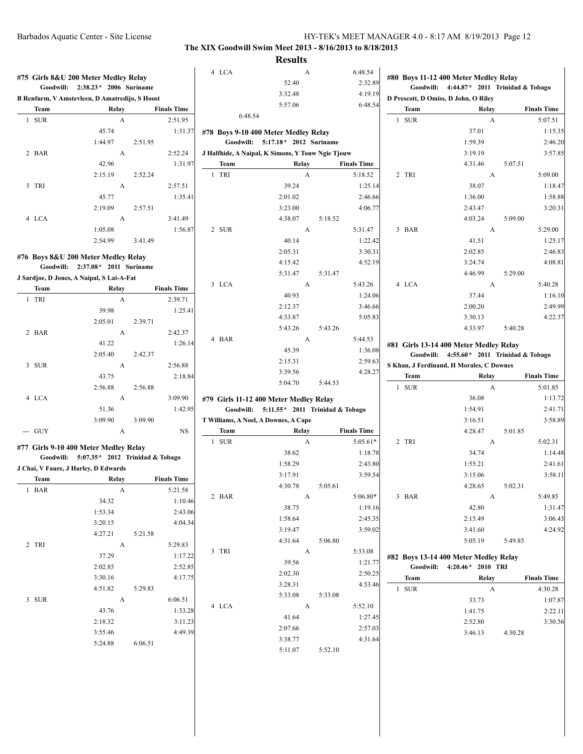**The XIX Goodwill Swim Meet 2013 - 8/16/2013 to 8/18/2013**

**Results**

### #75 Girls 8&U 200 Meter Medley Relay

Goodwill: 2:38.23* 2006 Suriname
B Renfurm, V Amstevleen, D Amatredijo, S Hoost

| Team | Relay | Finals Time |
|---|---|---|
| 1 SUR | A | 2:51.95 |
| 45.74 | | 1:31.37 |
| 1:44.97 | 2:51.95 | |
| 2 BAR | A | 2:52.24 |
| 42.96 | | 1:31.97 |
| 2:15.19 | 2:52.24 | |
| 3 TRI | A | 2:57.51 |
| 45.77 | | 1:35.41 |
| 2:19.09 | 2:57.51 | |
| 4 LCA | A | 3:41.49 |
| 1:05.08 | | 1:56.87 |
| 2:54.99 | 3:41.49 | |

### #76 Boys 8&U 200 Meter Medley Relay

Goodwill: 2:37.08* 2011 Suriname
J Sardjoe, D Jones, A Naipal, S Lai-A-Fat

| Team | Relay | Finals Time |
|---|---|---|
| 1 TRI | A | 2:39.71 |
| 39.98 | | 1:25.41 |
| 2:05.01 | 2:39.71 | |
| 2 BAR | A | 2:42.37 |
| 41.22 | | 1:26.14 |
| 2:05.40 | 2:42.37 | |
| 3 SUR | A | 2:56.88 |
| 43.75 | | 2:18.84 |
| 2:56.88 | 2:56.88 | |
| 4 LCA | A | 3:09.90 |
| 51.36 | | 1:42.95 |
| 3:09.90 | 3:09.90 | |
| --- GUY | A | NS |

### #77 Girls 9-10 400 Meter Medley Relay

Goodwill: 5:07.35* 2012 Trinidad & Tobago
J Chai, V Faure, J Harley, D Edwards

| Team | Relay | Finals Time |
|---|---|---|
| 1 BAR | A | 5:21.58 |
| 34.32 | | 1:10.46 |
| 1:53.34 | | 2:43.06 |
| 3:20.15 | | 4:04.34 |
| 4:27.21 | 5:21.58 | |
| 2 TRI | A | 5:29.83 |
| 37.29 | | 1:17.22 |
| 2:02.85 | | 2:52.85 |
| 3:30.16 | | 4:17.75 |
| 4:51.82 | 5:29.83 | |
| 3 SUR | A | 6:06.51 |
| 43.76 | | 1:33.28 |
| 2:18.32 | | 3:11.23 |
| 3:55.46 | | 4:49.39 |
| 5:24.88 | 6:06.51 | |
| 4 LCA | A | 6:48.54 |
| 52.40 | | 2:32.89 |
| 3:32.48 | | 4:19.19 |
| 5:57.06 | | 6:48.54 |
| 6:48.54 | | |

### #78 Boys 9-10 400 Meter Medley Relay

Goodwill: 5:17.18* 2012 Suriname
J Halfhide, A Naipal, K Simons, Y Touw Ngie Tjouw

| Team | Relay | Finals Time |
|---|---|---|
| 1 TRI | A | 5:18.52 |
| 39.24 | | 1:25.14 |
| 2:01.02 | | 2:46.66 |
| 3:23.00 | | 4:06.77 |
| 4:38.07 | 5:18.52 | |
| 2 SUR | A | 5:31.47 |
| 40.14 | | 1:22.42 |
| 2:05.31 | | 3:30.31 |
| 4:15.42 | | 4:52.19 |
| 5:31.47 | 5:31.47 | |
| 3 LCA | A | 5:43.26 |
| 40.93 | | 1:24.06 |
| 2:12.37 | | 3:46.66 |
| 4:33.87 | | 5:05.83 |
| 5:43.26 | 5:43.26 | |
| 4 BAR | A | 5:44.53 |
| 45.39 | | 1:36.08 |
| 2:15.31 | | 2:59.63 |
| 3:39.56 | | 4:28.27 |
| 5:04.70 | 5:44.53 | |

### #79 Girls 11-12 400 Meter Medley Relay

Goodwill: 5:11.55* 2011 Trinidad & Tobago
T Williams, A Noel, A Downes, A Cape

| Team | Relay | Finals Time |
|---|---|---|
| 1 SUR | A | 5:05.61* |
| 38.62 | | 1:18.78 |
| 1:58.29 | | 2:43.80 |
| 3:17.91 | | 3:59.54 |
| 4:30.78 | 5:05.61 | |
| 2 BAR | A | 5:06.80* |
| 38.75 | | 1:19.16 |
| 1:58.64 | | 2:45.35 |
| 3:19.47 | | 3:59.02 |
| 4:31.64 | 5:06.80 | |
| 3 TRI | A | 5:33.08 |
| 39.56 | | 1:21.77 |
| 2:02.30 | | 2:50.25 |
| 3:28.31 | | 4:53.46 |
| 5:33.08 | 5:33.08 | |
| 4 LCA | A | 5:52.10 |
| 41.64 | | 1:27.45 |
| 2:07.66 | | 2:57.03 |
| 3:38.77 | | 4:31.64 |
| 5:11.07 | 5:52.10 | |

### #80 Boys 11-12 400 Meter Medley Relay

Goodwill: 4:44.87* 2011 Trinidad & Tobago
D Prescott, D Omiss, D John, O Riley

| Team | Relay | Finals Time |
|---|---|---|
| 1 SUR | A | 5:07.51 |
| 37.01 | | 1:15.35 |
| 1:59.39 | | 2:46.20 |
| 3:19.19 | | 3:57.85 |
| 4:31.46 | 5:07.51 | |
| 2 TRI | A | 5:09.00 |
| 38.07 | | 1:18.47 |
| 1:36.00 | | 1:58.88 |
| 2:43.47 | | 3:20.31 |
| 4:03.24 | 5:09.00 | |
| 3 BAR | A | 5:29.00 |
| 41.51 | | 1:25.17 |
| 2:02.85 | | 2:46.83 |
| 3:24.74 | | 4:08.81 |
| 4:46.99 | 5:29.00 | |
| 4 LCA | A | 5:40.28 |
| 37.44 | | 1:16.10 |
| 2:00.20 | | 2:49.99 |
| 3:30.13 | | 4:22.37 |
| 4:33.97 | 5:40.28 | |

### #81 Girls 13-14 400 Meter Medley Relay

Goodwill: 4:55.60* 2011 Trinidad & Tobago
S Khan, J Ferdinand, H Morales, C Downes

| Team | Relay | Finals Time |
|---|---|---|
| 1 SUR | A | 5:01.85 |
| 36.08 | | 1:13.72 |
| 1:54.91 | | 2:41.71 |
| 3:16.51 | | 3:58.89 |
| 4:28.47 | 5:01.85 | |
| 2 TRI | A | 5:02.31 |
| 34.74 | | 1:14.48 |
| 1:55.21 | | 2:41.61 |
| 3:15.06 | | 3:58.11 |
| 4:28.65 | 5:02.31 | |
| 3 BAR | A | 5:49.85 |
| 42.80 | | 1:31.47 |
| 2:15.49 | | 3:06.43 |
| 3:41.60 | | 4:24.92 |
| 5:05.19 | 5:49.85 | |

### #82 Boys 13-14 400 Meter Medley Relay

Goodwill: 4:20.46* 2010 TRI

| Team | Relay | Finals Time |
|---|---|---|
| 1 SUR | A | 4:30.28 |
| 33.73 | | 1:07.87 |
| 1:41.75 | | 2:22.11 |
| 2:52.80 | | 3:30.56 |
| 3:46.13 | 4:30.28 | |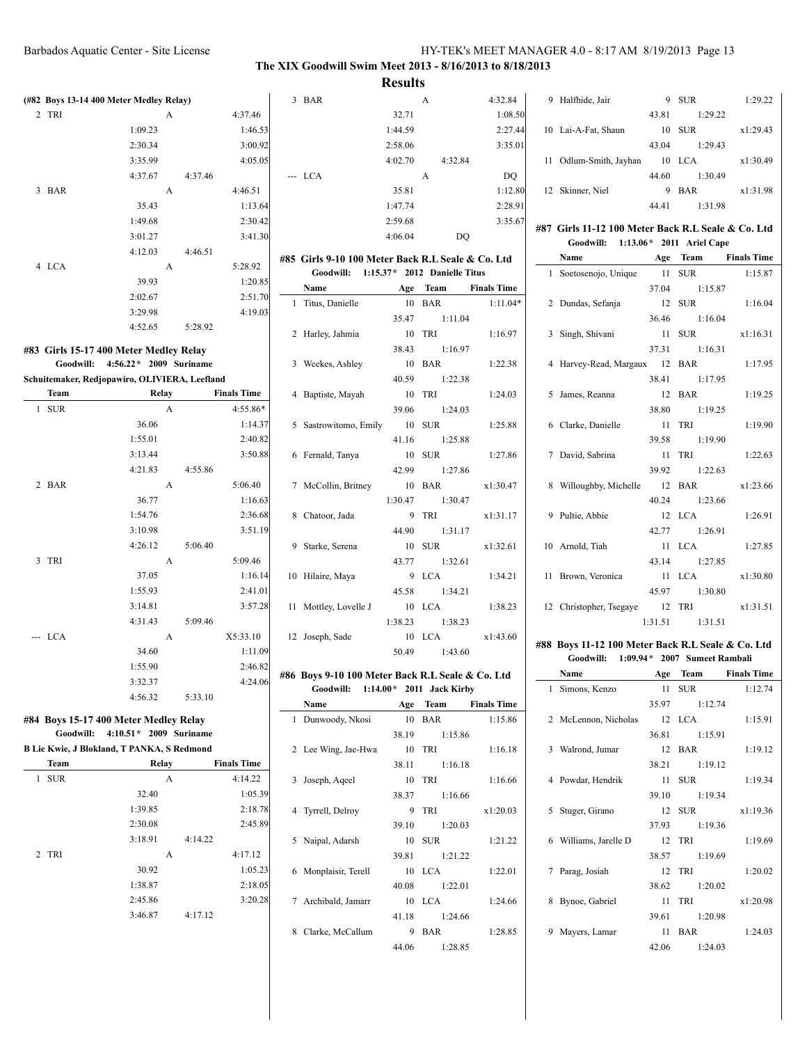**The XIX Goodwill Swim Meet 2013 - 8/16/2013 to 8/18/2013**

**Results**

### (#82 Boys 13-14 400 Meter Medley Relay)

| | Team | Relay | Finals Time |
|---|---|---|---|
| 2 | TRI | A | 4:37.46 |
| | 1:09.23 | | 1:46.53 |
| | 2:30.34 | | 3:00.92 |
| | 3:35.99 | | 4:05.05 |
| | 4:37.67 | 4:37.46 | |
| 3 | BAR | A | 4:46.51 |
| | 35.43 | | 1:13.64 |
| | 1:49.68 | | 2:30.42 |
| | 3:01.27 | | 3:41.30 |
| | 4:12.03 | 4:46.51 | |
| 4 | LCA | A | 5:28.92 |
| | 39.93 | | 1:20.85 |
| | 2:02.67 | | 2:51.70 |
| | 3:29.98 | | 4:19.03 |
| | 4:52.65 | 5:28.92 | |

### #83 Girls 15-17 400 Meter Medley Relay

**Goodwill: 4:56.22\* 2009 Suriname**

**Schuitemaker, Redjopawiro, OLIVIERA, Leefland**

| | Team | Relay | Finals Time |
|---|---|---|---|
| 1 | SUR | A | 4:55.86* |
| | 36.06 | | 1:14.37 |
| | 1:55.01 | | 2:40.82 |
| | 3:13.44 | | 3:50.88 |
| | 4:21.83 | 4:55.86 | |
| 2 | BAR | A | 5:06.40 |
| | 36.77 | | 1:16.63 |
| | 1:54.76 | | 2:36.68 |
| | 3:10.98 | | 3:51.19 |
| | 4:26.12 | 5:06.40 | |
| 3 | TRI | A | 5:09.46 |
| | 37.05 | | 1:16.14 |
| | 1:55.93 | | 2:41.01 |
| | 3:14.81 | | 3:57.28 |
| | 4:31.43 | 5:09.46 | |
| --- | LCA | A | X5:33.10 |
| | 34.60 | | 1:11.09 |
| | 1:55.90 | | 2:46.82 |
| | 3:32.37 | | 4:24.06 |
| | 4:56.32 | 5:33.10 | |

### #84 Boys 15-17 400 Meter Medley Relay

**Goodwill: 4:10.51\* 2009 Suriname**

**B Lie Kwie, J Blokland, T PANKA, S Redmond**

| | Team | Relay | Finals Time |
|---|---|---|---|
| 1 | SUR | A | 4:14.22 |
| | 32.40 | | 1:05.39 |
| | 1:39.85 | | 2:18.78 |
| | 2:30.08 | | 2:45.89 |
| | 3:18.91 | 4:14.22 | |
| 2 | TRI | A | 4:17.12 |
| | 30.92 | | 1:05.23 |
| | 1:38.87 | | 2:18.05 |
| | 2:45.86 | | 3:20.28 |
| | 3:46.87 | 4:17.12 | |
| 3 | BAR | A | 4:32.84 |
| | 32.71 | | 1:08.50 |
| | 1:44.59 | | 2:27.44 |
| | 2:58.06 | | 3:35.01 |
| | 4:02.70 | 4:32.84 | |
| --- | LCA | A | DQ |
| | 35.81 | | 1:12.80 |
| | 1:47.74 | | 2:28.91 |
| | 2:59.68 | | 3:35.67 |
| | 4:06.04 | DQ | |

### #85 Girls 9-10 100 Meter Back R.L Seale & Co. Ltd

**Goodwill: 1:15.37\* 2012 Danielle Titus**

| | Name | Age | Team | Finals Time |
|---|---|---|---|---|
| 1 | Titus, Danielle | 10 | BAR | 1:11.04* |
| | | 35.47 | 1:11.04 | |
| 2 | Harley, Jahmia | 10 | TRI | 1:16.97 |
| | | 38.43 | 1:16.97 | |
| 3 | Weekes, Ashley | 10 | BAR | 1:22.38 |
| | | 40.59 | 1:22.38 | |
| 4 | Baptiste, Mayah | 10 | TRI | 1:24.03 |
| | | 39.06 | 1:24.03 | |
| 5 | Sastrowitomo, Emily | 10 | SUR | 1:25.88 |
| | | 41.16 | 1:25.88 | |
| 6 | Fernald, Tanya | 10 | SUR | 1:27.86 |
| | | 42.99 | 1:27.86 | |
| 7 | McCollin, Britney | 10 | BAR | x1:30.47 |
| | | 1:30.47 | 1:30.47 | |
| 8 | Chatoor, Jada | 9 | TRI | x1:31.17 |
| | | 44.90 | 1:31.17 | |
| 9 | Starke, Serena | 10 | SUR | x1:32.61 |
| | | 43.77 | 1:32.61 | |
| 10 | Hilaire, Maya | 9 | LCA | 1:34.21 |
| | | 45.58 | 1:34.21 | |
| 11 | Mottley, Lovelle J | 10 | LCA | 1:38.23 |
| | | 1:38.23 | 1:38.23 | |
| 12 | Joseph, Sade | 10 | LCA | x1:43.60 |
| | | 50.49 | 1:43.60 | |

### #86 Boys 9-10 100 Meter Back R.L Seale & Co. Ltd

**Goodwill: 1:14.00\* 2011 Jack Kirby**

| | Name | Age | Team | Finals Time |
|---|---|---|---|---|
| 1 | Dunwoody, Nkosi | 10 | BAR | 1:15.86 |
| | | 38.19 | 1:15.86 | |
| 2 | Lee Wing, Jae-Hwa | 10 | TRI | 1:16.18 |
| | | 38.11 | 1:16.18 | |
| 3 | Joseph, Aqeel | 10 | TRI | 1:16.66 |
| | | 38.37 | 1:16.66 | |
| 4 | Tyrrell, Delroy | 9 | TRI | x1:20.03 |
| | | 39.10 | 1:20.03 | |
| 5 | Naipal, Adarsh | 10 | SUR | 1:21.22 |
| | | 39.81 | 1:21.22 | |
| 6 | Monplaisir, Terell | 10 | LCA | 1:22.01 |
| | | 40.08 | 1:22.01 | |
| 7 | Archibald, Jamarr | 10 | LCA | 1:24.66 |
| | | 41.18 | 1:24.66 | |
| 8 | Clarke, McCallum | 9 | BAR | 1:28.85 |
| | | 44.06 | 1:28.85 | |
| 9 | Halfhide, Jair | 9 | SUR | 1:29.22 |
| | | 43.81 | 1:29.22 | |
| 10 | Lai-A-Fat, Shaun | 10 | SUR | x1:29.43 |
| | | 43.04 | 1:29.43 | |
| 11 | Odlum-Smith, Jayhan | 10 | LCA | x1:30.49 |
| | | 44.60 | 1:30.49 | |
| 12 | Skinner, Niel | 9 | BAR | x1:31.98 |
| | | 44.41 | 1:31.98 | |

### #87 Girls 11-12 100 Meter Back R.L Seale & Co. Ltd

**Goodwill: 1:13.06\* 2011 Ariel Cape**

| | Name | Age | Team | Finals Time |
|---|---|---|---|---|
| 1 | Soetosenojo, Unique | 11 | SUR | 1:15.87 |
| | | 37.04 | 1:15.87 | |
| 2 | Dundas, Sefanja | 12 | SUR | 1:16.04 |
| | | 36.46 | 1:16.04 | |
| 3 | Singh, Shivani | 11 | SUR | x1:16.31 |
| | | 37.31 | 1:16.31 | |
| 4 | Harvey-Read, Margaux | 12 | BAR | 1:17.95 |
| | | 38.41 | 1:17.95 | |
| 5 | James, Reanna | 12 | BAR | 1:19.25 |
| | | 38.80 | 1:19.25 | |
| 6 | Clarke, Danielle | 11 | TRI | 1:19.90 |
| | | 39.58 | 1:19.90 | |
| 7 | David, Sabrina | 11 | TRI | 1:22.63 |
| | | 39.92 | 1:22.63 | |
| 8 | Willoughby, Michelle | 12 | BAR | x1:23.66 |
| | | 40.24 | 1:23.66 | |
| 9 | Pultie, Abbie | 12 | LCA | 1:26.91 |
| | | 42.77 | 1:26.91 | |
| 10 | Arnold, Tiah | 11 | LCA | 1:27.85 |
| | | 43.14 | 1:27.85 | |
| 11 | Brown, Veronica | 11 | LCA | x1:30.80 |
| | | 45.97 | 1:30.80 | |
| 12 | Christopher, Tsegaye | 12 | TRI | x1:31.51 |
| | | 1:31.51 | 1:31.51 | |

### #88 Boys 11-12 100 Meter Back R.L Seale & Co. Ltd

**Goodwill: 1:09.94\* 2007 Sumeet Rambali**

| | Name | Age | Team | Finals Time |
|---|---|---|---|---|
| 1 | Simons, Kenzo | 11 | SUR | 1:12.74 |
| | | 35.97 | 1:12.74 | |
| 2 | McLennon, Nicholas | 12 | LCA | 1:15.91 |
| | | 36.81 | 1:15.91 | |
| 3 | Walrond, Jumar | 12 | BAR | 1:19.12 |
| | | 38.21 | 1:19.12 | |
| 4 | Powdar, Hendrik | 11 | SUR | 1:19.34 |
| | | 39.10 | 1:19.34 | |
| 5 | Stuger, Girano | 12 | SUR | x1:19.36 |
| | | 37.93 | 1:19.36 | |
| 6 | Williams, Jarelle D | 12 | TRI | 1:19.69 |
| | | 38.57 | 1:19.69 | |
| 7 | Parag, Josiah | 12 | TRI | 1:20.02 |
| | | 38.62 | 1:20.02 | |
| 8 | Bynoe, Gabriel | 11 | TRI | x1:20.98 |
| | | 39.61 | 1:20.98 | |
| 9 | Mayers, Lamar | 11 | BAR | 1:24.03 |
| | | 42.06 | 1:24.03 | |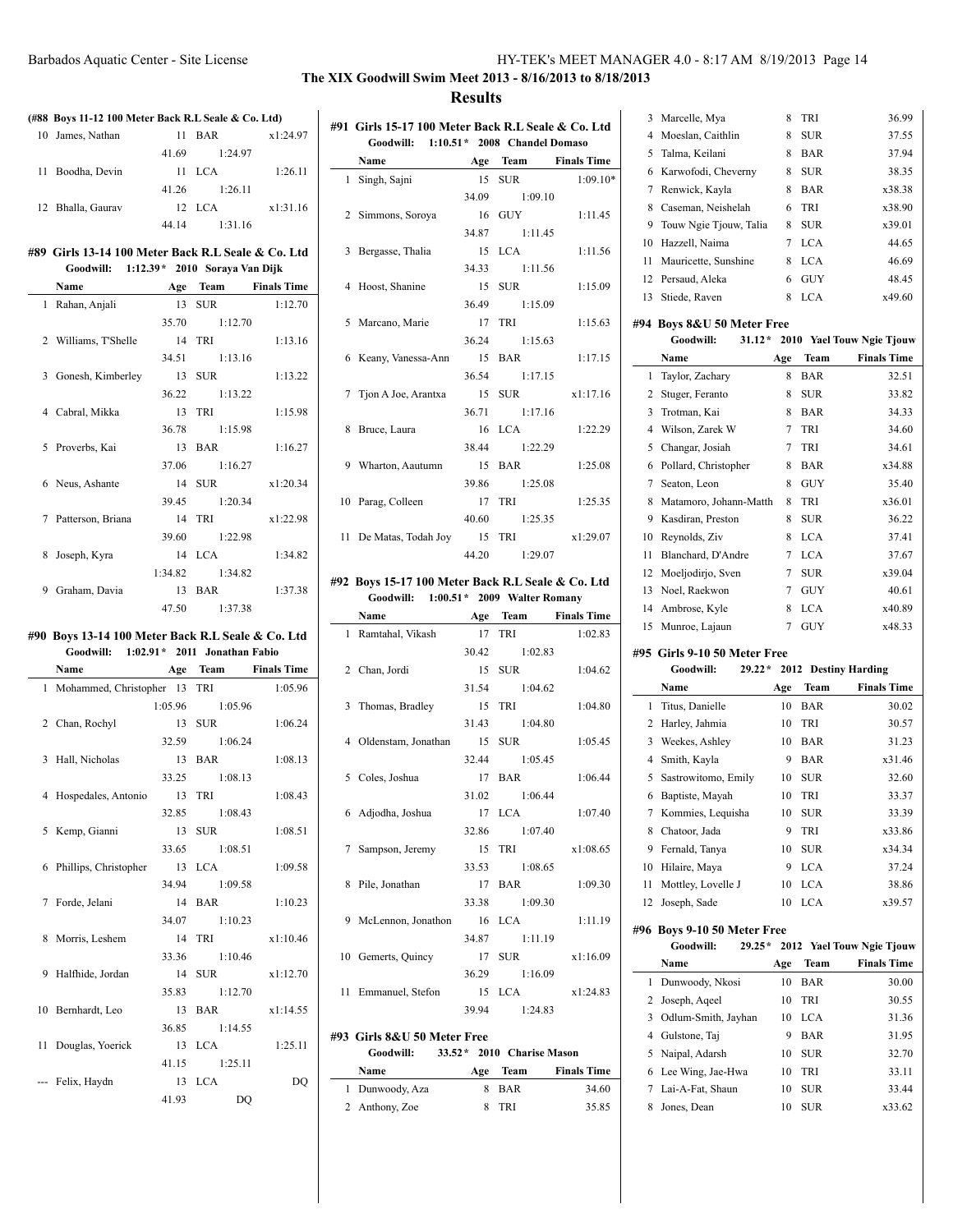## The XIX Goodwill Swim Meet 2013 - 8/16/2013 to 8/18/2013

### Results

**(#88 Boys 11-12 100 Meter Back R.L Seale & Co. Ltd)**

| | Name | Age | Team | Finals Time |
|---|---|---|---|---|
| 10 | James, Nathan | 11 | BAR | x1:24.97 |
| | | 41.69 | 1:24.97 | |
| 11 | Boodha, Devin | 11 | LCA | 1:26.11 |
| | | 41.26 | 1:26.11 | |
| 12 | Bhalla, Gaurav | 12 | LCA | x1:31.16 |
| | | 44.14 | 1:31.16 | |

**#89 Girls 13-14 100 Meter Back R.L Seale & Co. Ltd**

Goodwill: 1:12.39* 2010 Soraya Van Dijk

| | Name | Age | Team | Finals Time |
|---|---|---|---|---|
| 1 | Rahan, Anjali | 13 | SUR | 1:12.70 |
| | | 35.70 | 1:12.70 | |
| 2 | Williams, T'Shelle | 14 | TRI | 1:13.16 |
| | | 34.51 | 1:13.16 | |
| 3 | Gonesh, Kimberley | 13 | SUR | 1:13.22 |
| | | 36.22 | 1:13.22 | |
| 4 | Cabral, Mikka | 13 | TRI | 1:15.98 |
| | | 36.78 | 1:15.98 | |
| 5 | Proverbs, Kai | 13 | BAR | 1:16.27 |
| | | 37.06 | 1:16.27 | |
| 6 | Neus, Ashante | 14 | SUR | x1:20.34 |
| | | 39.45 | 1:20.34 | |
| 7 | Patterson, Briana | 14 | TRI | x1:22.98 |
| | | 39.60 | 1:22.98 | |
| 8 | Joseph, Kyra | 14 | LCA | 1:34.82 |
| | | 1:34.82 | 1:34.82 | |
| 9 | Graham, Davia | 13 | BAR | 1:37.38 |
| | | 47.50 | 1:37.38 | |

**#90 Boys 13-14 100 Meter Back R.L Seale & Co. Ltd**

Goodwill: 1:02.91* 2011 Jonathan Fabio

| | Name | Age | Team | Finals Time |
|---|---|---|---|---|
| 1 | Mohammed, Christopher | 13 | TRI | 1:05.96 |
| | | 1:05.96 | 1:05.96 | |
| 2 | Chan, Rochyl | 13 | SUR | 1:06.24 |
| | | 32.59 | 1:06.24 | |
| 3 | Hall, Nicholas | 13 | BAR | 1:08.13 |
| | | 33.25 | 1:08.13 | |
| 4 | Hospedales, Antonio | 13 | TRI | 1:08.43 |
| | | 32.85 | 1:08.43 | |
| 5 | Kemp, Gianni | 13 | SUR | 1:08.51 |
| | | 33.65 | 1:08.51 | |
| 6 | Phillips, Christopher | 13 | LCA | 1:09.58 |
| | | 34.94 | 1:09.58 | |
| 7 | Forde, Jelani | 14 | BAR | 1:10.23 |
| | | 34.07 | 1:10.23 | |
| 8 | Morris, Leshem | 14 | TRI | x1:10.46 |
| | | 33.36 | 1:10.46 | |
| 9 | Halfhide, Jordan | 14 | SUR | x1:12.70 |
| | | 35.83 | 1:12.70 | |
| 10 | Bernhardt, Leo | 13 | BAR | x1:14.55 |
| | | 36.85 | 1:14.55 | |
| 11 | Douglas, Yoerick | 13 | LCA | 1:25.11 |
| | | 41.15 | 1:25.11 | |
| --- | Felix, Haydn | 13 | LCA | DQ |
| | | 41.93 | DQ | |

**#91 Girls 15-17 100 Meter Back R.L Seale & Co. Ltd**

Goodwill: 1:10.51* 2008 Chandel Domaso

| | Name | Age | Team | Finals Time |
|---|---|---|---|---|
| 1 | Singh, Sajni | 15 | SUR | 1:09.10* |
| | | 34.09 | 1:09.10 | |
| 2 | Simmons, Soroya | 16 | GUY | 1:11.45 |
| | | 34.87 | 1:11.45 | |
| 3 | Bergasse, Thalia | 15 | LCA | 1:11.56 |
| | | 34.33 | 1:11.56 | |
| 4 | Hoost, Shanine | 15 | SUR | 1:15.09 |
| | | 36.49 | 1:15.09 | |
| 5 | Marcano, Marie | 17 | TRI | 1:15.63 |
| | | 36.24 | 1:15.63 | |
| 6 | Keany, Vanessa-Ann | 15 | BAR | 1:17.15 |
| | | 36.54 | 1:17.15 | |
| 7 | Tjon A Joe, Arantxa | 15 | SUR | x1:17.16 |
| | | 36.71 | 1:17.16 | |
| 8 | Bruce, Laura | 16 | LCA | 1:22.29 |
| | | 38.44 | 1:22.29 | |
| 9 | Wharton, Aautumn | 15 | BAR | 1:25.08 |
| | | 39.86 | 1:25.08 | |
| 10 | Parag, Colleen | 17 | TRI | 1:25.35 |
| | | 40.60 | 1:25.35 | |
| 11 | De Matas, Todah Joy | 15 | TRI | x1:29.07 |
| | | 44.20 | 1:29.07 | |

**#92 Boys 15-17 100 Meter Back R.L Seale & Co. Ltd**

Goodwill: 1:00.51* 2009 Walter Romany

| | Name | Age | Team | Finals Time |
|---|---|---|---|---|
| 1 | Ramtahal, Vikash | 17 | TRI | 1:02.83 |
| | | 30.42 | 1:02.83 | |
| 2 | Chan, Jordi | 15 | SUR | 1:04.62 |
| | | 31.54 | 1:04.62 | |
| 3 | Thomas, Bradley | 15 | TRI | 1:04.80 |
| | | 31.43 | 1:04.80 | |
| 4 | Oldenstam, Jonathan | 15 | SUR | 1:05.45 |
| | | 32.44 | 1:05.45 | |
| 5 | Coles, Joshua | 17 | BAR | 1:06.44 |
| | | 31.02 | 1:06.44 | |
| 6 | Adjodha, Joshua | 17 | LCA | 1:07.40 |
| | | 32.86 | 1:07.40 | |
| 7 | Sampson, Jeremy | 15 | TRI | x1:08.65 |
| | | 33.53 | 1:08.65 | |
| 8 | Pile, Jonathan | 17 | BAR | 1:09.30 |
| | | 33.38 | 1:09.30 | |
| 9 | McLennon, Jonathon | 16 | LCA | 1:11.19 |
| | | 34.87 | 1:11.19 | |
| 10 | Gemerts, Quincy | 17 | SUR | x1:16.09 |
| | | 36.29 | 1:16.09 | |
| 11 | Emmanuel, Stefon | 15 | LCA | x1:24.83 |
| | | 39.94 | 1:24.83 | |

**#93 Girls 8&U 50 Meter Free**

Goodwill: 33.52* 2010 Charise Mason

| | Name | Age | Team | Finals Time |
|---|---|---|---|---|
| 1 | Dunwoody, Aza | 8 | BAR | 34.60 |
| 2 | Anthony, Zoe | 8 | TRI | 35.85 |
| 3 | Marcelle, Mya | 8 | TRI | 36.99 |
| 4 | Moeslan, Caithlin | 8 | SUR | 37.55 |
| 5 | Talma, Keilani | 8 | BAR | 37.94 |
| 6 | Karwofodi, Cheverny | 8 | SUR | 38.35 |
| 7 | Renwick, Kayla | 8 | BAR | x38.38 |
| 8 | Caseman, Neishelah | 6 | TRI | x38.90 |
| 9 | Touw Ngie Tjouw, Talia | 8 | SUR | x39.01 |
| 10 | Hazzell, Naima | 7 | LCA | 44.65 |
| 11 | Mauricette, Sunshine | 8 | LCA | 46.69 |
| 12 | Persaud, Aleka | 6 | GUY | 48.45 |
| 13 | Stiede, Raven | 8 | LCA | x49.60 |

**#94 Boys 8&U 50 Meter Free**

Goodwill: 31.12* 2010 Yael Touw Ngie Tjouw

| | Name | Age | Team | Finals Time |
|---|---|---|---|---|
| 1 | Taylor, Zachary | 8 | BAR | 32.51 |
| 2 | Stuger, Feranto | 8 | SUR | 33.82 |
| 3 | Trotman, Kai | 8 | BAR | 34.33 |
| 4 | Wilson, Zarek W | 7 | TRI | 34.60 |
| 5 | Changar, Josiah | 7 | TRI | 34.61 |
| 6 | Pollard, Christopher | 8 | BAR | x34.88 |
| 7 | Seaton, Leon | 8 | GUY | 35.40 |
| 8 | Matamoro, Johann-Matth | 8 | TRI | x36.01 |
| 9 | Kasdiran, Preston | 8 | SUR | 36.22 |
| 10 | Reynolds, Ziv | 8 | LCA | 37.41 |
| 11 | Blanchard, D'Andre | 7 | LCA | 37.67 |
| 12 | Moeljodirjo, Sven | 7 | SUR | x39.04 |
| 13 | Noel, Raekwon | 7 | GUY | 40.61 |
| 14 | Ambrose, Kyle | 8 | LCA | x40.89 |
| 15 | Munroe, Lajaun | 7 | GUY | x48.33 |

**#95 Girls 9-10 50 Meter Free**

Goodwill: 29.22* 2012 Destiny Harding

| | Name | Age | Team | Finals Time |
|---|---|---|---|---|
| 1 | Titus, Danielle | 10 | BAR | 30.02 |
| 2 | Harley, Jahmia | 10 | TRI | 30.57 |
| 3 | Weekes, Ashley | 10 | BAR | 31.23 |
| 4 | Smith, Kayla | 9 | BAR | x31.46 |
| 5 | Sastrowitomo, Emily | 10 | SUR | 32.60 |
| 6 | Baptiste, Mayah | 10 | TRI | 33.37 |
| 7 | Kommies, Lequisha | 10 | SUR | 33.39 |
| 8 | Chatoor, Jada | 9 | TRI | x33.86 |
| 9 | Fernald, Tanya | 10 | SUR | x34.34 |
| 10 | Hilaire, Maya | 9 | LCA | 37.24 |
| 11 | Mottley, Lovelle J | 10 | LCA | 38.86 |
| 12 | Joseph, Sade | 10 | LCA | x39.57 |

**#96 Boys 9-10 50 Meter Free**

Goodwill: 29.25* 2012 Yael Touw Ngie Tjouw

| | Name | Age | Team | Finals Time |
|---|---|---|---|---|
| 1 | Dunwoody, Nkosi | 10 | BAR | 30.00 |
| 2 | Joseph, Aqeel | 10 | TRI | 30.55 |
| 3 | Odlum-Smith, Jayhan | 10 | LCA | 31.36 |
| 4 | Gulstone, Taj | 9 | BAR | 31.95 |
| 5 | Naipal, Adarsh | 10 | SUR | 32.70 |
| 6 | Lee Wing, Jae-Hwa | 10 | TRI | 33.11 |
| 7 | Lai-A-Fat, Shaun | 10 | SUR | 33.44 |
| 8 | Jones, Dean | 10 | SUR | x33.62 |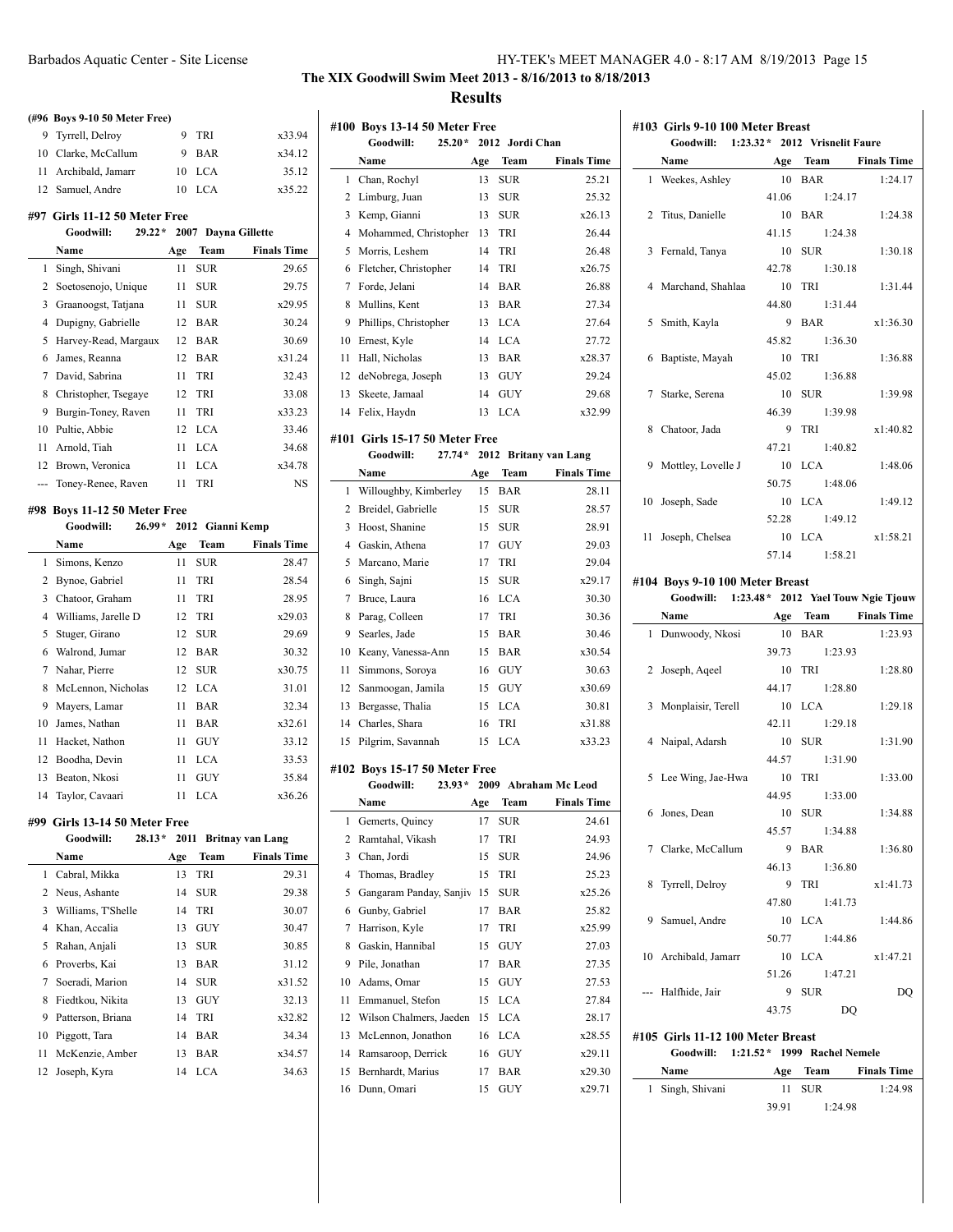## The XIX Goodwill Swim Meet 2013 - 8/16/2013 to 8/18/2013

## Results

**(#96 Boys 9-10 50 Meter Free)**

| | Name | Age | Team | Finals Time |
|---|---|---|---|---|
| 9 | Tyrrell, Delroy | 9 | TRI | x33.94 |
| 10 | Clarke, McCallum | 9 | BAR | x34.12 |
| 11 | Archibald, Jamarr | 10 | LCA | 35.12 |
| 12 | Samuel, Andre | 10 | LCA | x35.22 |

### #97 Girls 11-12 50 Meter Free

Goodwill: 29.22* 2007 Dayna Gillette

| | Name | Age | Team | Finals Time |
|---|---|---|---|---|
| 1 | Singh, Shivani | 11 | SUR | 29.65 |
| 2 | Soetosenojo, Unique | 11 | SUR | 29.75 |
| 3 | Graanoogst, Tatjana | 11 | SUR | x29.95 |
| 4 | Dupigny, Gabrielle | 12 | BAR | 30.24 |
| 5 | Harvey-Read, Margaux | 12 | BAR | 30.69 |
| 6 | James, Reanna | 12 | BAR | x31.24 |
| 7 | David, Sabrina | 11 | TRI | 32.43 |
| 8 | Christopher, Tsegaye | 12 | TRI | 33.08 |
| 9 | Burgin-Toney, Raven | 11 | TRI | x33.23 |
| 10 | Pultie, Abbie | 12 | LCA | 33.46 |
| 11 | Arnold, Tiah | 11 | LCA | 34.68 |
| 12 | Brown, Veronica | 11 | LCA | x34.78 |
| --- | Toney-Renee, Raven | 11 | TRI | NS |

### #98 Boys 11-12 50 Meter Free

Goodwill: 26.99* 2012 Gianni Kemp

| | Name | Age | Team | Finals Time |
|---|---|---|---|---|
| 1 | Simons, Kenzo | 11 | SUR | 28.47 |
| 2 | Bynoe, Gabriel | 11 | TRI | 28.54 |
| 3 | Chatoor, Graham | 11 | TRI | 28.95 |
| 4 | Williams, Jarelle D | 12 | TRI | x29.03 |
| 5 | Stuger, Girano | 12 | SUR | 29.69 |
| 6 | Walrond, Jumar | 12 | BAR | 30.32 |
| 7 | Nahar, Pierre | 12 | SUR | x30.75 |
| 8 | McLennon, Nicholas | 12 | LCA | 31.01 |
| 9 | Mayers, Lamar | 11 | BAR | 32.34 |
| 10 | James, Nathan | 11 | BAR | x32.61 |
| 11 | Hacket, Nathon | 11 | GUY | 33.12 |
| 12 | Boodha, Devin | 11 | LCA | 33.53 |
| 13 | Beaton, Nkosi | 11 | GUY | 35.84 |
| 14 | Taylor, Cavaari | 11 | LCA | x36.26 |

### #99 Girls 13-14 50 Meter Free

Goodwill: 28.13* 2011 Britnay van Lang

| | Name | Age | Team | Finals Time |
|---|---|---|---|---|
| 1 | Cabral, Mikka | 13 | TRI | 29.31 |
| 2 | Neus, Ashante | 14 | SUR | 29.38 |
| 3 | Williams, T'Shelle | 14 | TRI | 30.07 |
| 4 | Khan, Accalia | 13 | GUY | 30.47 |
| 5 | Rahan, Anjali | 13 | SUR | 30.85 |
| 6 | Proverbs, Kai | 13 | BAR | 31.12 |
| 7 | Soeradi, Marion | 14 | SUR | x31.52 |
| 8 | Fiedtkou, Nikita | 13 | GUY | 32.13 |
| 9 | Patterson, Briana | 14 | TRI | x32.82 |
| 10 | Piggott, Tara | 14 | BAR | 34.34 |
| 11 | McKenzie, Amber | 13 | BAR | x34.57 |
| 12 | Joseph, Kyra | 14 | LCA | 34.63 |

### #100 Boys 13-14 50 Meter Free

Goodwill: 25.20* 2012 Jordi Chan

| | Name | Age | Team | Finals Time |
|---|---|---|---|---|
| 1 | Chan, Rochyl | 13 | SUR | 25.21 |
| 2 | Limburg, Juan | 13 | SUR | 25.32 |
| 3 | Kemp, Gianni | 13 | SUR | x26.13 |
| 4 | Mohammed, Christopher | 13 | TRI | 26.44 |
| 5 | Morris, Leshem | 14 | TRI | 26.48 |
| 6 | Fletcher, Christopher | 14 | TRI | x26.75 |
| 7 | Forde, Jelani | 14 | BAR | 26.88 |
| 8 | Mullins, Kent | 13 | BAR | 27.34 |
| 9 | Phillips, Christopher | 13 | LCA | 27.64 |
| 10 | Ernest, Kyle | 14 | LCA | 27.72 |
| 11 | Hall, Nicholas | 13 | BAR | x28.37 |
| 12 | deNobrega, Joseph | 13 | GUY | 29.24 |
| 13 | Skeete, Jamaal | 14 | GUY | 29.68 |
| 14 | Felix, Haydn | 13 | LCA | x32.99 |

### #101 Girls 15-17 50 Meter Free

Goodwill: 27.74* 2012 Britany van Lang

| | Name | Age | Team | Finals Time |
|---|---|---|---|---|
| 1 | Willoughby, Kimberley | 15 | BAR | 28.11 |
| 2 | Breidel, Gabrielle | 15 | SUR | 28.57 |
| 3 | Hoost, Shanine | 15 | SUR | 28.91 |
| 4 | Gaskin, Athena | 17 | GUY | 29.03 |
| 5 | Marcano, Marie | 17 | TRI | 29.04 |
| 6 | Singh, Sajni | 15 | SUR | x29.17 |
| 7 | Bruce, Laura | 16 | LCA | 30.30 |
| 8 | Parag, Colleen | 17 | TRI | 30.36 |
| 9 | Searles, Jade | 15 | BAR | 30.46 |
| 10 | Keany, Vanessa-Ann | 15 | BAR | x30.54 |
| 11 | Simmons, Soroya | 16 | GUY | 30.63 |
| 12 | Sanmoogan, Jamila | 15 | GUY | x30.69 |
| 13 | Bergasse, Thalia | 15 | LCA | 30.81 |
| 14 | Charles, Shara | 16 | TRI | x31.88 |
| 15 | Pilgrim, Savannah | 15 | LCA | x33.23 |

### #102 Boys 15-17 50 Meter Free

Goodwill: 23.93* 2009 Abraham Mc Leod

| | Name | Age | Team | Finals Time |
|---|---|---|---|---|
| 1 | Gemerts, Quincy | 17 | SUR | 24.61 |
| 2 | Ramtahal, Vikash | 17 | TRI | 24.93 |
| 3 | Chan, Jordi | 15 | SUR | 24.96 |
| 4 | Thomas, Bradley | 15 | TRI | 25.23 |
| 5 | Gangaram Panday, Sanjiv | 15 | SUR | x25.26 |
| 6 | Gunby, Gabriel | 17 | BAR | 25.82 |
| 7 | Harrison, Kyle | 17 | TRI | x25.99 |
| 8 | Gaskin, Hannibal | 15 | GUY | 27.03 |
| 9 | Pile, Jonathan | 17 | BAR | 27.35 |
| 10 | Adams, Omar | 15 | GUY | 27.53 |
| 11 | Emmanuel, Stefon | 15 | LCA | 27.84 |
| 12 | Wilson Chalmers, Jaeden | 15 | LCA | 28.17 |
| 13 | McLennon, Jonathon | 16 | LCA | x28.55 |
| 14 | Ramsaroop, Derrick | 16 | GUY | x29.11 |
| 15 | Bernhardt, Marius | 17 | BAR | x29.30 |
| 16 | Dunn, Omari | 15 | GUY | x29.71 |

### #103 Girls 9-10 100 Meter Breast

Goodwill: 1:23.32* 2012 Vrisnelit Faure

| | Name | Age | Team | Finals Time |
|---|---|---|---|---|
| 1 | Weekes, Ashley | 10 | BAR | 1:24.17 |
| | 41.06 | 1:24.17 | | |
| 2 | Titus, Danielle | 10 | BAR | 1:24.38 |
| | 41.15 | 1:24.38 | | |
| 3 | Fernald, Tanya | 10 | SUR | 1:30.18 |
| | 42.78 | 1:30.18 | | |
| 4 | Marchand, Shahlaa | 10 | TRI | 1:31.44 |
| | 44.80 | 1:31.44 | | |
| 5 | Smith, Kayla | 9 | BAR | x1:36.30 |
| | 45.82 | 1:36.30 | | |
| 6 | Baptiste, Mayah | 10 | TRI | 1:36.88 |
| | 45.02 | 1:36.88 | | |
| 7 | Starke, Serena | 10 | SUR | 1:39.98 |
| | 46.39 | 1:39.98 | | |
| 8 | Chatoor, Jada | 9 | TRI | x1:40.82 |
| | 47.21 | 1:40.82 | | |
| 9 | Mottley, Lovelle J | 10 | LCA | 1:48.06 |
| | 50.75 | 1:48.06 | | |
| 10 | Joseph, Sade | 10 | LCA | 1:49.12 |
| | 52.28 | 1:49.12 | | |
| 11 | Joseph, Chelsea | 10 | LCA | x1:58.21 |
| | 57.14 | 1:58.21 | | |

### #104 Boys 9-10 100 Meter Breast

Goodwill: 1:23.48* 2012 Yael Touw Ngie Tjouw

| | Name | Age | Team | Finals Time |
|---|---|---|---|---|
| 1 | Dunwoody, Nkosi | 10 | BAR | 1:23.93 |
| | 39.73 | 1:23.93 | | |
| 2 | Joseph, Aqeel | 10 | TRI | 1:28.80 |
| | 44.17 | 1:28.80 | | |
| 3 | Monplaisir, Terell | 10 | LCA | 1:29.18 |
| | 42.11 | 1:29.18 | | |
| 4 | Naipal, Adarsh | 10 | SUR | 1:31.90 |
| | 44.57 | 1:31.90 | | |
| 5 | Lee Wing, Jae-Hwa | 10 | TRI | 1:33.00 |
| | 44.95 | 1:33.00 | | |
| 6 | Jones, Dean | 10 | SUR | 1:34.88 |
| | 45.57 | 1:34.88 | | |
| 7 | Clarke, McCallum | 9 | BAR | 1:36.80 |
| | 46.13 | 1:36.80 | | |
| 8 | Tyrrell, Delroy | 9 | TRI | x1:41.73 |
| | 47.80 | 1:41.73 | | |
| 9 | Samuel, Andre | 10 | LCA | 1:44.86 |
| | 50.77 | 1:44.86 | | |
| 10 | Archibald, Jamarr | 10 | LCA | x1:47.21 |
| | 51.26 | 1:47.21 | | |
| --- | Halfhide, Jair | 9 | SUR | DQ |
| | 43.75 | DQ | | |

### #105 Girls 11-12 100 Meter Breast

Goodwill: 1:21.52* 1999 Rachel Nemele

| | Name | Age | Team | Finals Time |
|---|---|---|---|---|
| 1 | Singh, Shivani | 11 | SUR | 1:24.98 |
| | 39.91 | 1:24.98 | | |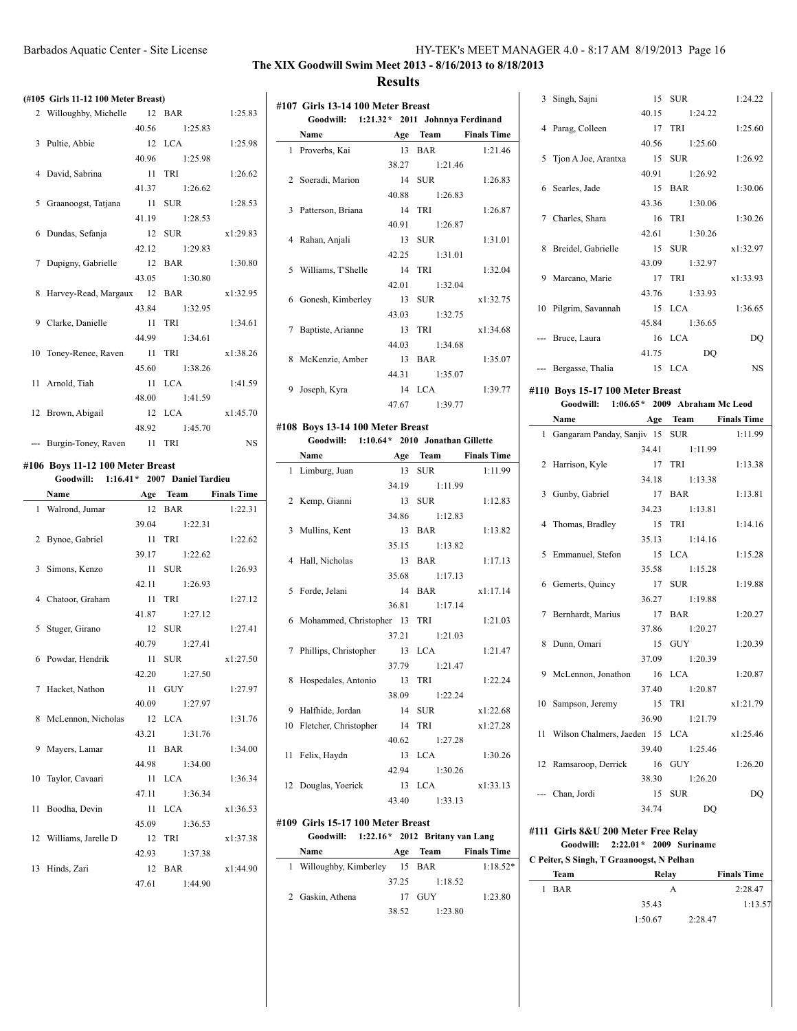## The XIX Goodwill Swim Meet 2013 - 8/16/2013 to 8/18/2013

## Results

### (#105 Girls 11-12 100 Meter Breast)

| | Name | Age | Team | Finals Time |
|---|---|---|---|---|
| 2 | Willoughby, Michelle | 12 | BAR | 1:25.83 |
| | | 40.56 | 1:25.83 | |
| 3 | Pultie, Abbie | 12 | LCA | 1:25.98 |
| | | 40.96 | 1:25.98 | |
| 4 | David, Sabrina | 11 | TRI | 1:26.62 |
| | | 41.37 | 1:26.62 | |
| 5 | Graanoogst, Tatjana | 11 | SUR | 1:28.53 |
| | | 41.19 | 1:28.53 | |
| 6 | Dundas, Sefanja | 12 | SUR | x1:29.83 |
| | | 42.12 | 1:29.83 | |
| 7 | Dupigny, Gabrielle | 12 | BAR | 1:30.80 |
| | | 43.05 | 1:30.80 | |
| 8 | Harvey-Read, Margaux | 12 | BAR | x1:32.95 |
| | | 43.84 | 1:32.95 | |
| 9 | Clarke, Danielle | 11 | TRI | 1:34.61 |
| | | 44.99 | 1:34.61 | |
| 10 | Toney-Renee, Raven | 11 | TRI | x1:38.26 |
| | | 45.60 | 1:38.26 | |
| 11 | Arnold, Tiah | 11 | LCA | 1:41.59 |
| | | 48.00 | 1:41.59 | |
| 12 | Brown, Abigail | 12 | LCA | x1:45.70 |
| | | 48.92 | 1:45.70 | |
| --- | Burgin-Toney, Raven | 11 | TRI | NS |

### #106 Boys 11-12 100 Meter Breast

Goodwill: 1:16.41* 2007 Daniel Tardieu

| | Name | Age | Team | Finals Time |
|---|---|---|---|---|
| 1 | Walrond, Jumar | 12 | BAR | 1:22.31 |
| | | 39.04 | 1:22.31 | |
| 2 | Bynoe, Gabriel | 11 | TRI | 1:22.62 |
| | | 39.17 | 1:22.62 | |
| 3 | Simons, Kenzo | 11 | SUR | 1:26.93 |
| | | 42.11 | 1:26.93 | |
| 4 | Chatoor, Graham | 11 | TRI | 1:27.12 |
| | | 41.87 | 1:27.12 | |
| 5 | Stuger, Girano | 12 | SUR | 1:27.41 |
| | | 40.79 | 1:27.41 | |
| 6 | Powdar, Hendrik | 11 | SUR | x1:27.50 |
| | | 42.20 | 1:27.50 | |
| 7 | Hacket, Nathon | 11 | GUY | 1:27.97 |
| | | 40.09 | 1:27.97 | |
| 8 | McLennon, Nicholas | 12 | LCA | 1:31.76 |
| | | 43.21 | 1:31.76 | |
| 9 | Mayers, Lamar | 11 | BAR | 1:34.00 |
| | | 44.98 | 1:34.00 | |
| 10 | Taylor, Cavaari | 11 | LCA | 1:36.34 |
| | | 47.11 | 1:36.34 | |
| 11 | Boodha, Devin | 11 | LCA | x1:36.53 |
| | | 45.09 | 1:36.53 | |
| 12 | Williams, Jarelle D | 12 | TRI | x1:37.38 |
| | | 42.93 | 1:37.38 | |
| 13 | Hinds, Zari | 12 | BAR | x1:44.90 |
| | | 47.61 | 1:44.90 | |

### #107 Girls 13-14 100 Meter Breast

Goodwill: 1:21.32* 2011 Johnnya Ferdinand

| | Name | Age | Team | Finals Time |
|---|---|---|---|---|
| 1 | Proverbs, Kai | 13 | BAR | 1:21.46 |
| | | 38.27 | 1:21.46 | |
| 2 | Soeradi, Marion | 14 | SUR | 1:26.83 |
| | | 40.88 | 1:26.83 | |
| 3 | Patterson, Briana | 14 | TRI | 1:26.87 |
| | | 40.91 | 1:26.87 | |
| 4 | Rahan, Anjali | 13 | SUR | 1:31.01 |
| | | 42.25 | 1:31.01 | |
| 5 | Williams, T'Shelle | 14 | TRI | 1:32.04 |
| | | 42.01 | 1:32.04 | |
| 6 | Gonesh, Kimberley | 13 | SUR | x1:32.75 |
| | | 43.03 | 1:32.75 | |
| 7 | Baptiste, Arianne | 13 | TRI | x1:34.68 |
| | | 44.03 | 1:34.68 | |
| 8 | McKenzie, Amber | 13 | BAR | 1:35.07 |
| | | 44.31 | 1:35.07 | |
| 9 | Joseph, Kyra | 14 | LCA | 1:39.77 |
| | | 47.67 | 1:39.77 | |

### #108 Boys 13-14 100 Meter Breast

Goodwill: 1:10.64* 2010 Jonathan Gillette

| | Name | Age | Team | Finals Time |
|---|---|---|---|---|
| 1 | Limburg, Juan | 13 | SUR | 1:11.99 |
| | | 34.19 | 1:11.99 | |
| 2 | Kemp, Gianni | 13 | SUR | 1:12.83 |
| | | 34.86 | 1:12.83 | |
| 3 | Mullins, Kent | 13 | BAR | 1:13.82 |
| | | 35.15 | 1:13.82 | |
| 4 | Hall, Nicholas | 13 | BAR | 1:17.13 |
| | | 35.68 | 1:17.13 | |
| 5 | Forde, Jelani | 14 | BAR | x1:17.14 |
| | | 36.81 | 1:17.14 | |
| 6 | Mohammed, Christopher | 13 | TRI | 1:21.03 |
| | | 37.21 | 1:21.03 | |
| 7 | Phillips, Christopher | 13 | LCA | 1:21.47 |
| | | 37.79 | 1:21.47 | |
| 8 | Hospedales, Antonio | 13 | TRI | 1:22.24 |
| | | 38.09 | 1:22.24 | |
| 9 | Halfhide, Jordan | 14 | SUR | x1:22.68 |
| 10 | Fletcher, Christopher | 14 | TRI | x1:27.28 |
| | | 40.62 | 1:27.28 | |
| 11 | Felix, Haydn | 13 | LCA | 1:30.26 |
| | | 42.94 | 1:30.26 | |
| 12 | Douglas, Yoerick | 13 | LCA | x1:33.13 |
| | | 43.40 | 1:33.13 | |

### #109 Girls 15-17 100 Meter Breast

Goodwill: 1:22.16* 2012 Britany van Lang

| | Name | Age | Team | Finals Time |
|---|---|---|---|---|
| 1 | Willoughby, Kimberley | 15 | BAR | 1:18.52* |
| | | 37.25 | 1:18.52 | |
| 2 | Gaskin, Athena | 17 | GUY | 1:23.80 |
| | | 38.52 | 1:23.80 | |
| 3 | Singh, Sajni | 15 | SUR | 1:24.22 |
| | | 40.15 | 1:24.22 | |
| 4 | Parag, Colleen | 17 | TRI | 1:25.60 |
| | | 40.56 | 1:25.60 | |
| 5 | Tjon A Joe, Arantxa | 15 | SUR | 1:26.92 |
| | | 40.91 | 1:26.92 | |
| 6 | Searles, Jade | 15 | BAR | 1:30.06 |
| | | 43.36 | 1:30.06 | |
| 7 | Charles, Shara | 16 | TRI | 1:30.26 |
| | | 42.61 | 1:30.26 | |
| 8 | Breidel, Gabrielle | 15 | SUR | x1:32.97 |
| | | 43.09 | 1:32.97 | |
| 9 | Marcano, Marie | 17 | TRI | x1:33.93 |
| | | 43.76 | 1:33.93 | |
| 10 | Pilgrim, Savannah | 15 | LCA | 1:36.65 |
| | | 45.84 | 1:36.65 | |
| --- | Bruce, Laura | 16 | LCA | DQ |
| | | 41.75 | DQ | |
| --- | Bergasse, Thalia | 15 | LCA | NS |

### #110 Boys 15-17 100 Meter Breast

Goodwill: 1:06.65* 2009 Abraham Mc Leod

| | Name | Age | Team | Finals Time |
|---|---|---|---|---|
| 1 | Gangaram Panday, Sanjiv | 15 | SUR | 1:11.99 |
| | | 34.41 | 1:11.99 | |
| 2 | Harrison, Kyle | 17 | TRI | 1:13.38 |
| | | 34.18 | 1:13.38 | |
| 3 | Gunby, Gabriel | 17 | BAR | 1:13.81 |
| | | 34.23 | 1:13.81 | |
| 4 | Thomas, Bradley | 15 | TRI | 1:14.16 |
| | | 35.13 | 1:14.16 | |
| 5 | Emmanuel, Stefon | 15 | LCA | 1:15.28 |
| | | 35.58 | 1:15.28 | |
| 6 | Gemerts, Quincy | 17 | SUR | 1:19.88 |
| | | 36.27 | 1:19.88 | |
| 7 | Bernhardt, Marius | 17 | BAR | 1:20.27 |
| | | 37.86 | 1:20.27 | |
| 8 | Dunn, Omari | 15 | GUY | 1:20.39 |
| | | 37.09 | 1:20.39 | |
| 9 | McLennon, Jonathon | 16 | LCA | 1:20.87 |
| | | 37.40 | 1:20.87 | |
| 10 | Sampson, Jeremy | 15 | TRI | x1:21.79 |
| | | 36.90 | 1:21.79 | |
| 11 | Wilson Chalmers, Jaeden | 15 | LCA | x1:25.46 |
| | | 39.40 | 1:25.46 | |
| 12 | Ramsaroop, Derrick | 16 | GUY | 1:26.20 |
| | | 38.30 | 1:26.20 | |
| --- | Chan, Jordi | 15 | SUR | DQ |
| | | 34.74 | DQ | |

### #111 Girls 8&U 200 Meter Free Relay

Goodwill: 2:22.01* 2009 Suriname

C Peiter, S Singh, T Graanoogst, N Pelhan

| | Team | Relay | | Finals Time |
|---|---|---|---|---|
| 1 | BAR | A | | 2:28.47 |
| | | 35.43 | | 1:13.57 |
| | | 1:50.67 | 2:28.47 | |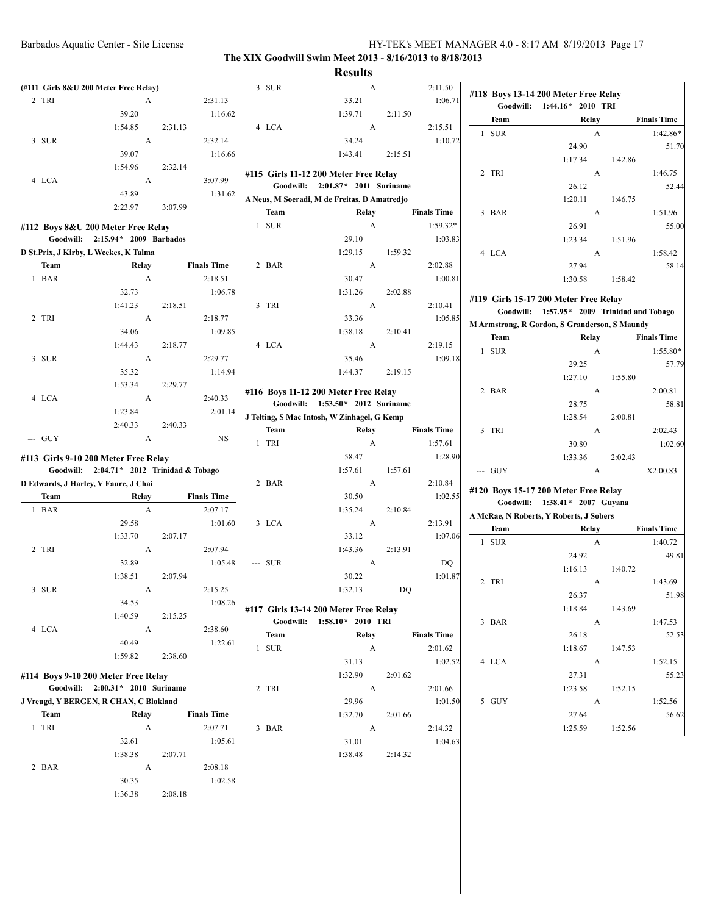## The XIX Goodwill Swim Meet 2013 - 8/16/2013 to 8/18/2013

### Results

**(#111 Girls 8&U 200 Meter Free Relay)**

| | Team | Relay | | Finals Time |
|---|---|---|---|---|
| 2 | TRI | A | | 2:31.13 |
| | | 39.20 | | 1:16.62 |
| | | 1:54.85 | 2:31.13 | |
| 3 | SUR | A | | 2:32.14 |
| | | 39.07 | | 1:16.66 |
| | | 1:54.96 | 2:32.14 | |
| 4 | LCA | A | | 3:07.99 |
| | | 43.89 | | 1:31.62 |
| | | 2:23.97 | 3:07.99 | |

#### #112 Boys 8&U 200 Meter Free Relay

**Goodwill: 2:15.94* 2009 Barbados**

**D St.Prix, J Kirby, L Weekes, K Talma**

| | Team | Relay | | Finals Time |
|---|---|---|---|---|
| 1 | BAR | A | | 2:18.51 |
| | | 32.73 | | 1:06.78 |
| | | 1:41.23 | 2:18.51 | |
| 2 | TRI | A | | 2:18.77 |
| | | 34.06 | | 1:09.85 |
| | | 1:44.43 | 2:18.77 | |
| 3 | SUR | A | | 2:29.77 |
| | | 35.32 | | 1:14.94 |
| | | 1:53.34 | 2:29.77 | |
| 4 | LCA | A | | 2:40.33 |
| | | 1:23.84 | | 2:01.14 |
| | | 2:40.33 | 2:40.33 | |
| --- | GUY | A | | NS |

#### #113 Girls 9-10 200 Meter Free Relay

**Goodwill: 2:04.71* 2012 Trinidad & Tobago**

**D Edwards, J Harley, V Faure, J Chai**

| | Team | Relay | | Finals Time |
|---|---|---|---|---|
| 1 | BAR | A | | 2:07.17 |
| | | 29.58 | | 1:01.60 |
| | | 1:33.70 | 2:07.17 | |
| 2 | TRI | A | | 2:07.94 |
| | | 32.89 | | 1:05.48 |
| | | 1:38.51 | 2:07.94 | |
| 3 | SUR | A | | 2:15.25 |
| | | 34.53 | | 1:08.26 |
| | | 1:40.59 | 2:15.25 | |
| 4 | LCA | A | | 2:38.60 |
| | | 40.49 | | 1:22.61 |
| | | 1:59.82 | 2:38.60 | |

#### #114 Boys 9-10 200 Meter Free Relay

**Goodwill: 2:00.31* 2010 Suriname**

**J Vreugd, Y BERGEN, R CHAN, C Blokland**

| | Team | Relay | | Finals Time |
|---|---|---|---|---|
| 1 | TRI | A | | 2:07.71 |
| | | 32.61 | | 1:05.61 |
| | | 1:38.38 | 2:07.71 | |
| 2 | BAR | A | | 2:08.18 |
| | | 30.35 | | 1:02.58 |
| | | 1:36.38 | 2:08.18 | |
| 3 | SUR | A | | 2:11.50 |
| | | 33.21 | | 1:06.71 |
| | | 1:39.71 | 2:11.50 | |
| 4 | LCA | A | | 2:15.51 |
| | | 34.24 | | 1:10.72 |
| | | 1:43.41 | 2:15.51 | |

#### #115 Girls 11-12 200 Meter Free Relay

**Goodwill: 2:01.87* 2011 Suriname**

**A Neus, M Soeradi, M de Freitas, D Amatredjo**

| | Team | Relay | | Finals Time |
|---|---|---|---|---|
| 1 | SUR | A | | 1:59.32* |
| | | 29.10 | | 1:03.83 |
| | | 1:29.15 | 1:59.32 | |
| 2 | BAR | A | | 2:02.88 |
| | | 30.47 | | 1:00.81 |
| | | 1:31.26 | 2:02.88 | |
| 3 | TRI | A | | 2:10.41 |
| | | 33.36 | | 1:05.85 |
| | | 1:38.18 | 2:10.41 | |
| 4 | LCA | A | | 2:19.15 |
| | | 35.46 | | 1:09.18 |
| | | 1:44.37 | 2:19.15 | |

#### #116 Boys 11-12 200 Meter Free Relay

**Goodwill: 1:53.50* 2012 Suriname**

**J Telting, S Mac Intosh, W Zinhagel, G Kemp**

| | Team | Relay | | Finals Time |
|---|---|---|---|---|
| 1 | TRI | A | | 1:57.61 |
| | | 58.47 | | 1:28.90 |
| | | 1:57.61 | 1:57.61 | |
| 2 | BAR | A | | 2:10.84 |
| | | 30.50 | | 1:02.55 |
| | | 1:35.24 | 2:10.84 | |
| 3 | LCA | A | | 2:13.91 |
| | | 33.12 | | 1:07.06 |
| | | 1:43.36 | 2:13.91 | |
| --- | SUR | A | | DQ |
| | | 30.22 | | 1:01.87 |
| | | 1:32.13 | DQ | |

#### #117 Girls 13-14 200 Meter Free Relay

**Goodwill: 1:58.10* 2010 TRI**

| | Team | Relay | | Finals Time |
|---|---|---|---|---|
| 1 | SUR | A | | 2:01.62 |
| | | 31.13 | | 1:02.52 |
| | | 1:32.90 | 2:01.62 | |
| 2 | TRI | A | | 2:01.66 |
| | | 29.96 | | 1:01.50 |
| | | 1:32.70 | 2:01.66 | |
| 3 | BAR | A | | 2:14.32 |
| | | 31.01 | | 1:04.63 |
| | | 1:38.48 | 2:14.32 | |

#### #118 Boys 13-14 200 Meter Free Relay

**Goodwill: 1:44.16* 2010 TRI**

| | Team | Relay | | Finals Time |
|---|---|---|---|---|
| 1 | SUR | A | | 1:42.86* |
| | | 24.90 | | 51.70 |
| | | 1:17.34 | 1:42.86 | |
| 2 | TRI | A | | 1:46.75 |
| | | 26.12 | | 52.44 |
| | | 1:20.11 | 1:46.75 | |
| 3 | BAR | A | | 1:51.96 |
| | | 26.91 | | 55.00 |
| | | 1:23.34 | 1:51.96 | |
| 4 | LCA | A | | 1:58.42 |
| | | 27.94 | | 58.14 |
| | | 1:30.58 | 1:58.42 | |

#### #119 Girls 15-17 200 Meter Free Relay

**Goodwill: 1:57.95* 2009 Trinidad and Tobago**

**M Armstrong, R Gordon, S Granderson, S Maundy**

| | Team | Relay | | Finals Time |
|---|---|---|---|---|
| 1 | SUR | A | | 1:55.80* |
| | | 29.25 | | 57.79 |
| | | 1:27.10 | 1:55.80 | |
| 2 | BAR | A | | 2:00.81 |
| | | 28.75 | | 58.81 |
| | | 1:28.54 | 2:00.81 | |
| 3 | TRI | A | | 2:02.43 |
| | | 30.80 | | 1:02.60 |
| | | 1:33.36 | 2:02.43 | |
| --- | GUY | A | | X2:00.83 |

#### #120 Boys 15-17 200 Meter Free Relay

**Goodwill: 1:38.41* 2007 Guyana**

**A McRae, N Roberts, Y Roberts, J Sobers**

| | Team | Relay | | Finals Time |
|---|---|---|---|---|
| 1 | SUR | A | | 1:40.72 |
| | | 24.92 | | 49.81 |
| | | 1:16.13 | 1:40.72 | |
| 2 | TRI | A | | 1:43.69 |
| | | 26.37 | | 51.98 |
| | | 1:18.84 | 1:43.69 | |
| 3 | BAR | A | | 1:47.53 |
| | | 26.18 | | 52.53 |
| | | 1:18.67 | 1:47.53 | |
| 4 | LCA | A | | 1:52.15 |
| | | 27.31 | | 55.23 |
| | | 1:23.58 | 1:52.15 | |
| 5 | GUY | A | | 1:52.56 |
| | | 27.64 | | 56.62 |
| | | 1:25.59 | 1:52.56 | |